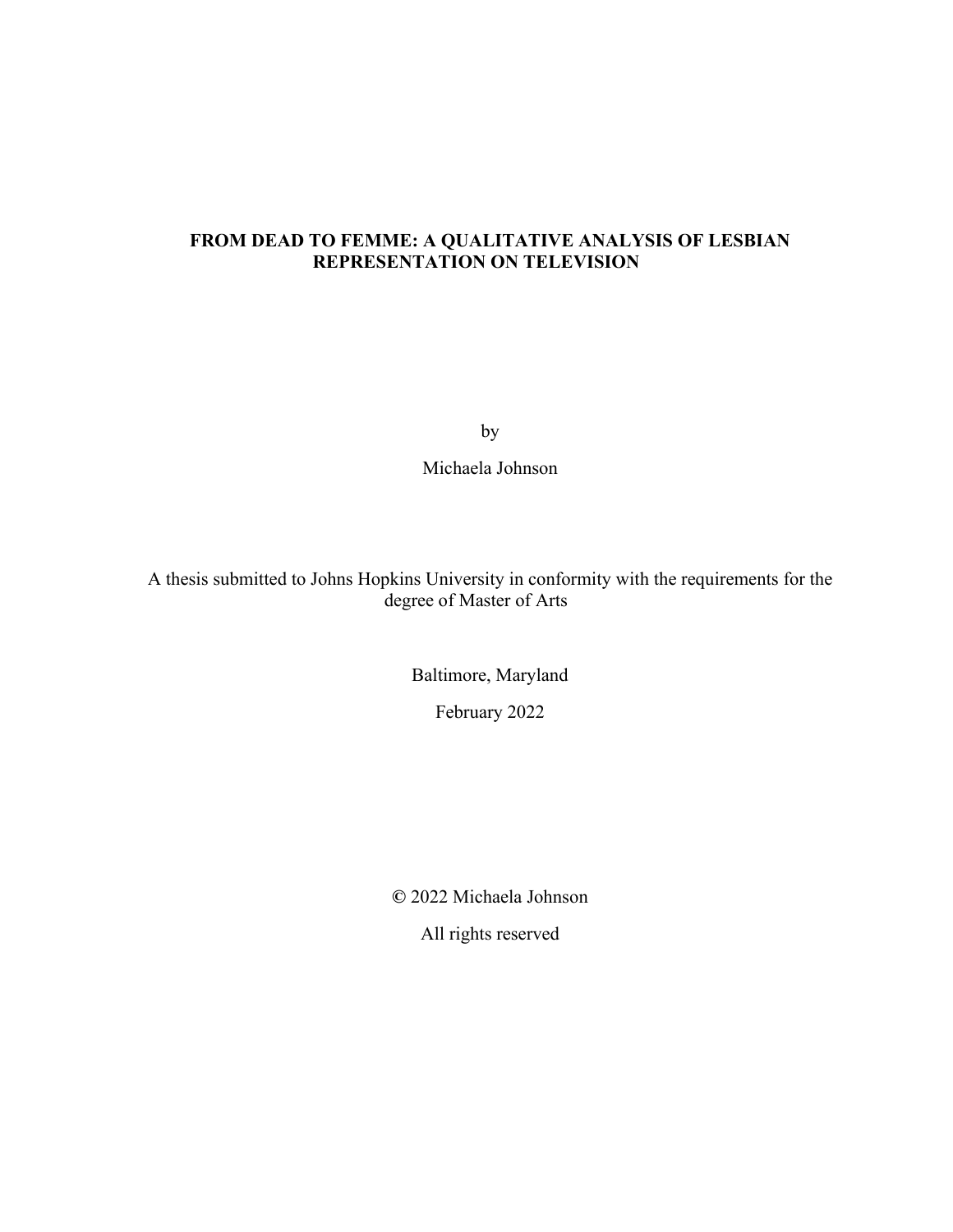# FROM DEAD TO FEMME: A QUALITATIVE ANALYSIS OF LESBIAN REPRESENTATION ON TELEVISION

by

Michaela Johnson

A thesis submitted to Johns Hopkins University in conformity with the requirements for the degree of Master of Arts

Baltimore, Maryland

February 2022

© 2022 Michaela Johnson

All rights reserved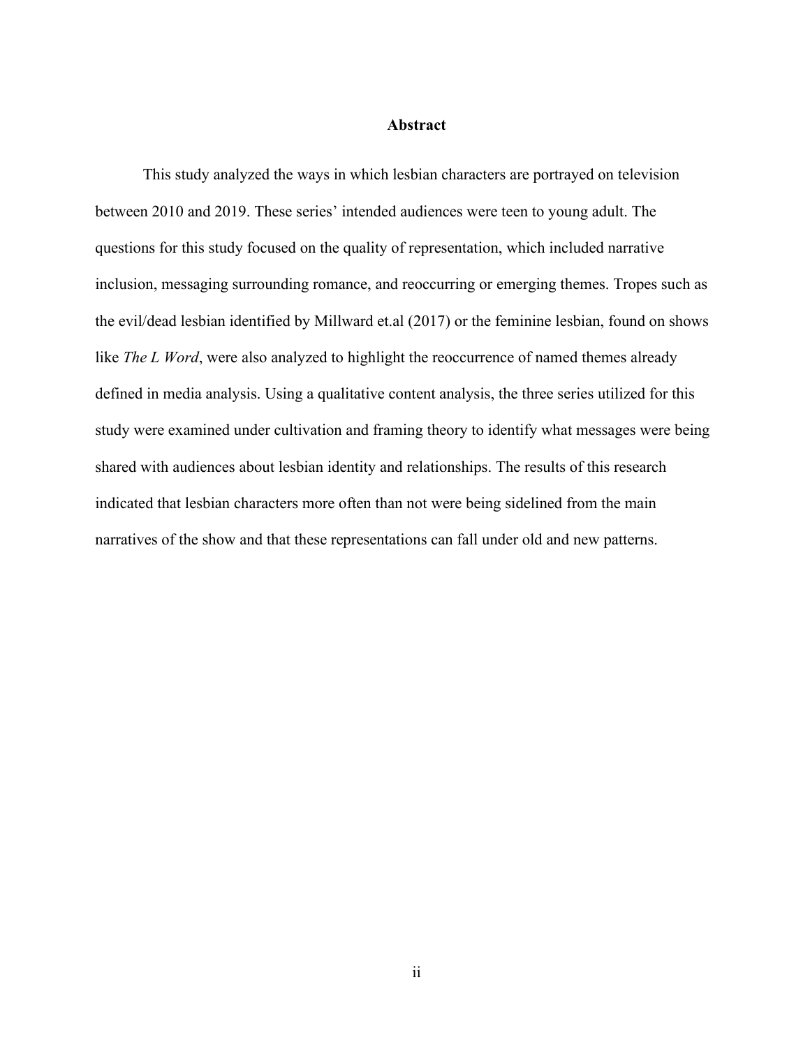## Abstract

This study analyzed the ways in which lesbian characters are portrayed on television between 2010 and 2019. These series' intended audiences were teen to young adult. The questions for this study focused on the quality of representation, which included narrative inclusion, messaging surrounding romance, and reoccurring or emerging themes. Tropes such as the evil/dead lesbian identified by Millward et.al (2017) or the feminine lesbian, found on shows like *The L Word*, were also analyzed to highlight the reoccurrence of named themes already defined in media analysis. Using a qualitative content analysis, the three series utilized for this study were examined under cultivation and framing theory to identify what messages were being shared with audiences about lesbian identity and relationships. The results of this research indicated that lesbian characters more often than not were being sidelined from the main narratives of the show and that these representations can fall under old and new patterns.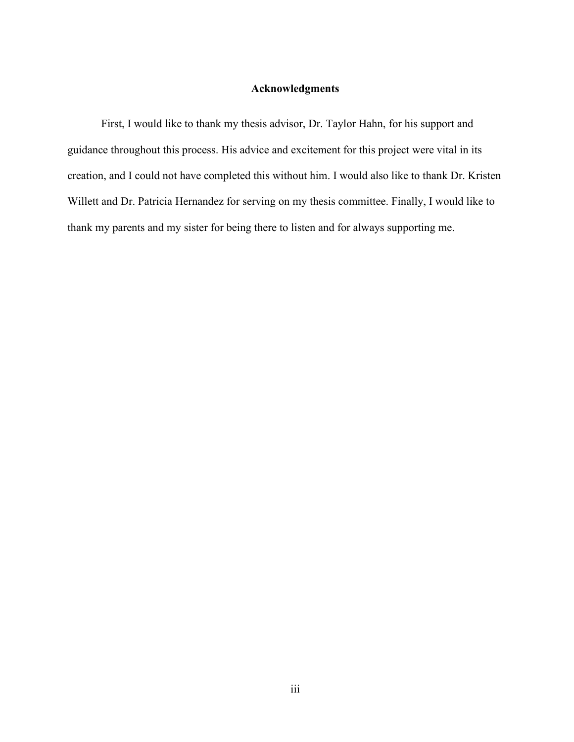# Acknowledgments

First, I would like to thank my thesis advisor, Dr. Taylor Hahn, for his support and guidance throughout this process. His advice and excitement for this project were vital in its creation, and I could not have completed this without him. I would also like to thank Dr. Kristen Willett and Dr. Patricia Hernandez for serving on my thesis committee. Finally, I would like to thank my parents and my sister for being there to listen and for always supporting me.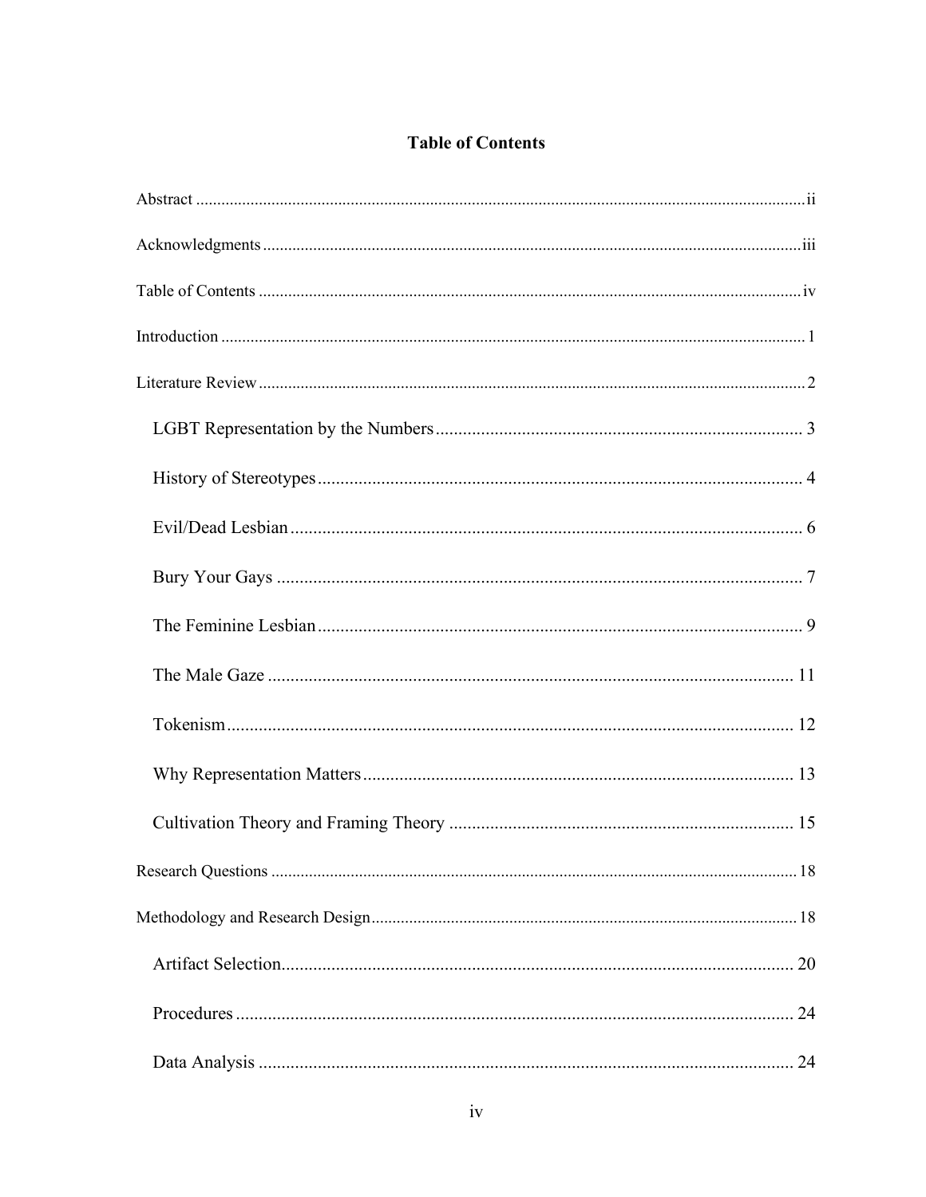# Table of Contents

Abstract ii

Acknowledgments iii

Table of Contents iv

Introduction 1

Literature Review 2

- LGBT Representation by the Numbers 3
- History of Stereotypes 4
- Evil/Dead Lesbian 6
- Bury Your Gays 7
- The Feminine Lesbian 9
- The Male Gaze 11
- Tokenism 12
- Why Representation Matters 13
- Cultivation Theory and Framing Theory 15

Research Questions 18

Methodology and Research Design 18

- Artifact Selection 20
- Procedures 24
- Data Analysis 24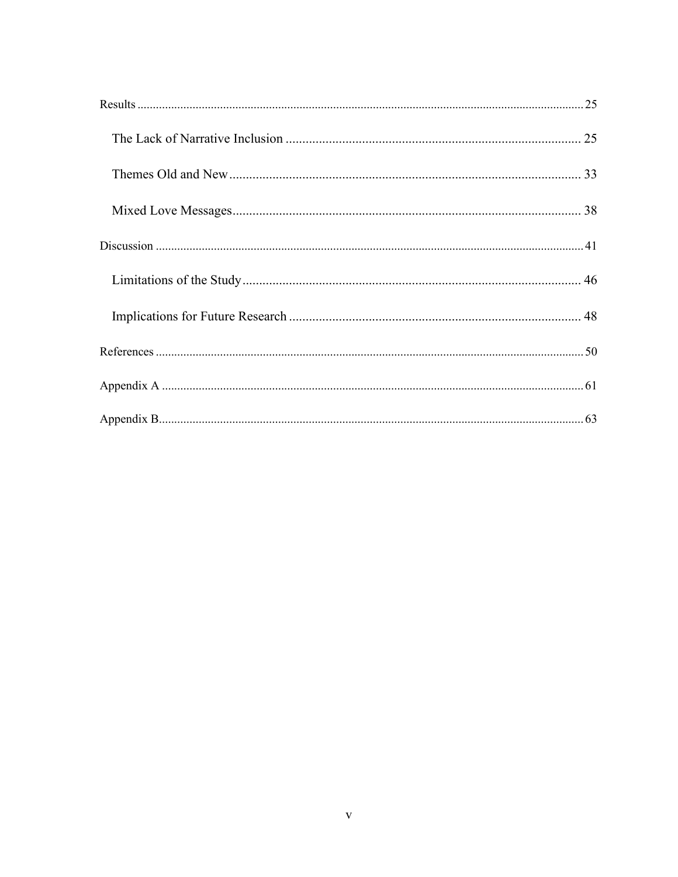Results ................................................................................................................................. 25

The Lack of Narrative Inclusion ......................................................................................... 25

Themes Old and New .......................................................................................................... 33

Mixed Love Messages ......................................................................................................... 38

Discussion ............................................................................................................................. 41

Limitations of the Study ....................................................................................................... 46

Implications for Future Research ........................................................................................ 48

References ............................................................................................................................. 50

Appendix A ........................................................................................................................... 61

Appendix B ............................................................................................................................ 63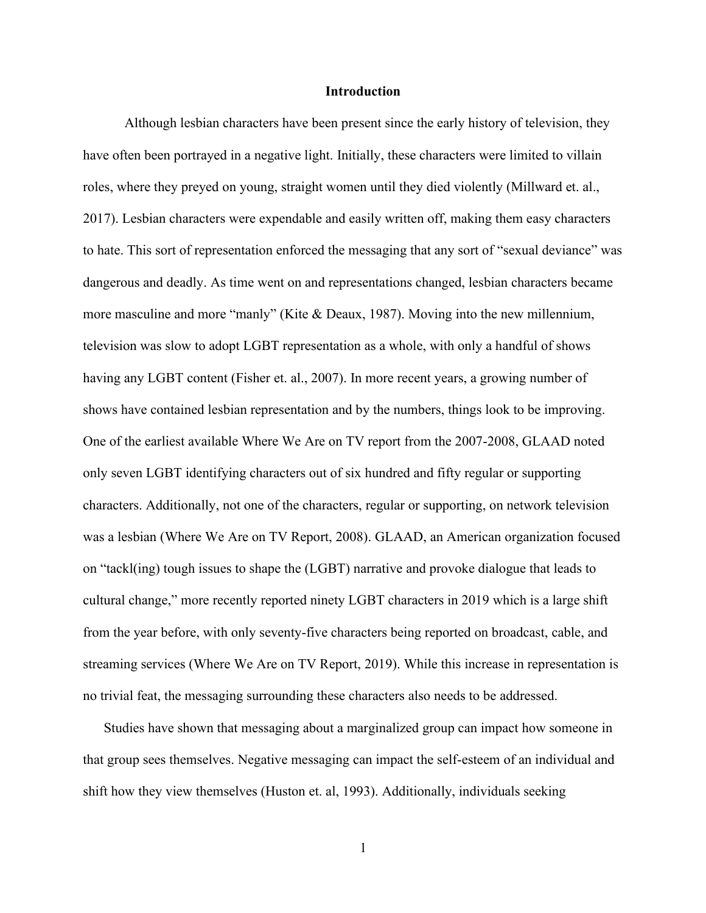# Introduction

Although lesbian characters have been present since the early history of television, they have often been portrayed in a negative light. Initially, these characters were limited to villain roles, where they preyed on young, straight women until they died violently (Millward et. al., 2017). Lesbian characters were expendable and easily written off, making them easy characters to hate. This sort of representation enforced the messaging that any sort of "sexual deviance" was dangerous and deadly. As time went on and representations changed, lesbian characters became more masculine and more "manly" (Kite & Deaux, 1987). Moving into the new millennium, television was slow to adopt LGBT representation as a whole, with only a handful of shows having any LGBT content (Fisher et. al., 2007). In more recent years, a growing number of shows have contained lesbian representation and by the numbers, things look to be improving. One of the earliest available Where We Are on TV report from the 2007-2008, GLAAD noted only seven LGBT identifying characters out of six hundred and fifty regular or supporting characters. Additionally, not one of the characters, regular or supporting, on network television was a lesbian (Where We Are on TV Report, 2008). GLAAD, an American organization focused on "tackl(ing) tough issues to shape the (LGBT) narrative and provoke dialogue that leads to cultural change," more recently reported ninety LGBT characters in 2019 which is a large shift from the year before, with only seventy-five characters being reported on broadcast, cable, and streaming services (Where We Are on TV Report, 2019). While this increase in representation is no trivial feat, the messaging surrounding these characters also needs to be addressed.

Studies have shown that messaging about a marginalized group can impact how someone in that group sees themselves. Negative messaging can impact the self-esteem of an individual and shift how they view themselves (Huston et. al, 1993). Additionally, individuals seeking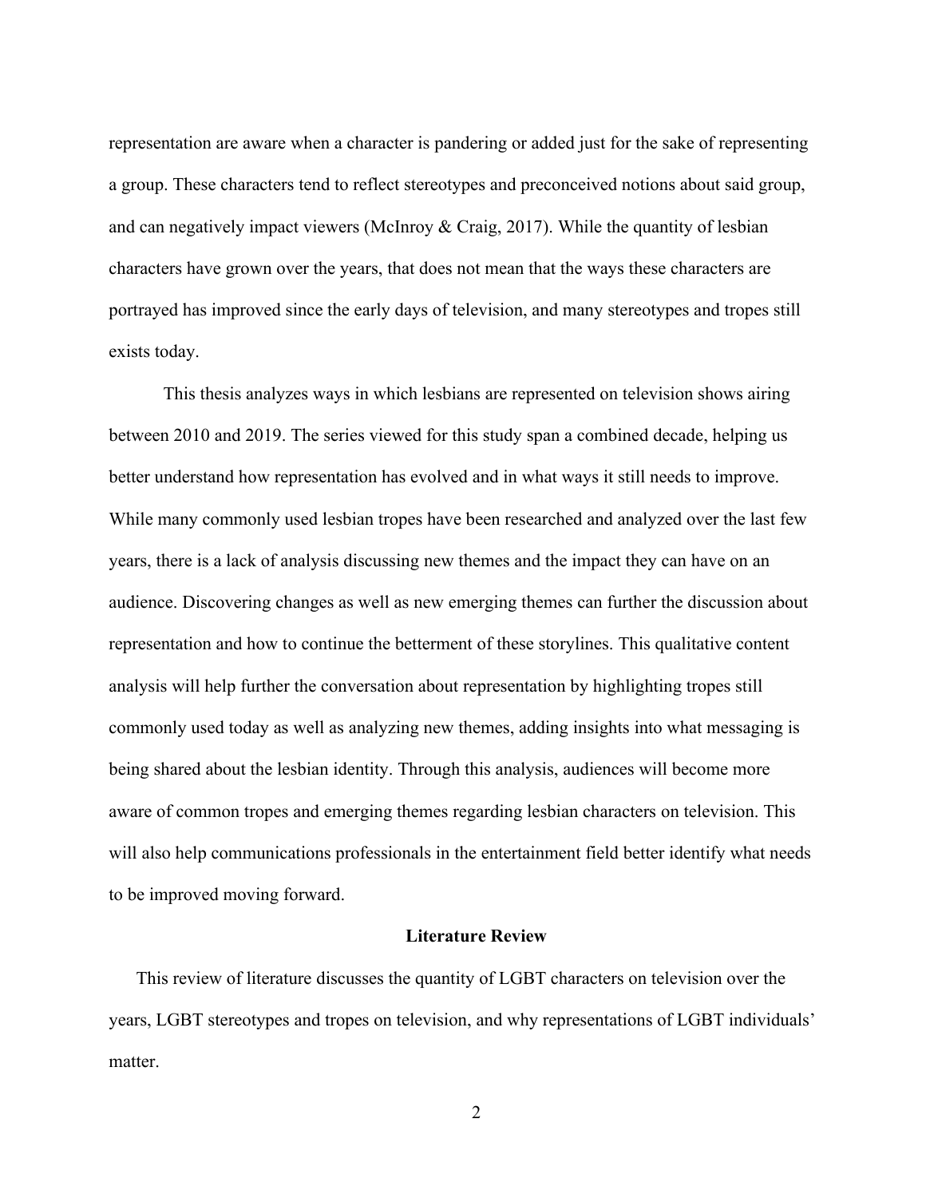representation are aware when a character is pandering or added just for the sake of representing a group. These characters tend to reflect stereotypes and preconceived notions about said group, and can negatively impact viewers (McInroy & Craig, 2017). While the quantity of lesbian characters have grown over the years, that does not mean that the ways these characters are portrayed has improved since the early days of television, and many stereotypes and tropes still exists today.

This thesis analyzes ways in which lesbians are represented on television shows airing between 2010 and 2019. The series viewed for this study span a combined decade, helping us better understand how representation has evolved and in what ways it still needs to improve. While many commonly used lesbian tropes have been researched and analyzed over the last few years, there is a lack of analysis discussing new themes and the impact they can have on an audience. Discovering changes as well as new emerging themes can further the discussion about representation and how to continue the betterment of these storylines. This qualitative content analysis will help further the conversation about representation by highlighting tropes still commonly used today as well as analyzing new themes, adding insights into what messaging is being shared about the lesbian identity. Through this analysis, audiences will become more aware of common tropes and emerging themes regarding lesbian characters on television. This will also help communications professionals in the entertainment field better identify what needs to be improved moving forward.

## Literature Review

This review of literature discusses the quantity of LGBT characters on television over the years, LGBT stereotypes and tropes on television, and why representations of LGBT individuals' matter.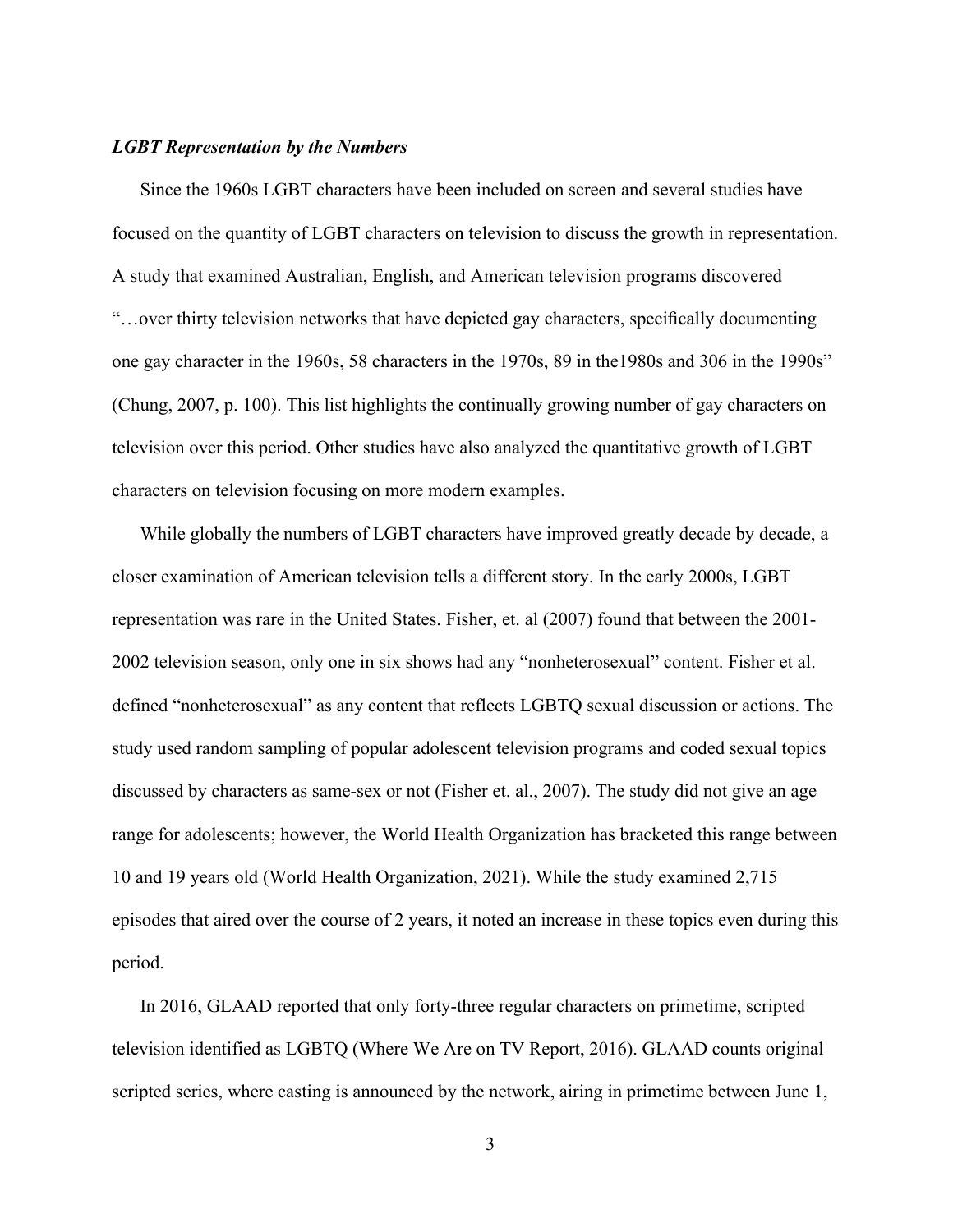### *LGBT Representation by the Numbers*

Since the 1960s LGBT characters have been included on screen and several studies have focused on the quantity of LGBT characters on television to discuss the growth in representation. A study that examined Australian, English, and American television programs discovered "…over thirty television networks that have depicted gay characters, specifically documenting one gay character in the 1960s, 58 characters in the 1970s, 89 in the1980s and 306 in the 1990s" (Chung, 2007, p. 100). This list highlights the continually growing number of gay characters on television over this period. Other studies have also analyzed the quantitative growth of LGBT characters on television focusing on more modern examples.

While globally the numbers of LGBT characters have improved greatly decade by decade, a closer examination of American television tells a different story. In the early 2000s, LGBT representation was rare in the United States. Fisher, et. al (2007) found that between the 2001-2002 television season, only one in six shows had any "nonheterosexual" content. Fisher et al. defined "nonheterosexual" as any content that reflects LGBTQ sexual discussion or actions. The study used random sampling of popular adolescent television programs and coded sexual topics discussed by characters as same-sex or not (Fisher et. al., 2007). The study did not give an age range for adolescents; however, the World Health Organization has bracketed this range between 10 and 19 years old (World Health Organization, 2021). While the study examined 2,715 episodes that aired over the course of 2 years, it noted an increase in these topics even during this period.

In 2016, GLAAD reported that only forty-three regular characters on primetime, scripted television identified as LGBTQ (Where We Are on TV Report, 2016). GLAAD counts original scripted series, where casting is announced by the network, airing in primetime between June 1,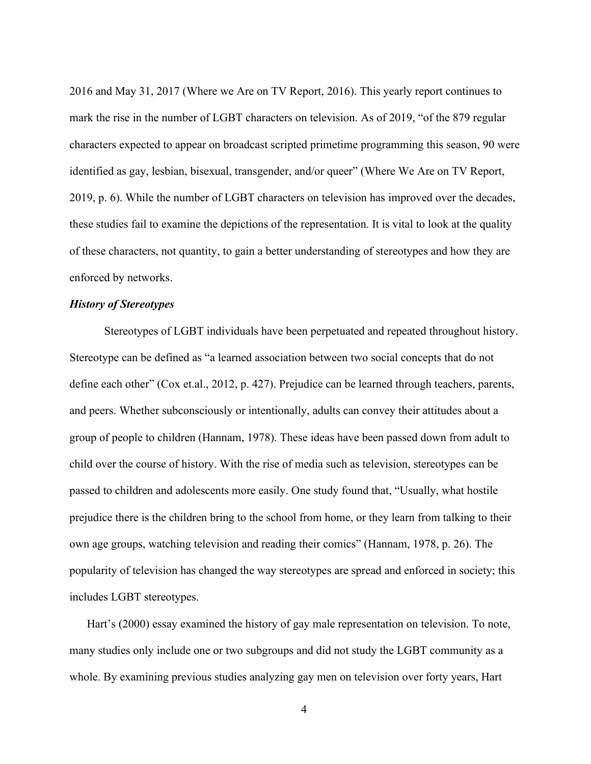2016 and May 31, 2017 (Where we Are on TV Report, 2016). This yearly report continues to mark the rise in the number of LGBT characters on television. As of 2019, "of the 879 regular characters expected to appear on broadcast scripted primetime programming this season, 90 were identified as gay, lesbian, bisexual, transgender, and/or queer" (Where We Are on TV Report, 2019, p. 6). While the number of LGBT characters on television has improved over the decades, these studies fail to examine the depictions of the representation. It is vital to look at the quality of these characters, not quantity, to gain a better understanding of stereotypes and how they are enforced by networks.

### *History of Stereotypes*

Stereotypes of LGBT individuals have been perpetuated and repeated throughout history. Stereotype can be defined as "a learned association between two social concepts that do not define each other" (Cox et.al., 2012, p. 427). Prejudice can be learned through teachers, parents, and peers. Whether subconsciously or intentionally, adults can convey their attitudes about a group of people to children (Hannam, 1978). These ideas have been passed down from adult to child over the course of history. With the rise of media such as television, stereotypes can be passed to children and adolescents more easily. One study found that, "Usually, what hostile prejudice there is the children bring to the school from home, or they learn from talking to their own age groups, watching television and reading their comics" (Hannam, 1978, p. 26). The popularity of television has changed the way stereotypes are spread and enforced in society; this includes LGBT stereotypes.

Hart's (2000) essay examined the history of gay male representation on television. To note, many studies only include one or two subgroups and did not study the LGBT community as a whole. By examining previous studies analyzing gay men on television over forty years, Hart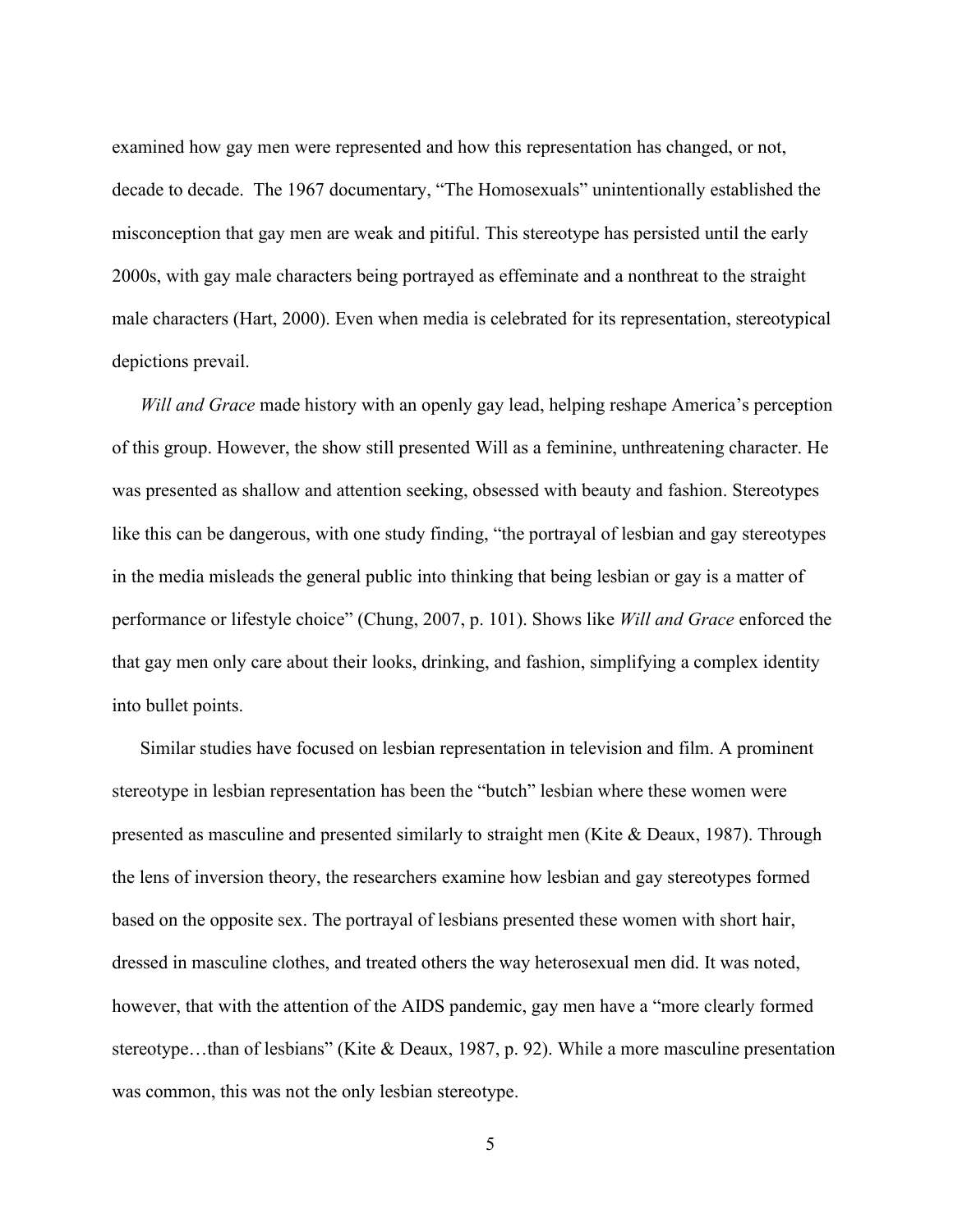examined how gay men were represented and how this representation has changed, or not, decade to decade. The 1967 documentary, "The Homosexuals" unintentionally established the misconception that gay men are weak and pitiful. This stereotype has persisted until the early 2000s, with gay male characters being portrayed as effeminate and a nonthreat to the straight male characters (Hart, 2000). Even when media is celebrated for its representation, stereotypical depictions prevail.

*Will and Grace* made history with an openly gay lead, helping reshape America's perception of this group. However, the show still presented Will as a feminine, unthreatening character. He was presented as shallow and attention seeking, obsessed with beauty and fashion. Stereotypes like this can be dangerous, with one study finding, "the portrayal of lesbian and gay stereotypes in the media misleads the general public into thinking that being lesbian or gay is a matter of performance or lifestyle choice" (Chung, 2007, p. 101). Shows like *Will and Grace* enforced the that gay men only care about their looks, drinking, and fashion, simplifying a complex identity into bullet points.

Similar studies have focused on lesbian representation in television and film. A prominent stereotype in lesbian representation has been the "butch" lesbian where these women were presented as masculine and presented similarly to straight men (Kite & Deaux, 1987). Through the lens of inversion theory, the researchers examine how lesbian and gay stereotypes formed based on the opposite sex. The portrayal of lesbians presented these women with short hair, dressed in masculine clothes, and treated others the way heterosexual men did. It was noted, however, that with the attention of the AIDS pandemic, gay men have a "more clearly formed stereotype…than of lesbians" (Kite & Deaux, 1987, p. 92). While a more masculine presentation was common, this was not the only lesbian stereotype.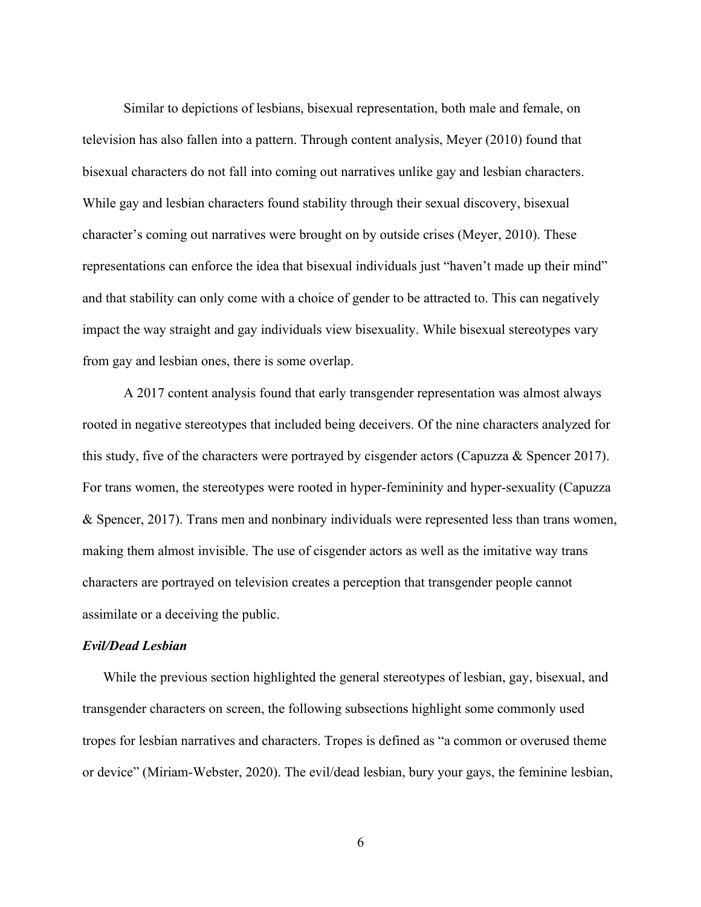Similar to depictions of lesbians, bisexual representation, both male and female, on television has also fallen into a pattern. Through content analysis, Meyer (2010) found that bisexual characters do not fall into coming out narratives unlike gay and lesbian characters. While gay and lesbian characters found stability through their sexual discovery, bisexual character's coming out narratives were brought on by outside crises (Meyer, 2010). These representations can enforce the idea that bisexual individuals just "haven't made up their mind" and that stability can only come with a choice of gender to be attracted to. This can negatively impact the way straight and gay individuals view bisexuality. While bisexual stereotypes vary from gay and lesbian ones, there is some overlap.

A 2017 content analysis found that early transgender representation was almost always rooted in negative stereotypes that included being deceivers. Of the nine characters analyzed for this study, five of the characters were portrayed by cisgender actors (Capuzza & Spencer 2017). For trans women, the stereotypes were rooted in hyper-femininity and hyper-sexuality (Capuzza & Spencer, 2017). Trans men and nonbinary individuals were represented less than trans women, making them almost invisible. The use of cisgender actors as well as the imitative way trans characters are portrayed on television creates a perception that transgender people cannot assimilate or a deceiving the public.

***Evil/Dead Lesbian***

While the previous section highlighted the general stereotypes of lesbian, gay, bisexual, and transgender characters on screen, the following subsections highlight some commonly used tropes for lesbian narratives and characters. Tropes is defined as "a common or overused theme or device" (Miriam-Webster, 2020). The evil/dead lesbian, bury your gays, the feminine lesbian,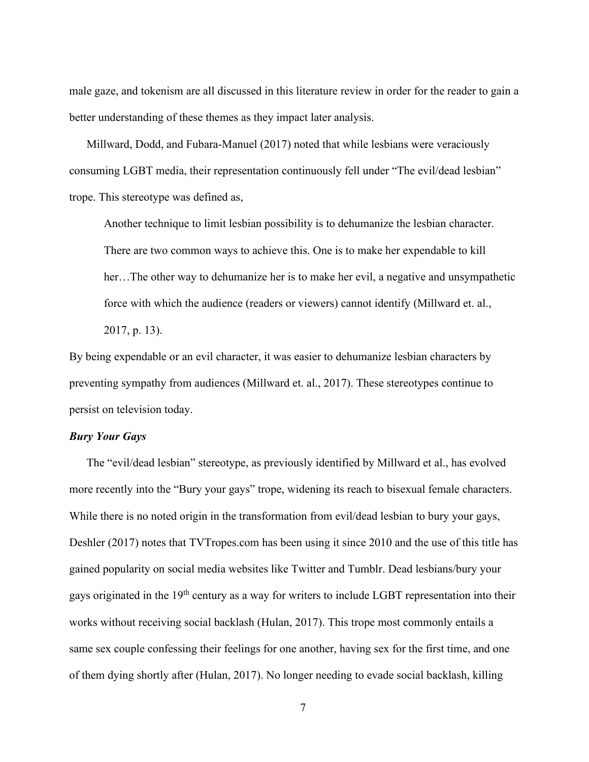male gaze, and tokenism are all discussed in this literature review in order for the reader to gain a better understanding of these themes as they impact later analysis.

Millward, Dodd, and Fubara-Manuel (2017) noted that while lesbians were veraciously consuming LGBT media, their representation continuously fell under "The evil/dead lesbian" trope. This stereotype was defined as,

> Another technique to limit lesbian possibility is to dehumanize the lesbian character. There are two common ways to achieve this. One is to make her expendable to kill her…The other way to dehumanize her is to make her evil, a negative and unsympathetic force with which the audience (readers or viewers) cannot identify (Millward et. al., 2017, p. 13).

By being expendable or an evil character, it was easier to dehumanize lesbian characters by preventing sympathy from audiences (Millward et. al., 2017). These stereotypes continue to persist on television today.

### *Bury Your Gays*

The "evil/dead lesbian" stereotype, as previously identified by Millward et al., has evolved more recently into the "Bury your gays" trope, widening its reach to bisexual female characters. While there is no noted origin in the transformation from evil/dead lesbian to bury your gays, Deshler (2017) notes that TVTropes.com has been using it since 2010 and the use of this title has gained popularity on social media websites like Twitter and Tumblr. Dead lesbians/bury your gays originated in the 19th century as a way for writers to include LGBT representation into their works without receiving social backlash (Hulan, 2017). This trope most commonly entails a same sex couple confessing their feelings for one another, having sex for the first time, and one of them dying shortly after (Hulan, 2017). No longer needing to evade social backlash, killing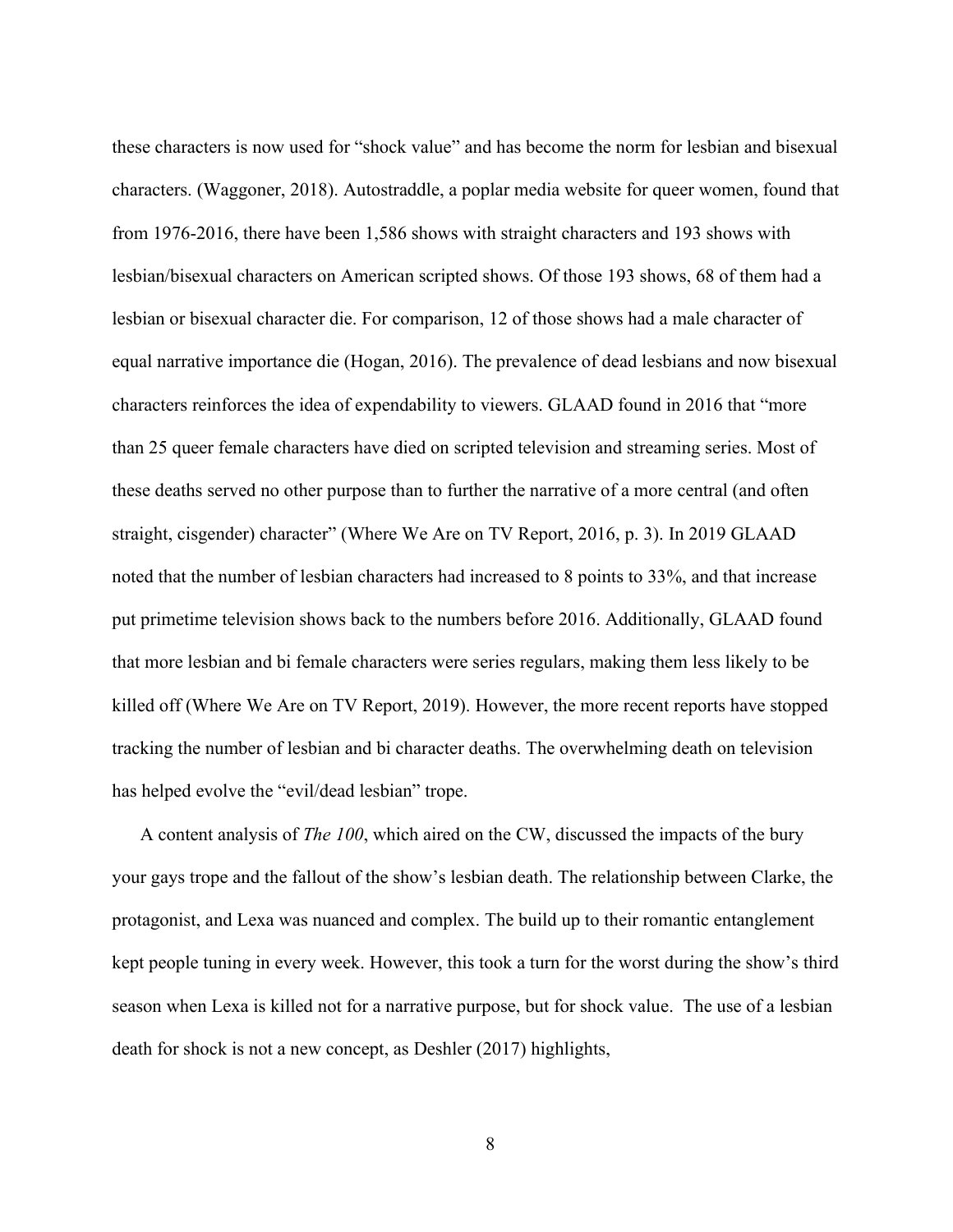these characters is now used for "shock value" and has become the norm for lesbian and bisexual characters. (Waggoner, 2018). Autostraddle, a poplar media website for queer women, found that from 1976-2016, there have been 1,586 shows with straight characters and 193 shows with lesbian/bisexual characters on American scripted shows. Of those 193 shows, 68 of them had a lesbian or bisexual character die. For comparison, 12 of those shows had a male character of equal narrative importance die (Hogan, 2016). The prevalence of dead lesbians and now bisexual characters reinforces the idea of expendability to viewers. GLAAD found in 2016 that "more than 25 queer female characters have died on scripted television and streaming series. Most of these deaths served no other purpose than to further the narrative of a more central (and often straight, cisgender) character" (Where We Are on TV Report, 2016, p. 3). In 2019 GLAAD noted that the number of lesbian characters had increased to 8 points to 33%, and that increase put primetime television shows back to the numbers before 2016. Additionally, GLAAD found that more lesbian and bi female characters were series regulars, making them less likely to be killed off (Where We Are on TV Report, 2019). However, the more recent reports have stopped tracking the number of lesbian and bi character deaths. The overwhelming death on television has helped evolve the "evil/dead lesbian" trope.

A content analysis of *The 100*, which aired on the CW, discussed the impacts of the bury your gays trope and the fallout of the show's lesbian death. The relationship between Clarke, the protagonist, and Lexa was nuanced and complex. The build up to their romantic entanglement kept people tuning in every week. However, this took a turn for the worst during the show's third season when Lexa is killed not for a narrative purpose, but for shock value. The use of a lesbian death for shock is not a new concept, as Deshler (2017) highlights,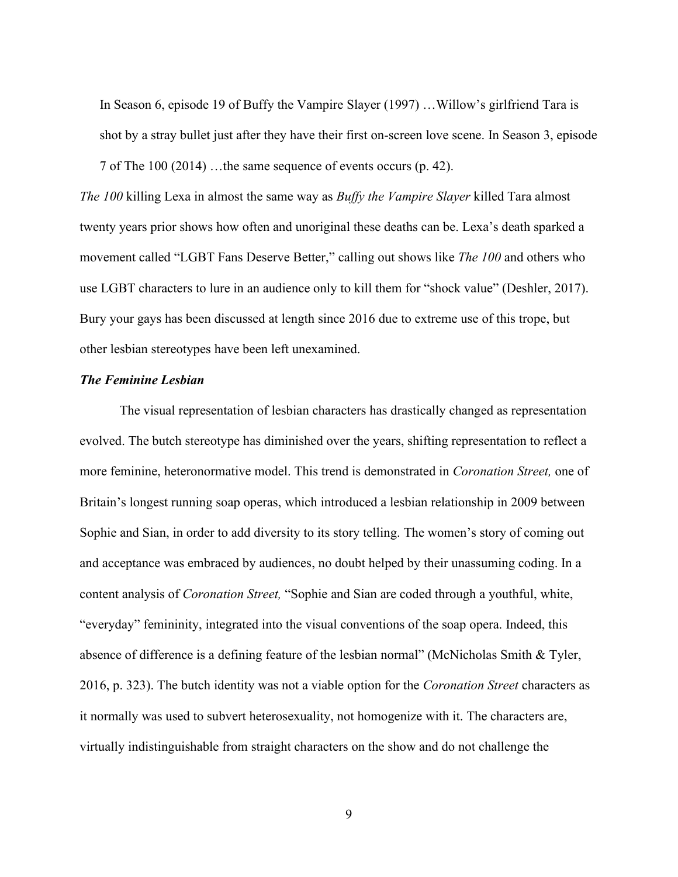> In Season 6, episode 19 of Buffy the Vampire Slayer (1997) …Willow's girlfriend Tara is shot by a stray bullet just after they have their first on-screen love scene. In Season 3, episode 7 of The 100 (2014) …the same sequence of events occurs (p. 42).

*The 100* killing Lexa in almost the same way as *Buffy the Vampire Slayer* killed Tara almost twenty years prior shows how often and unoriginal these deaths can be. Lexa's death sparked a movement called "LGBT Fans Deserve Better," calling out shows like *The 100* and others who use LGBT characters to lure in an audience only to kill them for "shock value" (Deshler, 2017). Bury your gays has been discussed at length since 2016 due to extreme use of this trope, but other lesbian stereotypes have been left unexamined.

### *The Feminine Lesbian*

The visual representation of lesbian characters has drastically changed as representation evolved. The butch stereotype has diminished over the years, shifting representation to reflect a more feminine, heteronormative model. This trend is demonstrated in *Coronation Street,* one of Britain's longest running soap operas, which introduced a lesbian relationship in 2009 between Sophie and Sian, in order to add diversity to its story telling. The women's story of coming out and acceptance was embraced by audiences, no doubt helped by their unassuming coding. In a content analysis of *Coronation Street,* "Sophie and Sian are coded through a youthful, white, "everyday" femininity, integrated into the visual conventions of the soap opera. Indeed, this absence of difference is a defining feature of the lesbian normal" (McNicholas Smith & Tyler, 2016, p. 323). The butch identity was not a viable option for the *Coronation Street* characters as it normally was used to subvert heterosexuality, not homogenize with it. The characters are, virtually indistinguishable from straight characters on the show and do not challenge the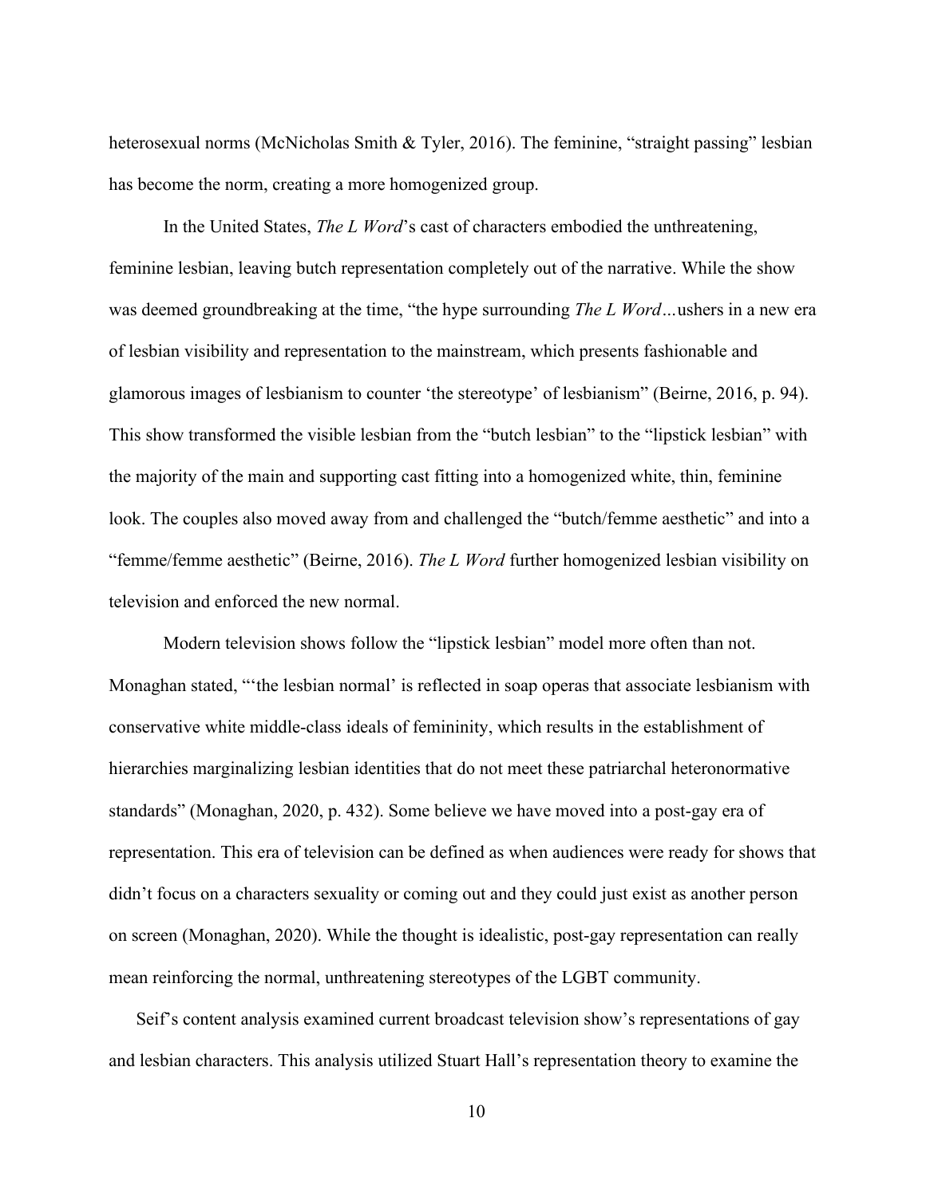heterosexual norms (McNicholas Smith & Tyler, 2016). The feminine, "straight passing" lesbian has become the norm, creating a more homogenized group.

In the United States, *The L Word*'s cast of characters embodied the unthreatening, feminine lesbian, leaving butch representation completely out of the narrative. While the show was deemed groundbreaking at the time, "the hype surrounding *The L Word*…ushers in a new era of lesbian visibility and representation to the mainstream, which presents fashionable and glamorous images of lesbianism to counter 'the stereotype' of lesbianism" (Beirne, 2016, p. 94). This show transformed the visible lesbian from the "butch lesbian" to the "lipstick lesbian" with the majority of the main and supporting cast fitting into a homogenized white, thin, feminine look. The couples also moved away from and challenged the "butch/femme aesthetic" and into a "femme/femme aesthetic" (Beirne, 2016). *The L Word* further homogenized lesbian visibility on television and enforced the new normal.

Modern television shows follow the "lipstick lesbian" model more often than not. Monaghan stated, "'the lesbian normal' is reflected in soap operas that associate lesbianism with conservative white middle-class ideals of femininity, which results in the establishment of hierarchies marginalizing lesbian identities that do not meet these patriarchal heteronormative standards" (Monaghan, 2020, p. 432). Some believe we have moved into a post-gay era of representation. This era of television can be defined as when audiences were ready for shows that didn't focus on a characters sexuality or coming out and they could just exist as another person on screen (Monaghan, 2020). While the thought is idealistic, post-gay representation can really mean reinforcing the normal, unthreatening stereotypes of the LGBT community.

Seif's content analysis examined current broadcast television show's representations of gay and lesbian characters. This analysis utilized Stuart Hall's representation theory to examine the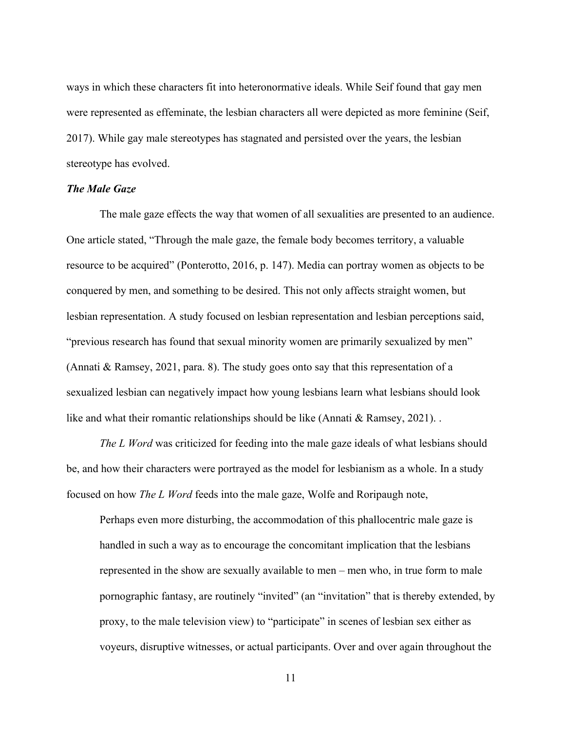ways in which these characters fit into heteronormative ideals. While Seif found that gay men were represented as effeminate, the lesbian characters all were depicted as more feminine (Seif, 2017). While gay male stereotypes has stagnated and persisted over the years, the lesbian stereotype has evolved.

### *The Male Gaze*

The male gaze effects the way that women of all sexualities are presented to an audience. One article stated, "Through the male gaze, the female body becomes territory, a valuable resource to be acquired" (Ponterotto, 2016, p. 147). Media can portray women as objects to be conquered by men, and something to be desired. This not only affects straight women, but lesbian representation. A study focused on lesbian representation and lesbian perceptions said, "previous research has found that sexual minority women are primarily sexualized by men" (Annati & Ramsey, 2021, para. 8). The study goes onto say that this representation of a sexualized lesbian can negatively impact how young lesbians learn what lesbians should look like and what their romantic relationships should be like (Annati & Ramsey, 2021). .

*The L Word* was criticized for feeding into the male gaze ideals of what lesbians should be, and how their characters were portrayed as the model for lesbianism as a whole. In a study focused on how *The L Word* feeds into the male gaze, Wolfe and Roripaugh note,

> Perhaps even more disturbing, the accommodation of this phallocentric male gaze is handled in such a way as to encourage the concomitant implication that the lesbians represented in the show are sexually available to men – men who, in true form to male pornographic fantasy, are routinely "invited" (an "invitation" that is thereby extended, by proxy, to the male television view) to "participate" in scenes of lesbian sex either as voyeurs, disruptive witnesses, or actual participants. Over and over again throughout the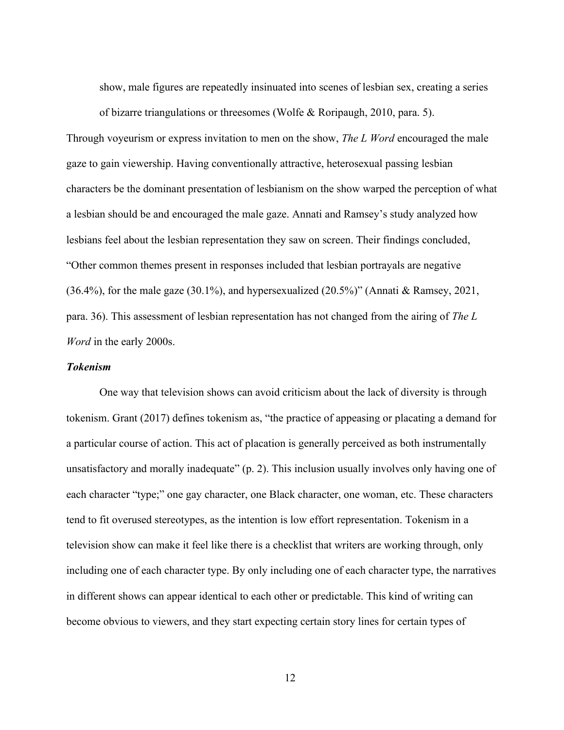> show, male figures are repeatedly insinuated into scenes of lesbian sex, creating a series of bizarre triangulations or threesomes (Wolfe & Roripaugh, 2010, para. 5).

Through voyeurism or express invitation to men on the show, *The L Word* encouraged the male gaze to gain viewership. Having conventionally attractive, heterosexual passing lesbian characters be the dominant presentation of lesbianism on the show warped the perception of what a lesbian should be and encouraged the male gaze. Annati and Ramsey's study analyzed how lesbians feel about the lesbian representation they saw on screen. Their findings concluded, "Other common themes present in responses included that lesbian portrayals are negative (36.4%), for the male gaze (30.1%), and hypersexualized (20.5%)" (Annati & Ramsey, 2021, para. 36). This assessment of lesbian representation has not changed from the airing of *The L Word* in the early 2000s.

### ***Tokenism***

One way that television shows can avoid criticism about the lack of diversity is through tokenism. Grant (2017) defines tokenism as, "the practice of appeasing or placating a demand for a particular course of action. This act of placation is generally perceived as both instrumentally unsatisfactory and morally inadequate" (p. 2). This inclusion usually involves only having one of each character "type;" one gay character, one Black character, one woman, etc. These characters tend to fit overused stereotypes, as the intention is low effort representation. Tokenism in a television show can make it feel like there is a checklist that writers are working through, only including one of each character type. By only including one of each character type, the narratives in different shows can appear identical to each other or predictable. This kind of writing can become obvious to viewers, and they start expecting certain story lines for certain types of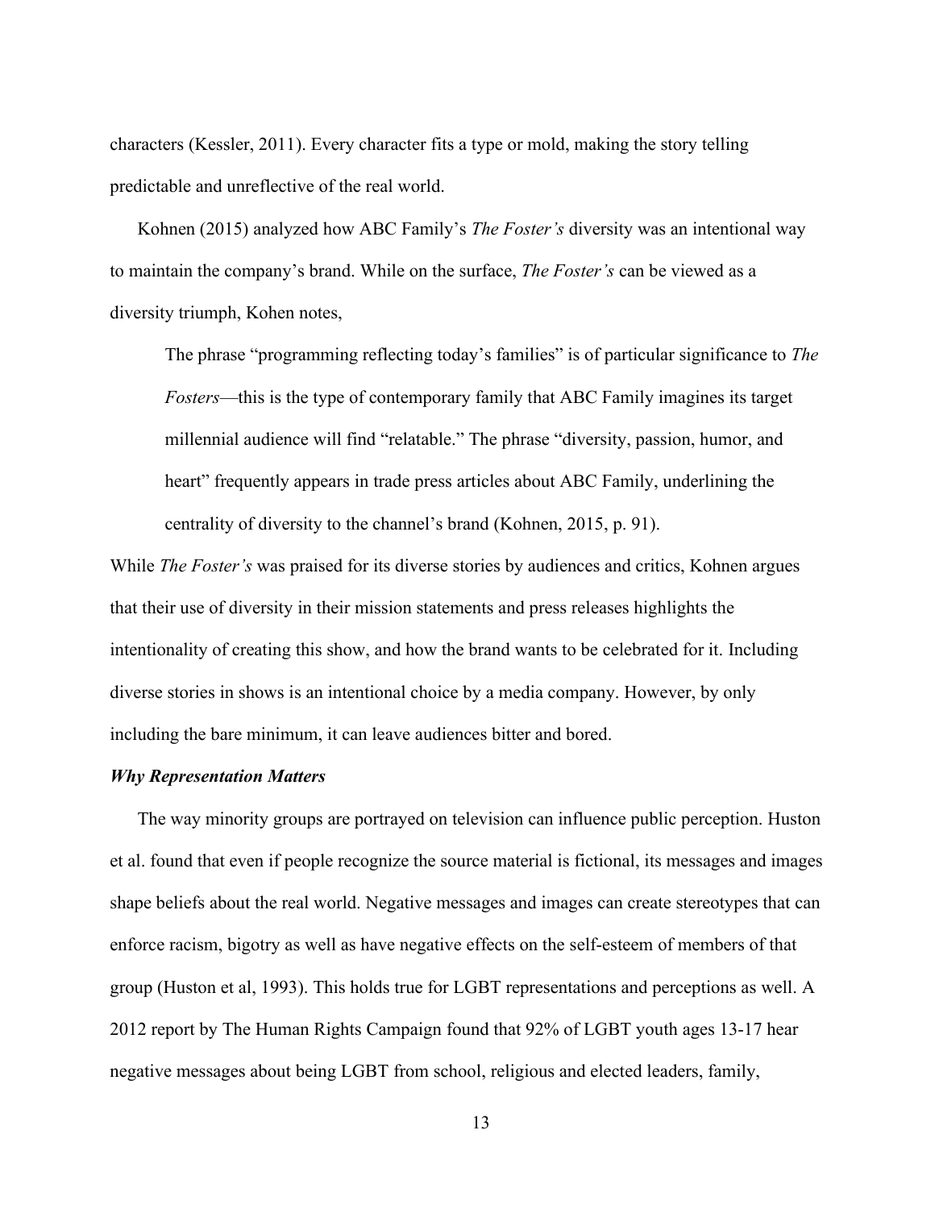characters (Kessler, 2011). Every character fits a type or mold, making the story telling predictable and unreflective of the real world.

Kohnen (2015) analyzed how ABC Family's *The Foster's* diversity was an intentional way to maintain the company's brand. While on the surface, *The Foster's* can be viewed as a diversity triumph, Kohen notes,

> The phrase "programming reflecting today's families" is of particular significance to *The Fosters*—this is the type of contemporary family that ABC Family imagines its target millennial audience will find "relatable." The phrase "diversity, passion, humor, and heart" frequently appears in trade press articles about ABC Family, underlining the centrality of diversity to the channel's brand (Kohnen, 2015, p. 91).

While *The Foster's* was praised for its diverse stories by audiences and critics, Kohnen argues that their use of diversity in their mission statements and press releases highlights the intentionality of creating this show, and how the brand wants to be celebrated for it. Including diverse stories in shows is an intentional choice by a media company. However, by only including the bare minimum, it can leave audiences bitter and bored.

### *Why Representation Matters*

The way minority groups are portrayed on television can influence public perception. Huston et al. found that even if people recognize the source material is fictional, its messages and images shape beliefs about the real world. Negative messages and images can create stereotypes that can enforce racism, bigotry as well as have negative effects on the self-esteem of members of that group (Huston et al, 1993). This holds true for LGBT representations and perceptions as well. A 2012 report by The Human Rights Campaign found that 92% of LGBT youth ages 13-17 hear negative messages about being LGBT from school, religious and elected leaders, family,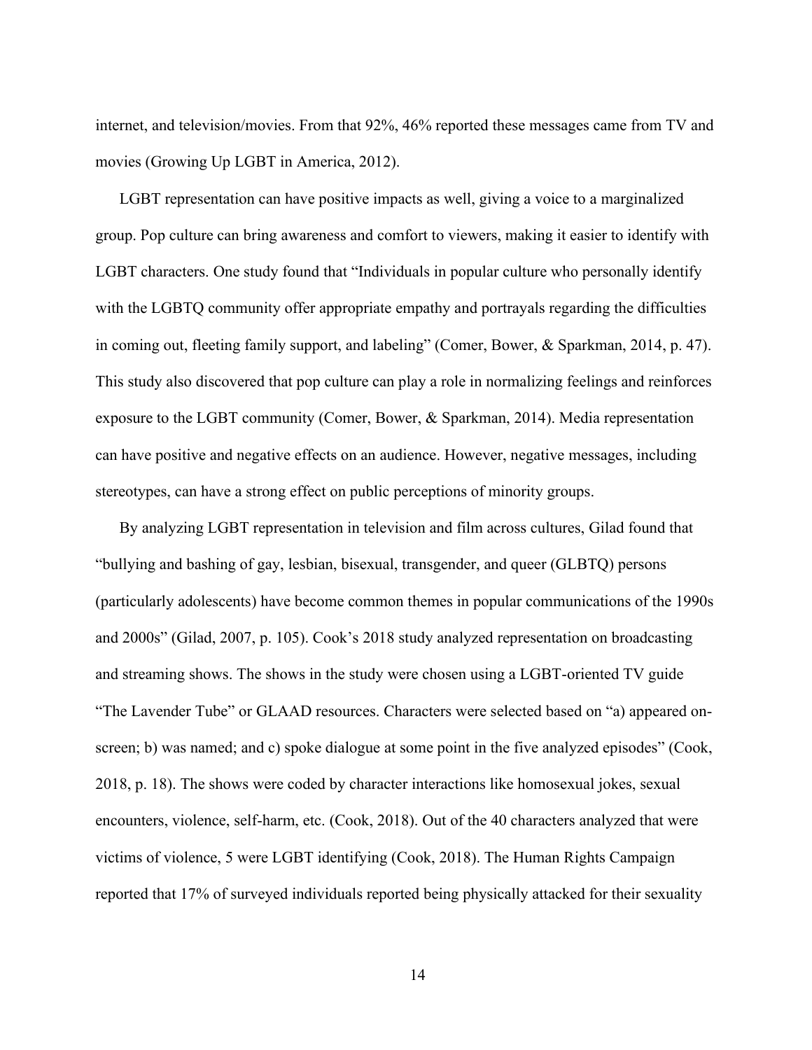internet, and television/movies. From that 92%, 46% reported these messages came from TV and movies (Growing Up LGBT in America, 2012).

LGBT representation can have positive impacts as well, giving a voice to a marginalized group. Pop culture can bring awareness and comfort to viewers, making it easier to identify with LGBT characters. One study found that "Individuals in popular culture who personally identify with the LGBTQ community offer appropriate empathy and portrayals regarding the difficulties in coming out, fleeting family support, and labeling" (Comer, Bower, & Sparkman, 2014, p. 47). This study also discovered that pop culture can play a role in normalizing feelings and reinforces exposure to the LGBT community (Comer, Bower, & Sparkman, 2014). Media representation can have positive and negative effects on an audience. However, negative messages, including stereotypes, can have a strong effect on public perceptions of minority groups.

By analyzing LGBT representation in television and film across cultures, Gilad found that "bullying and bashing of gay, lesbian, bisexual, transgender, and queer (GLBTQ) persons (particularly adolescents) have become common themes in popular communications of the 1990s and 2000s" (Gilad, 2007, p. 105). Cook's 2018 study analyzed representation on broadcasting and streaming shows. The shows in the study were chosen using a LGBT-oriented TV guide "The Lavender Tube" or GLAAD resources. Characters were selected based on "a) appeared on-screen; b) was named; and c) spoke dialogue at some point in the five analyzed episodes" (Cook, 2018, p. 18). The shows were coded by character interactions like homosexual jokes, sexual encounters, violence, self-harm, etc. (Cook, 2018). Out of the 40 characters analyzed that were victims of violence, 5 were LGBT identifying (Cook, 2018). The Human Rights Campaign reported that 17% of surveyed individuals reported being physically attacked for their sexuality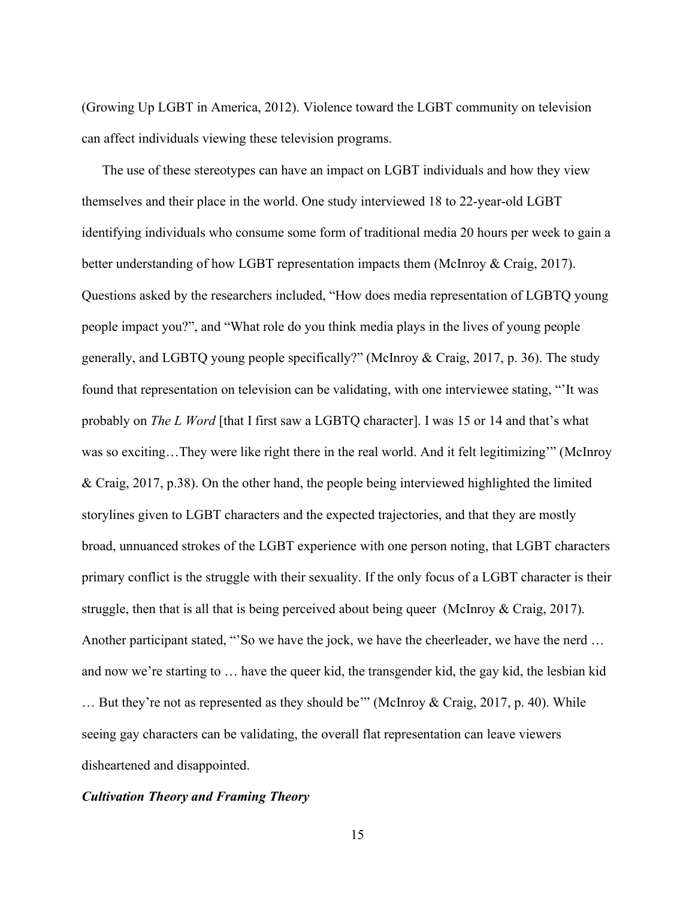(Growing Up LGBT in America, 2012). Violence toward the LGBT community on television can affect individuals viewing these television programs.

The use of these stereotypes can have an impact on LGBT individuals and how they view themselves and their place in the world. One study interviewed 18 to 22-year-old LGBT identifying individuals who consume some form of traditional media 20 hours per week to gain a better understanding of how LGBT representation impacts them (McInroy & Craig, 2017). Questions asked by the researchers included, "How does media representation of LGBTQ young people impact you?", and "What role do you think media plays in the lives of young people generally, and LGBTQ young people specifically?" (McInroy & Craig, 2017, p. 36). The study found that representation on television can be validating, with one interviewee stating, "'It was probably on *The L Word* [that I first saw a LGBTQ character]. I was 15 or 14 and that's what was so exciting…They were like right there in the real world. And it felt legitimizing'" (McInroy & Craig, 2017, p.38). On the other hand, the people being interviewed highlighted the limited storylines given to LGBT characters and the expected trajectories, and that they are mostly broad, unnuanced strokes of the LGBT experience with one person noting, that LGBT characters primary conflict is the struggle with their sexuality. If the only focus of a LGBT character is their struggle, then that is all that is being perceived about being queer (McInroy & Craig, 2017). Another participant stated, "'So we have the jock, we have the cheerleader, we have the nerd … and now we're starting to … have the queer kid, the transgender kid, the gay kid, the lesbian kid … But they're not as represented as they should be'" (McInroy & Craig, 2017, p. 40). While seeing gay characters can be validating, the overall flat representation can leave viewers disheartened and disappointed.

### *Cultivation Theory and Framing Theory*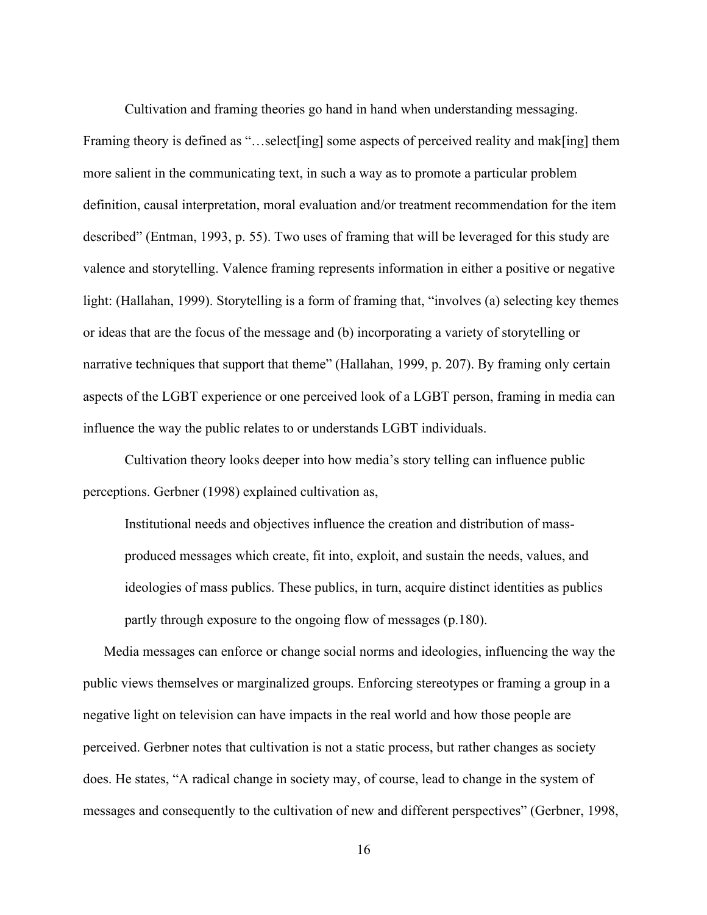Cultivation and framing theories go hand in hand when understanding messaging. Framing theory is defined as "…select[ing] some aspects of perceived reality and mak[ing] them more salient in the communicating text, in such a way as to promote a particular problem definition, causal interpretation, moral evaluation and/or treatment recommendation for the item described" (Entman, 1993, p. 55). Two uses of framing that will be leveraged for this study are valence and storytelling. Valence framing represents information in either a positive or negative light: (Hallahan, 1999). Storytelling is a form of framing that, "involves (a) selecting key themes or ideas that are the focus of the message and (b) incorporating a variety of storytelling or narrative techniques that support that theme" (Hallahan, 1999, p. 207). By framing only certain aspects of the LGBT experience or one perceived look of a LGBT person, framing in media can influence the way the public relates to or understands LGBT individuals.

Cultivation theory looks deeper into how media's story telling can influence public perceptions. Gerbner (1998) explained cultivation as,

> Institutional needs and objectives influence the creation and distribution of mass-produced messages which create, fit into, exploit, and sustain the needs, values, and ideologies of mass publics. These publics, in turn, acquire distinct identities as publics partly through exposure to the ongoing flow of messages (p.180).

Media messages can enforce or change social norms and ideologies, influencing the way the public views themselves or marginalized groups. Enforcing stereotypes or framing a group in a negative light on television can have impacts in the real world and how those people are perceived. Gerbner notes that cultivation is not a static process, but rather changes as society does. He states, "A radical change in society may, of course, lead to change in the system of messages and consequently to the cultivation of new and different perspectives" (Gerbner, 1998,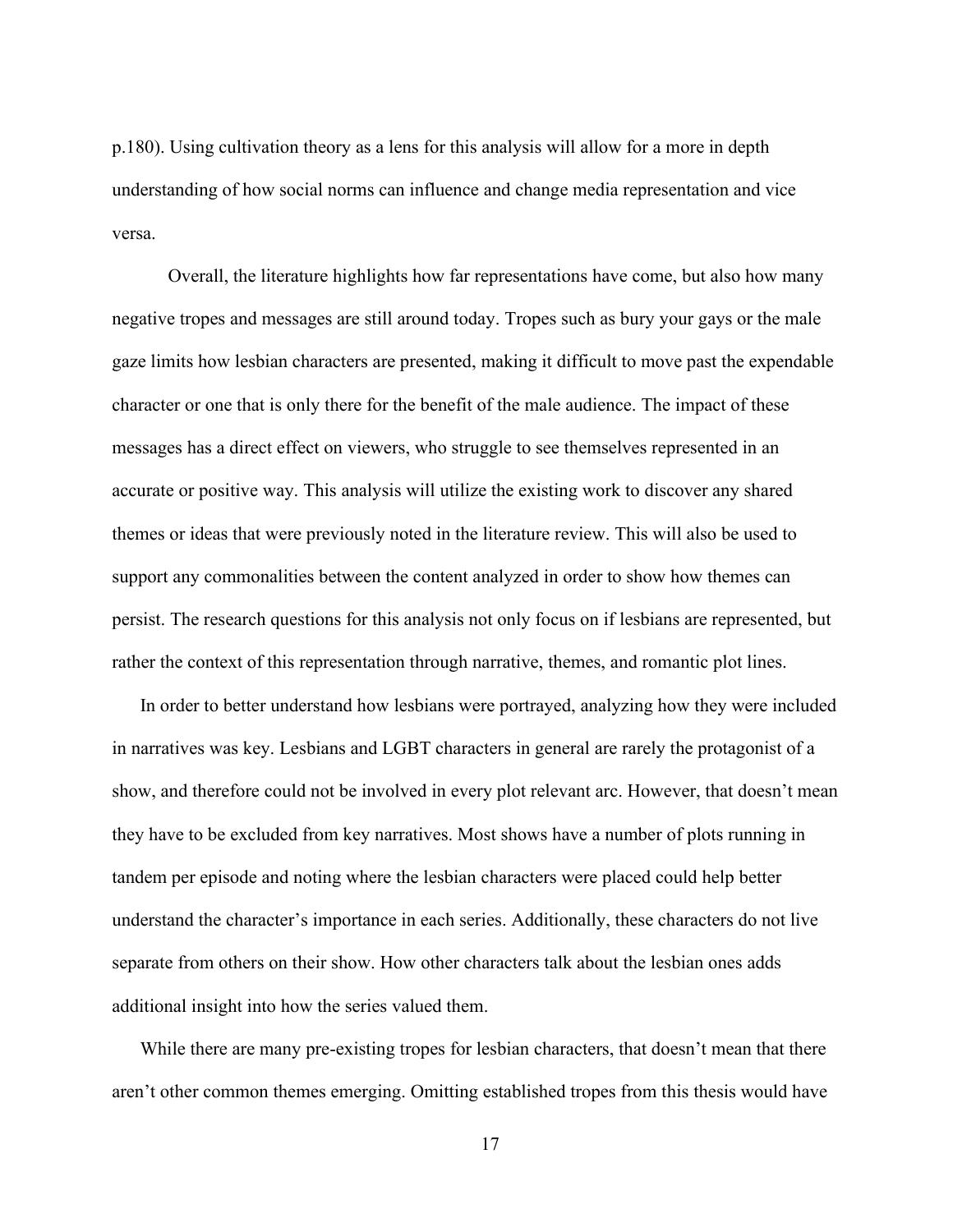p.180). Using cultivation theory as a lens for this analysis will allow for a more in depth understanding of how social norms can influence and change media representation and vice versa.

Overall, the literature highlights how far representations have come, but also how many negative tropes and messages are still around today. Tropes such as bury your gays or the male gaze limits how lesbian characters are presented, making it difficult to move past the expendable character or one that is only there for the benefit of the male audience. The impact of these messages has a direct effect on viewers, who struggle to see themselves represented in an accurate or positive way. This analysis will utilize the existing work to discover any shared themes or ideas that were previously noted in the literature review. This will also be used to support any commonalities between the content analyzed in order to show how themes can persist. The research questions for this analysis not only focus on if lesbians are represented, but rather the context of this representation through narrative, themes, and romantic plot lines.

In order to better understand how lesbians were portrayed, analyzing how they were included in narratives was key. Lesbians and LGBT characters in general are rarely the protagonist of a show, and therefore could not be involved in every plot relevant arc. However, that doesn't mean they have to be excluded from key narratives. Most shows have a number of plots running in tandem per episode and noting where the lesbian characters were placed could help better understand the character's importance in each series. Additionally, these characters do not live separate from others on their show. How other characters talk about the lesbian ones adds additional insight into how the series valued them.

While there are many pre-existing tropes for lesbian characters, that doesn't mean that there aren't other common themes emerging. Omitting established tropes from this thesis would have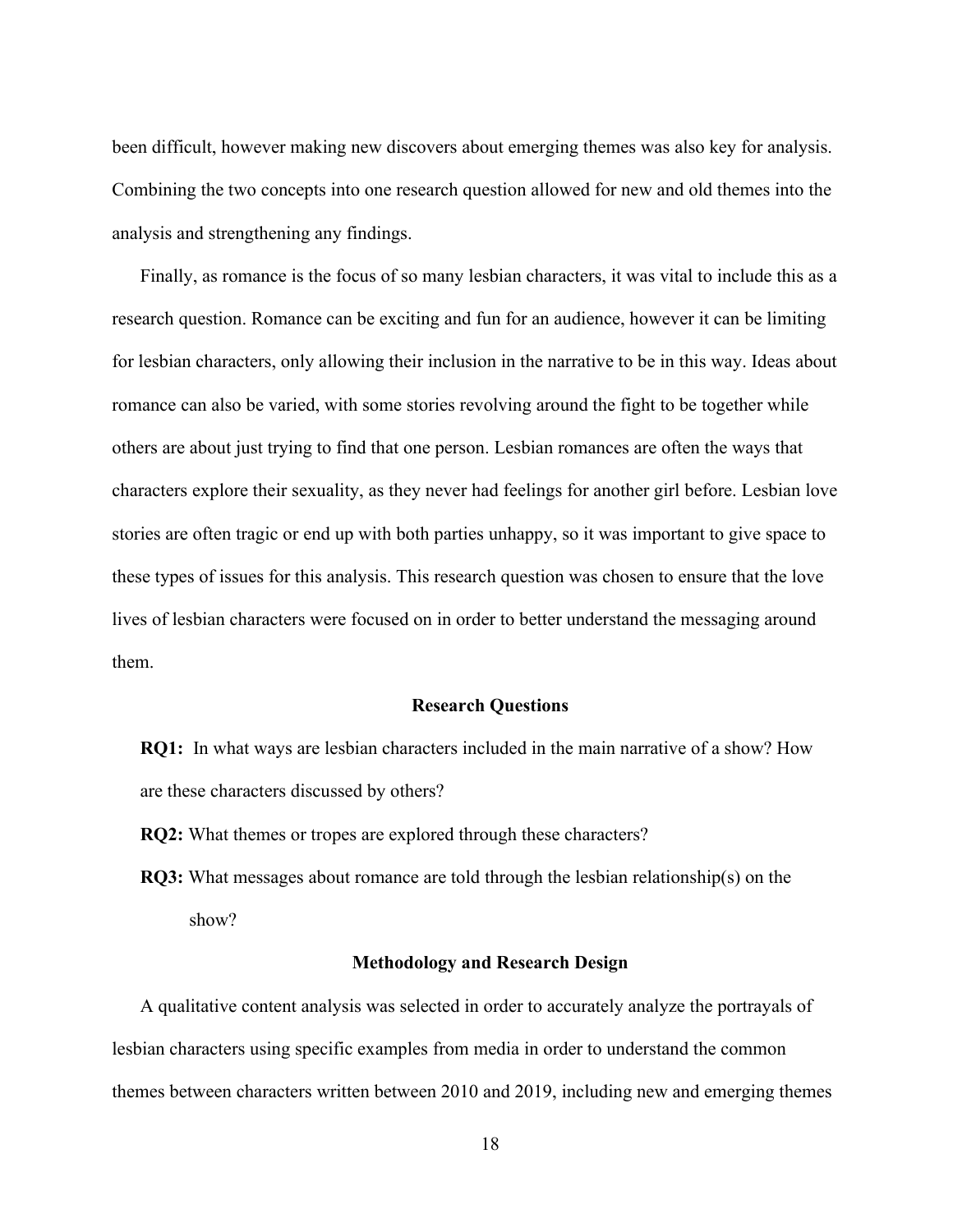been difficult, however making new discovers about emerging themes was also key for analysis. Combining the two concepts into one research question allowed for new and old themes into the analysis and strengthening any findings.

Finally, as romance is the focus of so many lesbian characters, it was vital to include this as a research question. Romance can be exciting and fun for an audience, however it can be limiting for lesbian characters, only allowing their inclusion in the narrative to be in this way. Ideas about romance can also be varied, with some stories revolving around the fight to be together while others are about just trying to find that one person. Lesbian romances are often the ways that characters explore their sexuality, as they never had feelings for another girl before. Lesbian love stories are often tragic or end up with both parties unhappy, so it was important to give space to these types of issues for this analysis. This research question was chosen to ensure that the love lives of lesbian characters were focused on in order to better understand the messaging around them.

## Research Questions

**RQ1:** In what ways are lesbian characters included in the main narrative of a show? How are these characters discussed by others?

**RQ2:** What themes or tropes are explored through these characters?

**RQ3:** What messages about romance are told through the lesbian relationship(s) on the show?

## Methodology and Research Design

A qualitative content analysis was selected in order to accurately analyze the portrayals of lesbian characters using specific examples from media in order to understand the common themes between characters written between 2010 and 2019, including new and emerging themes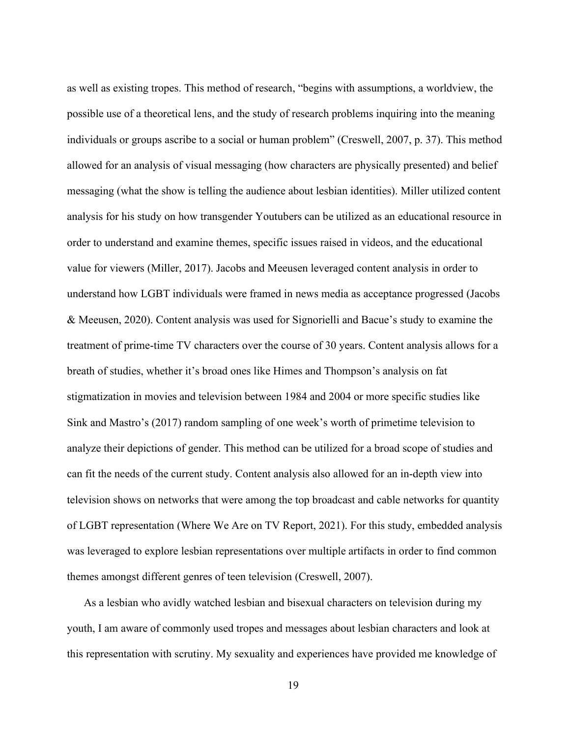as well as existing tropes. This method of research, "begins with assumptions, a worldview, the possible use of a theoretical lens, and the study of research problems inquiring into the meaning individuals or groups ascribe to a social or human problem" (Creswell, 2007, p. 37). This method allowed for an analysis of visual messaging (how characters are physically presented) and belief messaging (what the show is telling the audience about lesbian identities). Miller utilized content analysis for his study on how transgender Youtubers can be utilized as an educational resource in order to understand and examine themes, specific issues raised in videos, and the educational value for viewers (Miller, 2017). Jacobs and Meeusen leveraged content analysis in order to understand how LGBT individuals were framed in news media as acceptance progressed (Jacobs & Meeusen, 2020). Content analysis was used for Signorielli and Bacue's study to examine the treatment of prime-time TV characters over the course of 30 years. Content analysis allows for a breath of studies, whether it's broad ones like Himes and Thompson's analysis on fat stigmatization in movies and television between 1984 and 2004 or more specific studies like Sink and Mastro's (2017) random sampling of one week's worth of primetime television to analyze their depictions of gender. This method can be utilized for a broad scope of studies and can fit the needs of the current study. Content analysis also allowed for an in-depth view into television shows on networks that were among the top broadcast and cable networks for quantity of LGBT representation (Where We Are on TV Report, 2021). For this study, embedded analysis was leveraged to explore lesbian representations over multiple artifacts in order to find common themes amongst different genres of teen television (Creswell, 2007).

As a lesbian who avidly watched lesbian and bisexual characters on television during my youth, I am aware of commonly used tropes and messages about lesbian characters and look at this representation with scrutiny. My sexuality and experiences have provided me knowledge of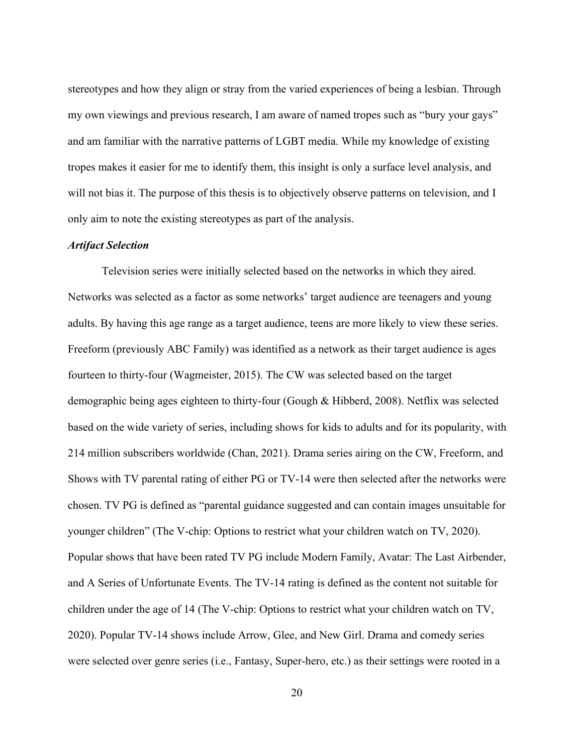stereotypes and how they align or stray from the varied experiences of being a lesbian. Through my own viewings and previous research, I am aware of named tropes such as "bury your gays" and am familiar with the narrative patterns of LGBT media. While my knowledge of existing tropes makes it easier for me to identify them, this insight is only a surface level analysis, and will not bias it. The purpose of this thesis is to objectively observe patterns on television, and I only aim to note the existing stereotypes as part of the analysis.

***Artifact Selection***

Television series were initially selected based on the networks in which they aired. Networks was selected as a factor as some networks' target audience are teenagers and young adults. By having this age range as a target audience, teens are more likely to view these series. Freeform (previously ABC Family) was identified as a network as their target audience is ages fourteen to thirty-four (Wagmeister, 2015). The CW was selected based on the target demographic being ages eighteen to thirty-four (Gough & Hibberd, 2008). Netflix was selected based on the wide variety of series, including shows for kids to adults and for its popularity, with 214 million subscribers worldwide (Chan, 2021). Drama series airing on the CW, Freeform, and Shows with TV parental rating of either PG or TV-14 were then selected after the networks were chosen. TV PG is defined as "parental guidance suggested and can contain images unsuitable for younger children" (The V-chip: Options to restrict what your children watch on TV, 2020). Popular shows that have been rated TV PG include Modern Family, Avatar: The Last Airbender, and A Series of Unfortunate Events. The TV-14 rating is defined as the content not suitable for children under the age of 14 (The V-chip: Options to restrict what your children watch on TV, 2020). Popular TV-14 shows include Arrow, Glee, and New Girl. Drama and comedy series were selected over genre series (i.e., Fantasy, Super-hero, etc.) as their settings were rooted in a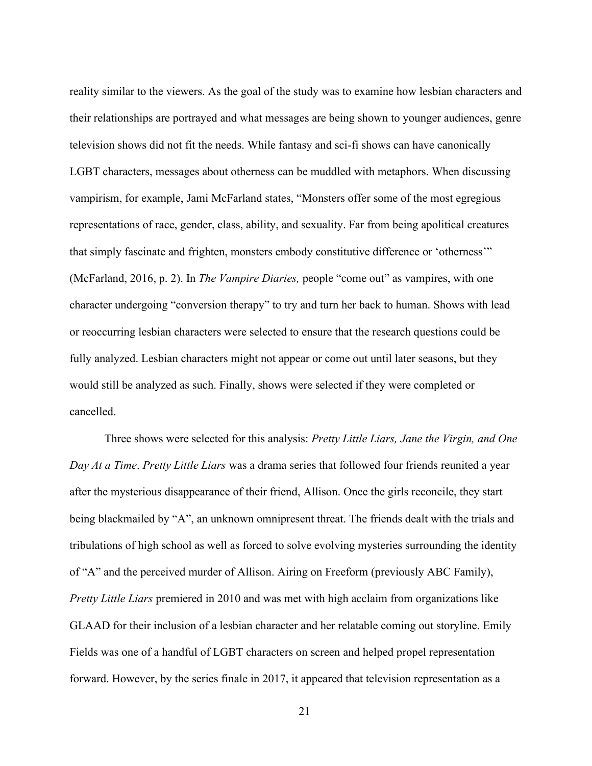reality similar to the viewers. As the goal of the study was to examine how lesbian characters and their relationships are portrayed and what messages are being shown to younger audiences, genre television shows did not fit the needs. While fantasy and sci-fi shows can have canonically LGBT characters, messages about otherness can be muddled with metaphors. When discussing vampirism, for example, Jami McFarland states, "Monsters offer some of the most egregious representations of race, gender, class, ability, and sexuality. Far from being apolitical creatures that simply fascinate and frighten, monsters embody constitutive difference or 'otherness'" (McFarland, 2016, p. 2). In *The Vampire Diaries,* people "come out" as vampires, with one character undergoing "conversion therapy" to try and turn her back to human. Shows with lead or reoccurring lesbian characters were selected to ensure that the research questions could be fully analyzed. Lesbian characters might not appear or come out until later seasons, but they would still be analyzed as such. Finally, shows were selected if they were completed or cancelled.

Three shows were selected for this analysis: *Pretty Little Liars, Jane the Virgin, and One Day At a Time*. *Pretty Little Liars* was a drama series that followed four friends reunited a year after the mysterious disappearance of their friend, Allison. Once the girls reconcile, they start being blackmailed by "A", an unknown omnipresent threat. The friends dealt with the trials and tribulations of high school as well as forced to solve evolving mysteries surrounding the identity of "A" and the perceived murder of Allison. Airing on Freeform (previously ABC Family), *Pretty Little Liars* premiered in 2010 and was met with high acclaim from organizations like GLAAD for their inclusion of a lesbian character and her relatable coming out storyline. Emily Fields was one of a handful of LGBT characters on screen and helped propel representation forward. However, by the series finale in 2017, it appeared that television representation as a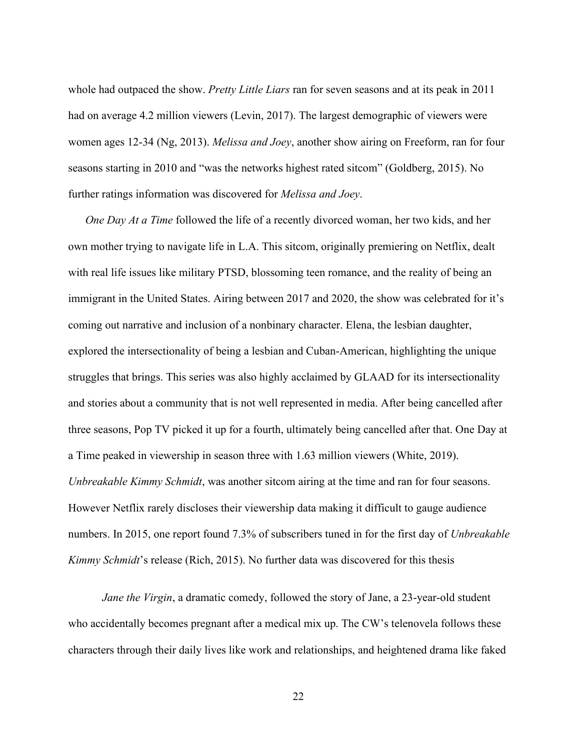whole had outpaced the show. *Pretty Little Liars* ran for seven seasons and at its peak in 2011 had on average 4.2 million viewers (Levin, 2017). The largest demographic of viewers were women ages 12-34 (Ng, 2013). *Melissa and Joey*, another show airing on Freeform, ran for four seasons starting in 2010 and "was the networks highest rated sitcom" (Goldberg, 2015). No further ratings information was discovered for *Melissa and Joey*.

*One Day At a Time* followed the life of a recently divorced woman, her two kids, and her own mother trying to navigate life in L.A. This sitcom, originally premiering on Netflix, dealt with real life issues like military PTSD, blossoming teen romance, and the reality of being an immigrant in the United States. Airing between 2017 and 2020, the show was celebrated for it's coming out narrative and inclusion of a nonbinary character. Elena, the lesbian daughter, explored the intersectionality of being a lesbian and Cuban-American, highlighting the unique struggles that brings. This series was also highly acclaimed by GLAAD for its intersectionality and stories about a community that is not well represented in media. After being cancelled after three seasons, Pop TV picked it up for a fourth, ultimately being cancelled after that. One Day at a Time peaked in viewership in season three with 1.63 million viewers (White, 2019). *Unbreakable Kimmy Schmidt*, was another sitcom airing at the time and ran for four seasons. However Netflix rarely discloses their viewership data making it difficult to gauge audience numbers. In 2015, one report found 7.3% of subscribers tuned in for the first day of *Unbreakable Kimmy Schmidt*'s release (Rich, 2015). No further data was discovered for this thesis

*Jane the Virgin*, a dramatic comedy, followed the story of Jane, a 23-year-old student who accidentally becomes pregnant after a medical mix up. The CW's telenovela follows these characters through their daily lives like work and relationships, and heightened drama like faked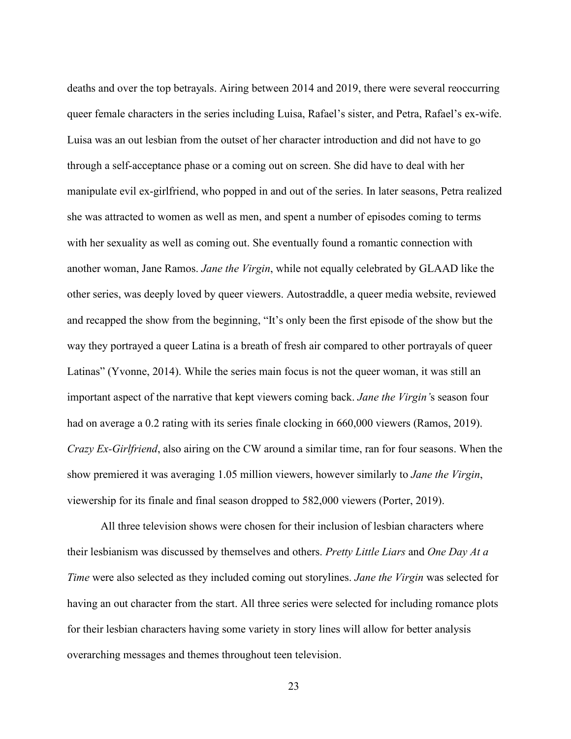deaths and over the top betrayals. Airing between 2014 and 2019, there were several reoccurring queer female characters in the series including Luisa, Rafael's sister, and Petra, Rafael's ex-wife. Luisa was an out lesbian from the outset of her character introduction and did not have to go through a self-acceptance phase or a coming out on screen. She did have to deal with her manipulate evil ex-girlfriend, who popped in and out of the series. In later seasons, Petra realized she was attracted to women as well as men, and spent a number of episodes coming to terms with her sexuality as well as coming out. She eventually found a romantic connection with another woman, Jane Ramos. *Jane the Virgin*, while not equally celebrated by GLAAD like the other series, was deeply loved by queer viewers. Autostraddle, a queer media website, reviewed and recapped the show from the beginning, "It's only been the first episode of the show but the way they portrayed a queer Latina is a breath of fresh air compared to other portrayals of queer Latinas" (Yvonne, 2014). While the series main focus is not the queer woman, it was still an important aspect of the narrative that kept viewers coming back. *Jane the Virgin'*s season four had on average a 0.2 rating with its series finale clocking in 660,000 viewers (Ramos, 2019). *Crazy Ex-Girlfriend*, also airing on the CW around a similar time, ran for four seasons. When the show premiered it was averaging 1.05 million viewers, however similarly to *Jane the Virgin*, viewership for its finale and final season dropped to 582,000 viewers (Porter, 2019).

All three television shows were chosen for their inclusion of lesbian characters where their lesbianism was discussed by themselves and others. *Pretty Little Liars* and *One Day At a Time* were also selected as they included coming out storylines. *Jane the Virgin* was selected for having an out character from the start. All three series were selected for including romance plots for their lesbian characters having some variety in story lines will allow for better analysis overarching messages and themes throughout teen television.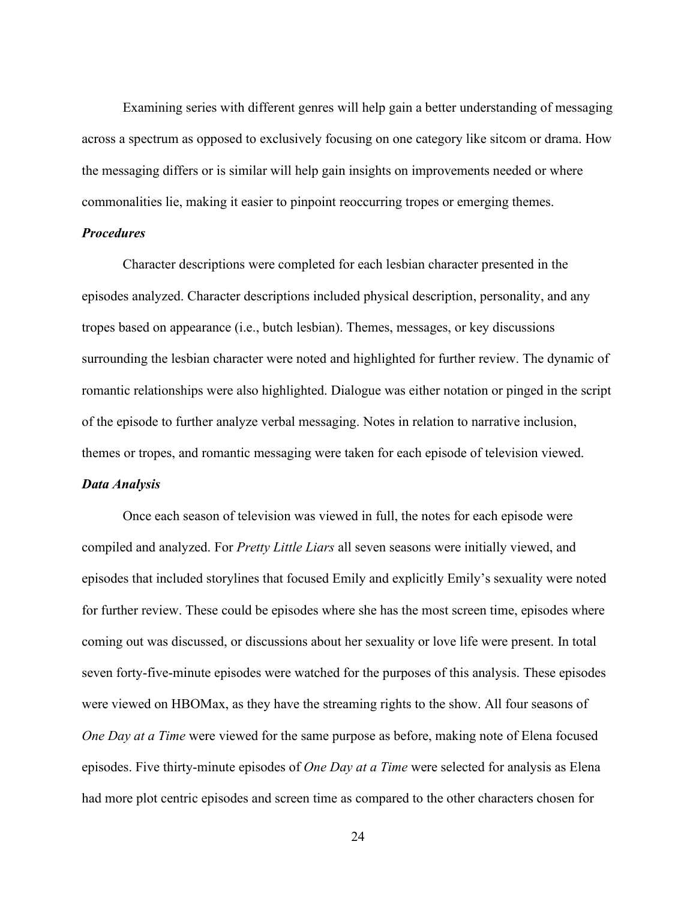Examining series with different genres will help gain a better understanding of messaging across a spectrum as opposed to exclusively focusing on one category like sitcom or drama. How the messaging differs or is similar will help gain insights on improvements needed or where commonalities lie, making it easier to pinpoint reoccurring tropes or emerging themes.

### *Procedures*

Character descriptions were completed for each lesbian character presented in the episodes analyzed. Character descriptions included physical description, personality, and any tropes based on appearance (i.e., butch lesbian). Themes, messages, or key discussions surrounding the lesbian character were noted and highlighted for further review. The dynamic of romantic relationships were also highlighted. Dialogue was either notation or pinged in the script of the episode to further analyze verbal messaging. Notes in relation to narrative inclusion, themes or tropes, and romantic messaging were taken for each episode of television viewed.

### *Data Analysis*

Once each season of television was viewed in full, the notes for each episode were compiled and analyzed. For *Pretty Little Liars* all seven seasons were initially viewed, and episodes that included storylines that focused Emily and explicitly Emily's sexuality were noted for further review. These could be episodes where she has the most screen time, episodes where coming out was discussed, or discussions about her sexuality or love life were present. In total seven forty-five-minute episodes were watched for the purposes of this analysis. These episodes were viewed on HBOMax, as they have the streaming rights to the show. All four seasons of *One Day at a Time* were viewed for the same purpose as before, making note of Elena focused episodes. Five thirty-minute episodes of *One Day at a Time* were selected for analysis as Elena had more plot centric episodes and screen time as compared to the other characters chosen for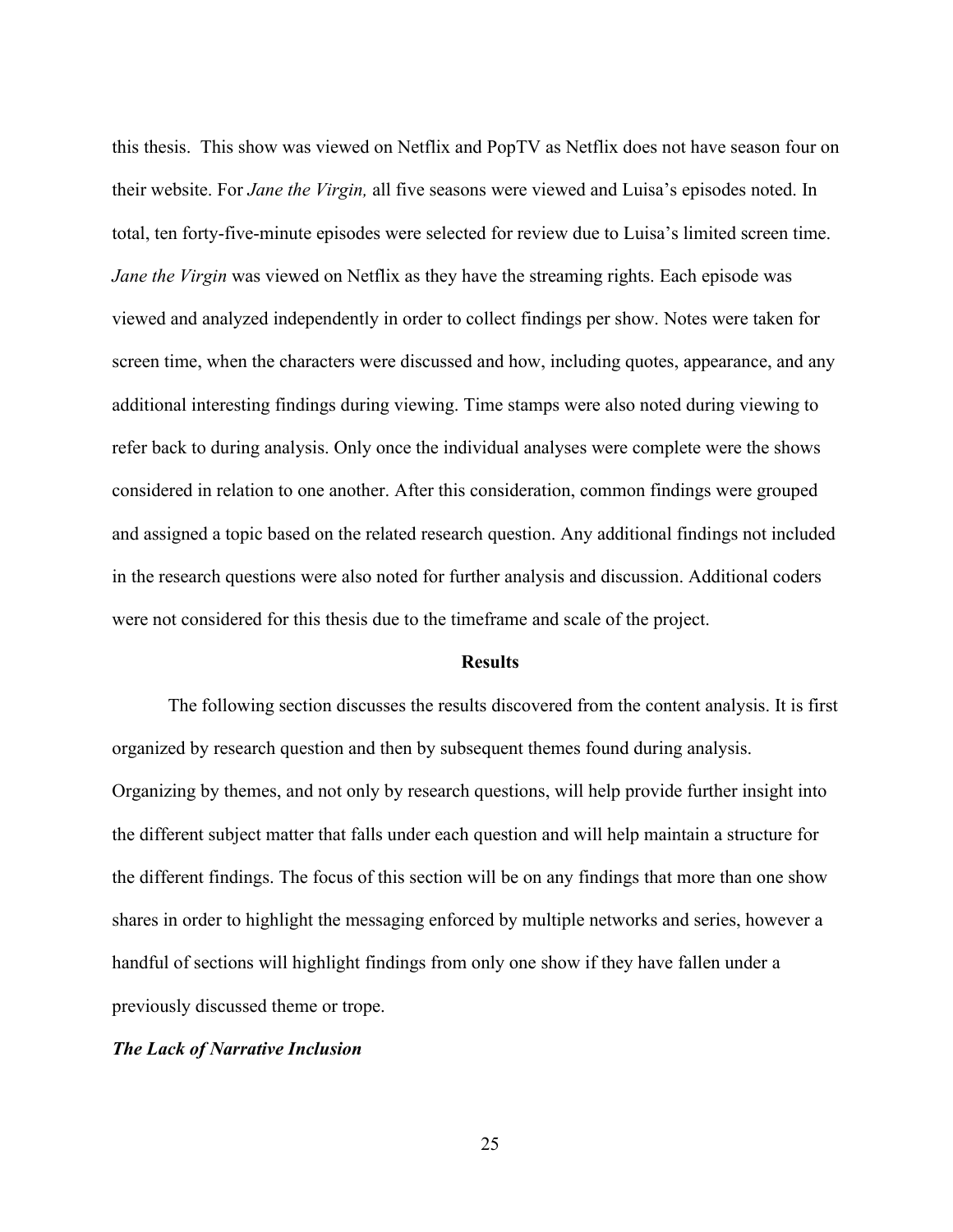this thesis. This show was viewed on Netflix and PopTV as Netflix does not have season four on their website. For *Jane the Virgin,* all five seasons were viewed and Luisa's episodes noted. In total, ten forty-five-minute episodes were selected for review due to Luisa's limited screen time. *Jane the Virgin* was viewed on Netflix as they have the streaming rights. Each episode was viewed and analyzed independently in order to collect findings per show. Notes were taken for screen time, when the characters were discussed and how, including quotes, appearance, and any additional interesting findings during viewing. Time stamps were also noted during viewing to refer back to during analysis. Only once the individual analyses were complete were the shows considered in relation to one another. After this consideration, common findings were grouped and assigned a topic based on the related research question. Any additional findings not included in the research questions were also noted for further analysis and discussion. Additional coders were not considered for this thesis due to the timeframe and scale of the project.

## Results

The following section discusses the results discovered from the content analysis. It is first organized by research question and then by subsequent themes found during analysis. Organizing by themes, and not only by research questions, will help provide further insight into the different subject matter that falls under each question and will help maintain a structure for the different findings. The focus of this section will be on any findings that more than one show shares in order to highlight the messaging enforced by multiple networks and series, however a handful of sections will highlight findings from only one show if they have fallen under a previously discussed theme or trope.

### *The Lack of Narrative Inclusion*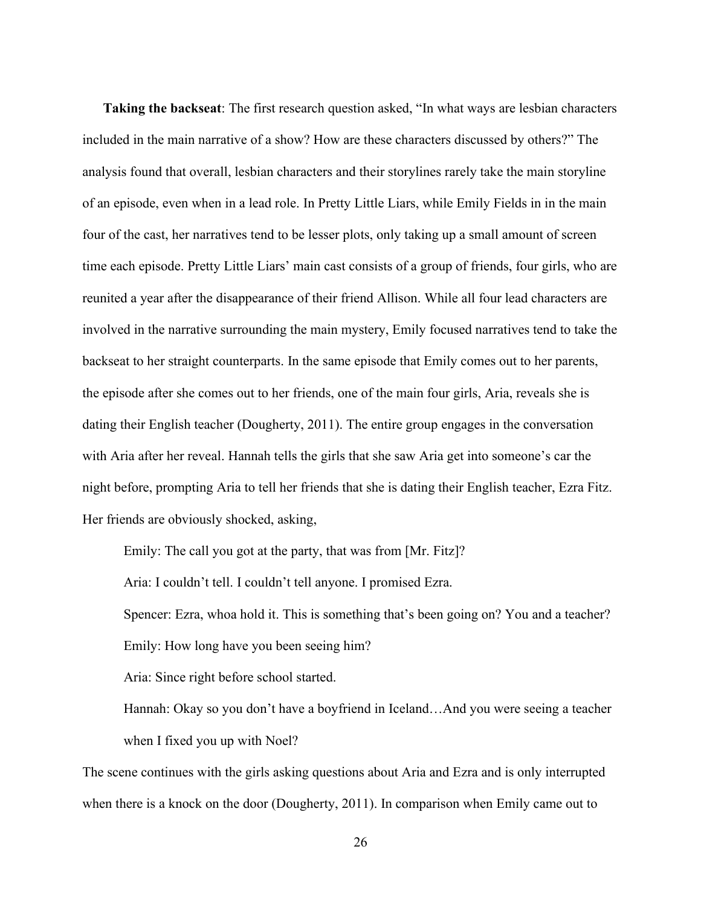**Taking the backseat**: The first research question asked, "In what ways are lesbian characters included in the main narrative of a show? How are these characters discussed by others?" The analysis found that overall, lesbian characters and their storylines rarely take the main storyline of an episode, even when in a lead role. In Pretty Little Liars, while Emily Fields in in the main four of the cast, her narratives tend to be lesser plots, only taking up a small amount of screen time each episode. Pretty Little Liars' main cast consists of a group of friends, four girls, who are reunited a year after the disappearance of their friend Allison. While all four lead characters are involved in the narrative surrounding the main mystery, Emily focused narratives tend to take the backseat to her straight counterparts. In the same episode that Emily comes out to her parents, the episode after she comes out to her friends, one of the main four girls, Aria, reveals she is dating their English teacher (Dougherty, 2011). The entire group engages in the conversation with Aria after her reveal. Hannah tells the girls that she saw Aria get into someone's car the night before, prompting Aria to tell her friends that she is dating their English teacher, Ezra Fitz. Her friends are obviously shocked, asking,

> Emily: The call you got at the party, that was from [Mr. Fitz]?
>
> Aria: I couldn't tell. I couldn't tell anyone. I promised Ezra.
>
> Spencer: Ezra, whoa hold it. This is something that's been going on? You and a teacher?
>
> Emily: How long have you been seeing him?
>
> Aria: Since right before school started.
>
> Hannah: Okay so you don't have a boyfriend in Iceland…And you were seeing a teacher when I fixed you up with Noel?

The scene continues with the girls asking questions about Aria and Ezra and is only interrupted when there is a knock on the door (Dougherty, 2011). In comparison when Emily came out to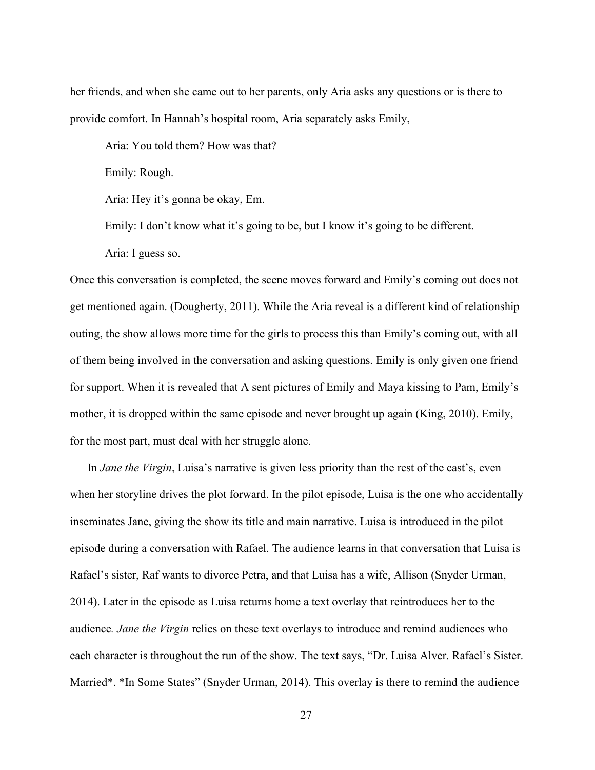her friends, and when she came out to her parents, only Aria asks any questions or is there to provide comfort. In Hannah's hospital room, Aria separately asks Emily,

> Aria: You told them? How was that?
>
> Emily: Rough.
>
> Aria: Hey it's gonna be okay, Em.
>
> Emily: I don't know what it's going to be, but I know it's going to be different.
>
> Aria: I guess so.

Once this conversation is completed, the scene moves forward and Emily's coming out does not get mentioned again. (Dougherty, 2011). While the Aria reveal is a different kind of relationship outing, the show allows more time for the girls to process this than Emily's coming out, with all of them being involved in the conversation and asking questions. Emily is only given one friend for support. When it is revealed that A sent pictures of Emily and Maya kissing to Pam, Emily's mother, it is dropped within the same episode and never brought up again (King, 2010). Emily, for the most part, must deal with her struggle alone.

In *Jane the Virgin*, Luisa's narrative is given less priority than the rest of the cast's, even when her storyline drives the plot forward. In the pilot episode, Luisa is the one who accidentally inseminates Jane, giving the show its title and main narrative. Luisa is introduced in the pilot episode during a conversation with Rafael. The audience learns in that conversation that Luisa is Rafael's sister, Raf wants to divorce Petra, and that Luisa has a wife, Allison (Snyder Urman, 2014). Later in the episode as Luisa returns home a text overlay that reintroduces her to the audience*.* *Jane the Virgin* relies on these text overlays to introduce and remind audiences who each character is throughout the run of the show. The text says, "Dr. Luisa Alver. Rafael's Sister. Married*. *In Some States" (Snyder Urman, 2014). This overlay is there to remind the audience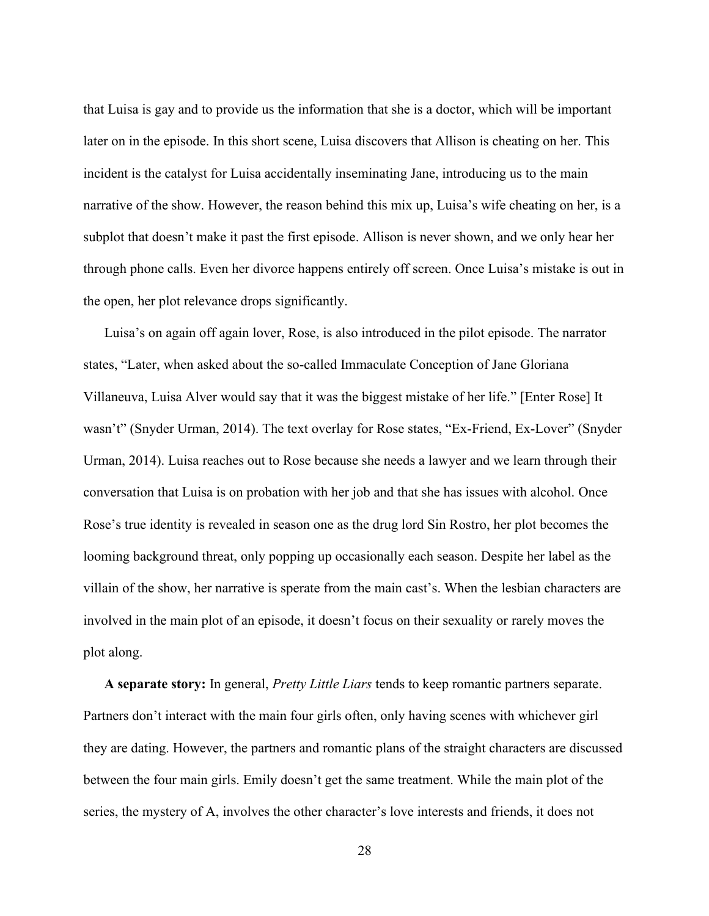that Luisa is gay and to provide us the information that she is a doctor, which will be important later on in the episode. In this short scene, Luisa discovers that Allison is cheating on her. This incident is the catalyst for Luisa accidentally inseminating Jane, introducing us to the main narrative of the show. However, the reason behind this mix up, Luisa's wife cheating on her, is a subplot that doesn't make it past the first episode. Allison is never shown, and we only hear her through phone calls. Even her divorce happens entirely off screen. Once Luisa's mistake is out in the open, her plot relevance drops significantly.

Luisa's on again off again lover, Rose, is also introduced in the pilot episode. The narrator states, "Later, when asked about the so-called Immaculate Conception of Jane Gloriana Villaneuva, Luisa Alver would say that it was the biggest mistake of her life." [Enter Rose] It wasn't" (Snyder Urman, 2014). The text overlay for Rose states, "Ex-Friend, Ex-Lover" (Snyder Urman, 2014). Luisa reaches out to Rose because she needs a lawyer and we learn through their conversation that Luisa is on probation with her job and that she has issues with alcohol. Once Rose's true identity is revealed in season one as the drug lord Sin Rostro, her plot becomes the looming background threat, only popping up occasionally each season. Despite her label as the villain of the show, her narrative is sperate from the main cast's. When the lesbian characters are involved in the main plot of an episode, it doesn't focus on their sexuality or rarely moves the plot along.

**A separate story:** In general, *Pretty Little Liars* tends to keep romantic partners separate. Partners don't interact with the main four girls often, only having scenes with whichever girl they are dating. However, the partners and romantic plans of the straight characters are discussed between the four main girls. Emily doesn't get the same treatment. While the main plot of the series, the mystery of A, involves the other character's love interests and friends, it does not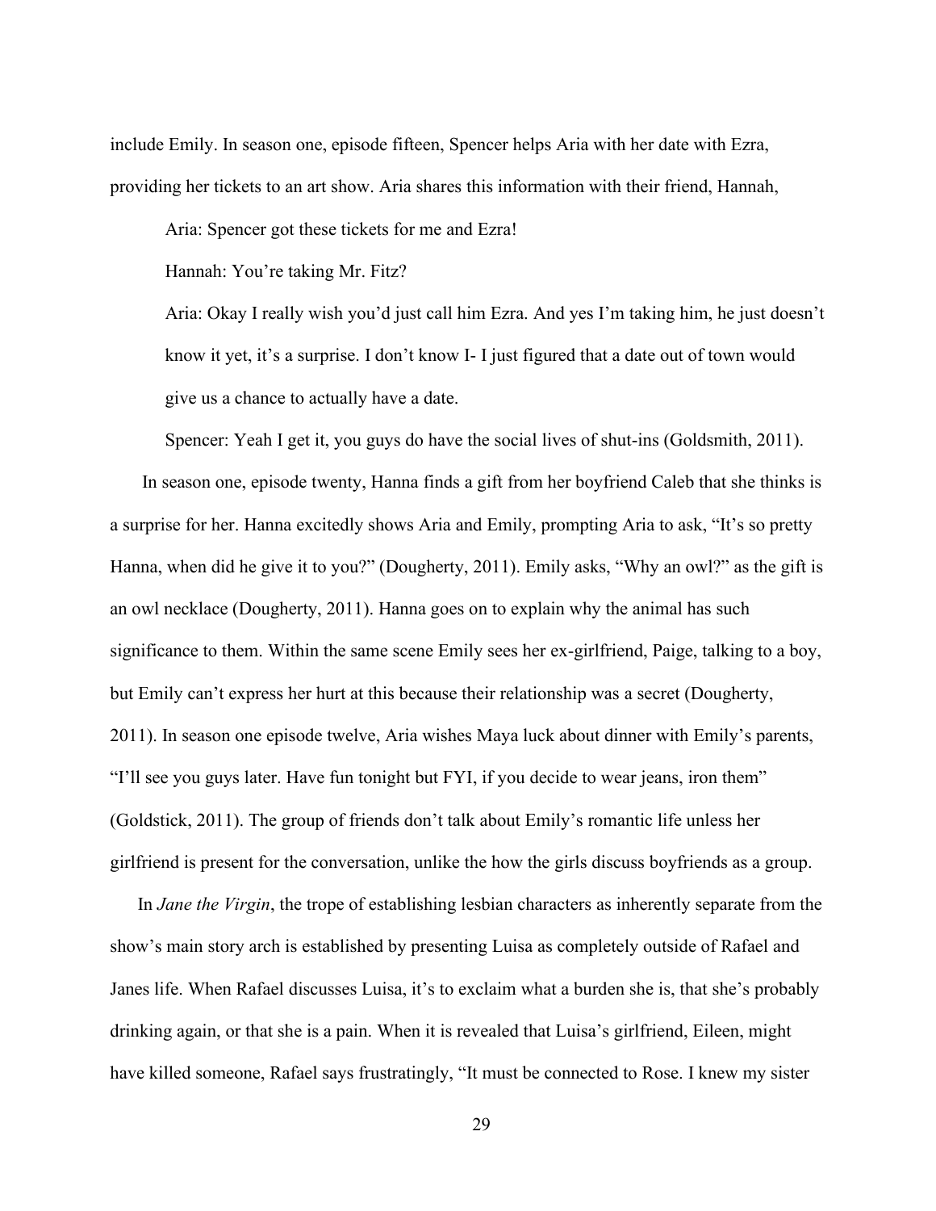include Emily. In season one, episode fifteen, Spencer helps Aria with her date with Ezra, providing her tickets to an art show. Aria shares this information with their friend, Hannah,

> Aria: Spencer got these tickets for me and Ezra!
>
> Hannah: You're taking Mr. Fitz?
>
> Aria: Okay I really wish you'd just call him Ezra. And yes I'm taking him, he just doesn't know it yet, it's a surprise. I don't know I- I just figured that a date out of town would give us a chance to actually have a date.
>
> Spencer: Yeah I get it, you guys do have the social lives of shut-ins (Goldsmith, 2011).

In season one, episode twenty, Hanna finds a gift from her boyfriend Caleb that she thinks is a surprise for her. Hanna excitedly shows Aria and Emily, prompting Aria to ask, "It's so pretty Hanna, when did he give it to you?" (Dougherty, 2011). Emily asks, "Why an owl?" as the gift is an owl necklace (Dougherty, 2011). Hanna goes on to explain why the animal has such significance to them. Within the same scene Emily sees her ex-girlfriend, Paige, talking to a boy, but Emily can't express her hurt at this because their relationship was a secret (Dougherty, 2011). In season one episode twelve, Aria wishes Maya luck about dinner with Emily's parents, "I'll see you guys later. Have fun tonight but FYI, if you decide to wear jeans, iron them" (Goldstick, 2011). The group of friends don't talk about Emily's romantic life unless her girlfriend is present for the conversation, unlike the how the girls discuss boyfriends as a group.

In *Jane the Virgin*, the trope of establishing lesbian characters as inherently separate from the show's main story arch is established by presenting Luisa as completely outside of Rafael and Janes life. When Rafael discusses Luisa, it's to exclaim what a burden she is, that she's probably drinking again, or that she is a pain. When it is revealed that Luisa's girlfriend, Eileen, might have killed someone, Rafael says frustratingly, "It must be connected to Rose. I knew my sister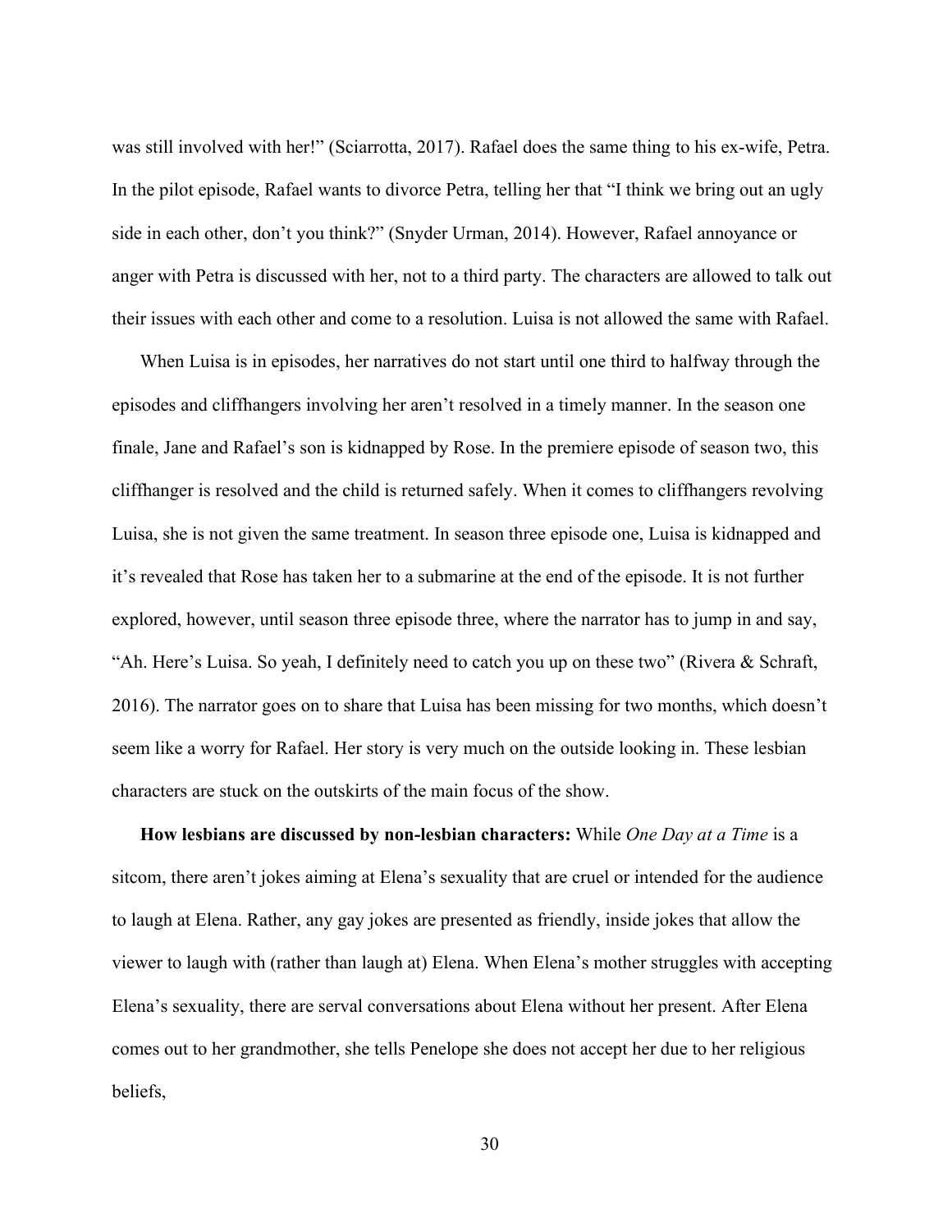was still involved with her!" (Sciarrotta, 2017). Rafael does the same thing to his ex-wife, Petra. In the pilot episode, Rafael wants to divorce Petra, telling her that "I think we bring out an ugly side in each other, don't you think?" (Snyder Urman, 2014). However, Rafael annoyance or anger with Petra is discussed with her, not to a third party. The characters are allowed to talk out their issues with each other and come to a resolution. Luisa is not allowed the same with Rafael.

When Luisa is in episodes, her narratives do not start until one third to halfway through the episodes and cliffhangers involving her aren't resolved in a timely manner. In the season one finale, Jane and Rafael's son is kidnapped by Rose. In the premiere episode of season two, this cliffhanger is resolved and the child is returned safely. When it comes to cliffhangers revolving Luisa, she is not given the same treatment. In season three episode one, Luisa is kidnapped and it's revealed that Rose has taken her to a submarine at the end of the episode. It is not further explored, however, until season three episode three, where the narrator has to jump in and say, "Ah. Here's Luisa. So yeah, I definitely need to catch you up on these two" (Rivera & Schraft, 2016). The narrator goes on to share that Luisa has been missing for two months, which doesn't seem like a worry for Rafael. Her story is very much on the outside looking in. These lesbian characters are stuck on the outskirts of the main focus of the show.

**How lesbians are discussed by non-lesbian characters:** While *One Day at a Time* is a sitcom, there aren't jokes aiming at Elena's sexuality that are cruel or intended for the audience to laugh at Elena. Rather, any gay jokes are presented as friendly, inside jokes that allow the viewer to laugh with (rather than laugh at) Elena. When Elena's mother struggles with accepting Elena's sexuality, there are serval conversations about Elena without her present. After Elena comes out to her grandmother, she tells Penelope she does not accept her due to her religious beliefs,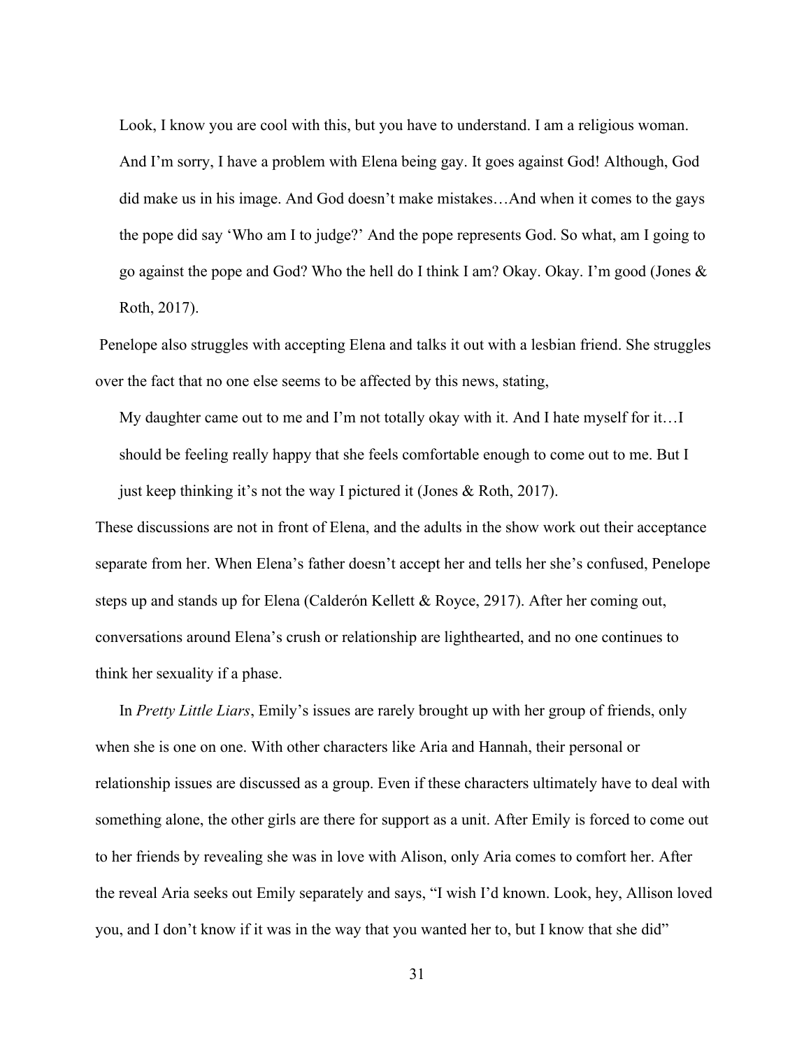> Look, I know you are cool with this, but you have to understand. I am a religious woman. And I'm sorry, I have a problem with Elena being gay. It goes against God! Although, God did make us in his image. And God doesn't make mistakes…And when it comes to the gays the pope did say 'Who am I to judge?' And the pope represents God. So what, am I going to go against the pope and God? Who the hell do I think I am? Okay. Okay. I'm good (Jones & Roth, 2017).

Penelope also struggles with accepting Elena and talks it out with a lesbian friend. She struggles over the fact that no one else seems to be affected by this news, stating,

> My daughter came out to me and I'm not totally okay with it. And I hate myself for it…I should be feeling really happy that she feels comfortable enough to come out to me. But I just keep thinking it's not the way I pictured it (Jones & Roth, 2017).

These discussions are not in front of Elena, and the adults in the show work out their acceptance separate from her. When Elena's father doesn't accept her and tells her she's confused, Penelope steps up and stands up for Elena (Calderón Kellett & Royce, 2917). After her coming out, conversations around Elena's crush or relationship are lighthearted, and no one continues to think her sexuality if a phase.

In *Pretty Little Liars*, Emily's issues are rarely brought up with her group of friends, only when she is one on one. With other characters like Aria and Hannah, their personal or relationship issues are discussed as a group. Even if these characters ultimately have to deal with something alone, the other girls are there for support as a unit. After Emily is forced to come out to her friends by revealing she was in love with Alison, only Aria comes to comfort her. After the reveal Aria seeks out Emily separately and says, "I wish I'd known. Look, hey, Allison loved you, and I don't know if it was in the way that you wanted her to, but I know that she did"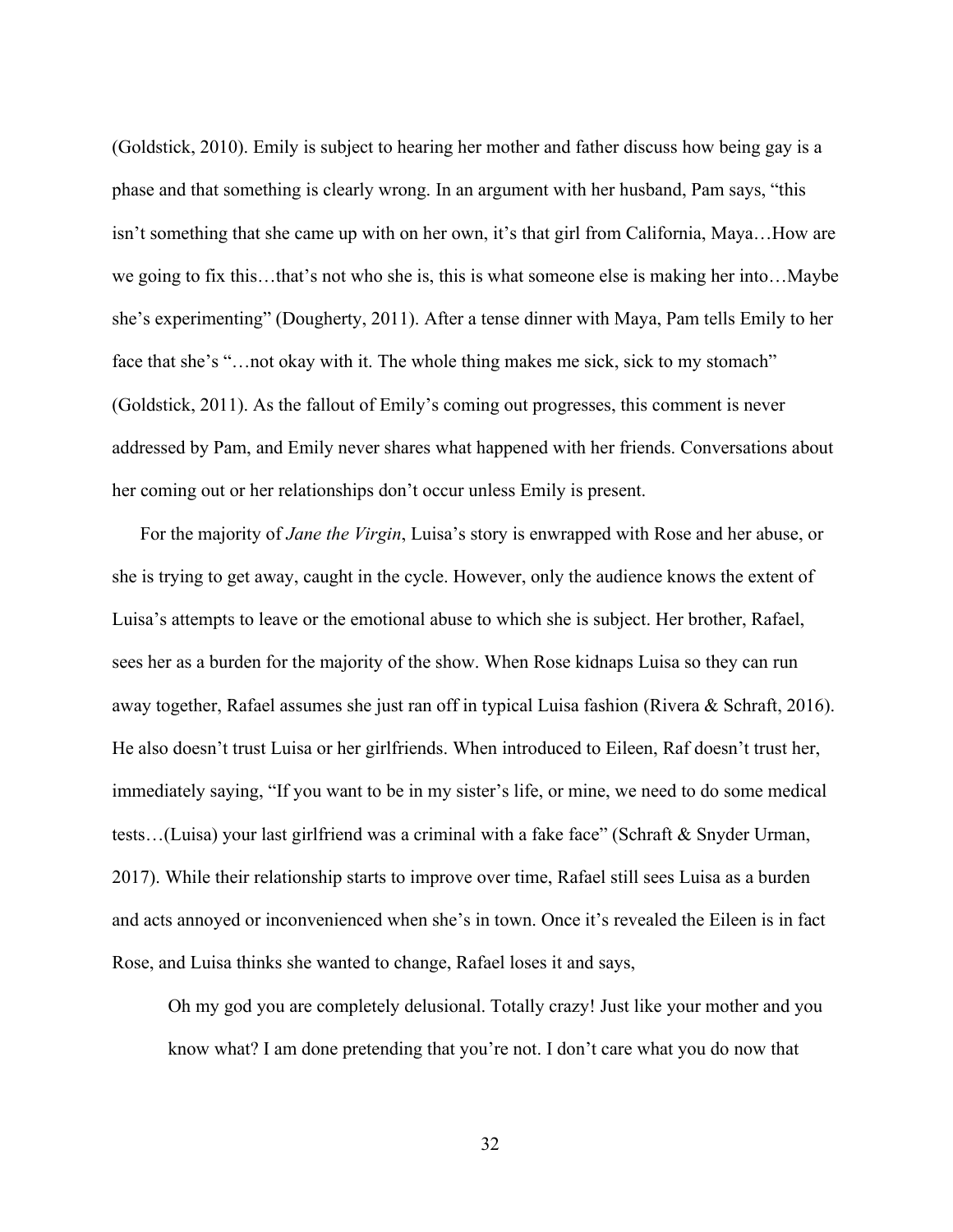(Goldstick, 2010). Emily is subject to hearing her mother and father discuss how being gay is a phase and that something is clearly wrong. In an argument with her husband, Pam says, "this isn't something that she came up with on her own, it's that girl from California, Maya…How are we going to fix this…that's not who she is, this is what someone else is making her into…Maybe she's experimenting" (Dougherty, 2011). After a tense dinner with Maya, Pam tells Emily to her face that she's "…not okay with it. The whole thing makes me sick, sick to my stomach" (Goldstick, 2011). As the fallout of Emily's coming out progresses, this comment is never addressed by Pam, and Emily never shares what happened with her friends. Conversations about her coming out or her relationships don't occur unless Emily is present.

For the majority of *Jane the Virgin*, Luisa's story is enwrapped with Rose and her abuse, or she is trying to get away, caught in the cycle. However, only the audience knows the extent of Luisa's attempts to leave or the emotional abuse to which she is subject. Her brother, Rafael, sees her as a burden for the majority of the show. When Rose kidnaps Luisa so they can run away together, Rafael assumes she just ran off in typical Luisa fashion (Rivera & Schraft, 2016). He also doesn't trust Luisa or her girlfriends. When introduced to Eileen, Raf doesn't trust her, immediately saying, "If you want to be in my sister's life, or mine, we need to do some medical tests…(Luisa) your last girlfriend was a criminal with a fake face" (Schraft & Snyder Urman, 2017). While their relationship starts to improve over time, Rafael still sees Luisa as a burden and acts annoyed or inconvenienced when she's in town. Once it's revealed the Eileen is in fact Rose, and Luisa thinks she wanted to change, Rafael loses it and says,

> Oh my god you are completely delusional. Totally crazy! Just like your mother and you know what? I am done pretending that you're not. I don't care what you do now that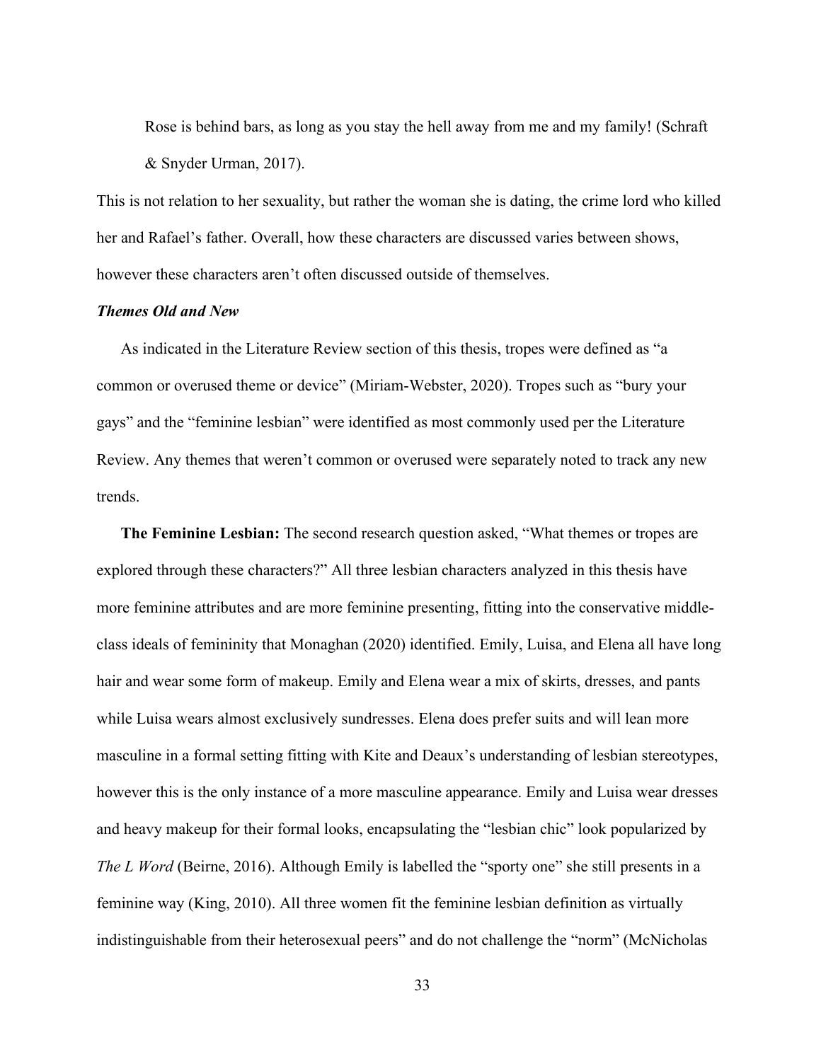> Rose is behind bars, as long as you stay the hell away from me and my family! (Schraft & Snyder Urman, 2017).

This is not relation to her sexuality, but rather the woman she is dating, the crime lord who killed her and Rafael's father. Overall, how these characters are discussed varies between shows, however these characters aren't often discussed outside of themselves.

### *Themes Old and New*

As indicated in the Literature Review section of this thesis, tropes were defined as "a common or overused theme or device" (Miriam-Webster, 2020). Tropes such as "bury your gays" and the "feminine lesbian" were identified as most commonly used per the Literature Review. Any themes that weren't common or overused were separately noted to track any new trends.

**The Feminine Lesbian:** The second research question asked, "What themes or tropes are explored through these characters?" All three lesbian characters analyzed in this thesis have more feminine attributes and are more feminine presenting, fitting into the conservative middle-class ideals of femininity that Monaghan (2020) identified. Emily, Luisa, and Elena all have long hair and wear some form of makeup. Emily and Elena wear a mix of skirts, dresses, and pants while Luisa wears almost exclusively sundresses. Elena does prefer suits and will lean more masculine in a formal setting fitting with Kite and Deaux's understanding of lesbian stereotypes, however this is the only instance of a more masculine appearance. Emily and Luisa wear dresses and heavy makeup for their formal looks, encapsulating the "lesbian chic" look popularized by *The L Word* (Beirne, 2016). Although Emily is labelled the "sporty one" she still presents in a feminine way (King, 2010). All three women fit the feminine lesbian definition as virtually indistinguishable from their heterosexual peers" and do not challenge the "norm" (McNicholas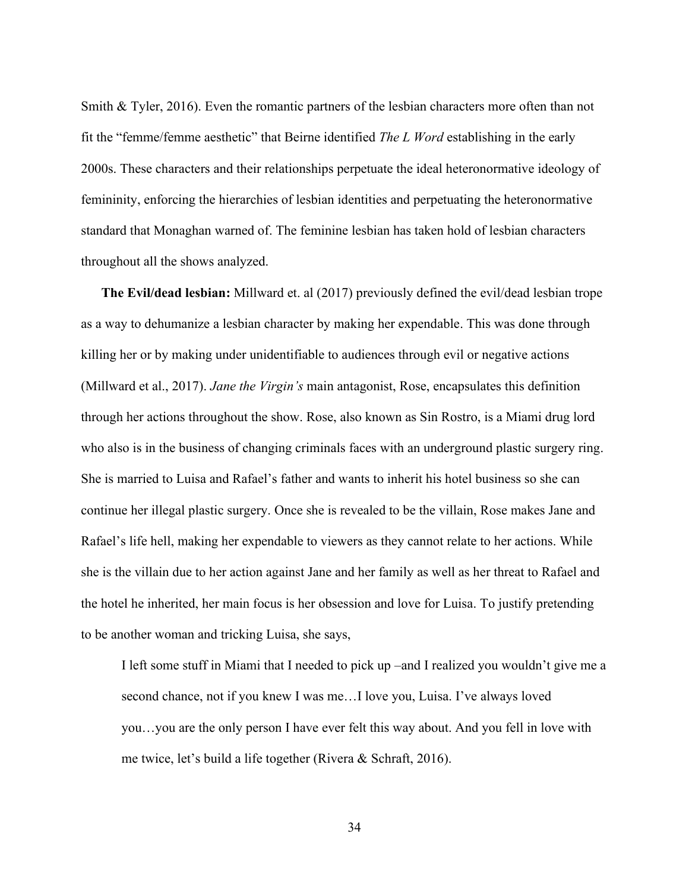Smith & Tyler, 2016). Even the romantic partners of the lesbian characters more often than not fit the "femme/femme aesthetic" that Beirne identified *The L Word* establishing in the early 2000s. These characters and their relationships perpetuate the ideal heteronormative ideology of femininity, enforcing the hierarchies of lesbian identities and perpetuating the heteronormative standard that Monaghan warned of. The feminine lesbian has taken hold of lesbian characters throughout all the shows analyzed.

**The Evil/dead lesbian:** Millward et. al (2017) previously defined the evil/dead lesbian trope as a way to dehumanize a lesbian character by making her expendable. This was done through killing her or by making under unidentifiable to audiences through evil or negative actions (Millward et al., 2017). *Jane the Virgin's* main antagonist, Rose, encapsulates this definition through her actions throughout the show. Rose, also known as Sin Rostro, is a Miami drug lord who also is in the business of changing criminals faces with an underground plastic surgery ring. She is married to Luisa and Rafael's father and wants to inherit his hotel business so she can continue her illegal plastic surgery. Once she is revealed to be the villain, Rose makes Jane and Rafael's life hell, making her expendable to viewers as they cannot relate to her actions. While she is the villain due to her action against Jane and her family as well as her threat to Rafael and the hotel he inherited, her main focus is her obsession and love for Luisa. To justify pretending to be another woman and tricking Luisa, she says,

> I left some stuff in Miami that I needed to pick up –and I realized you wouldn't give me a second chance, not if you knew I was me…I love you, Luisa. I've always loved you…you are the only person I have ever felt this way about. And you fell in love with me twice, let's build a life together (Rivera & Schraft, 2016).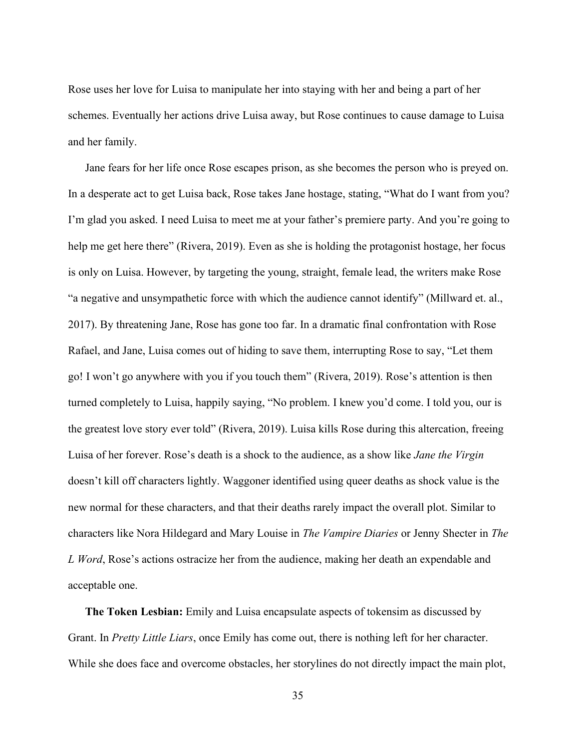Rose uses her love for Luisa to manipulate her into staying with her and being a part of her schemes. Eventually her actions drive Luisa away, but Rose continues to cause damage to Luisa and her family.

Jane fears for her life once Rose escapes prison, as she becomes the person who is preyed on. In a desperate act to get Luisa back, Rose takes Jane hostage, stating, "What do I want from you? I'm glad you asked. I need Luisa to meet me at your father's premiere party. And you're going to help me get here there" (Rivera, 2019). Even as she is holding the protagonist hostage, her focus is only on Luisa. However, by targeting the young, straight, female lead, the writers make Rose "a negative and unsympathetic force with which the audience cannot identify" (Millward et. al., 2017). By threatening Jane, Rose has gone too far. In a dramatic final confrontation with Rose Rafael, and Jane, Luisa comes out of hiding to save them, interrupting Rose to say, "Let them go! I won't go anywhere with you if you touch them" (Rivera, 2019). Rose's attention is then turned completely to Luisa, happily saying, "No problem. I knew you'd come. I told you, our is the greatest love story ever told" (Rivera, 2019). Luisa kills Rose during this altercation, freeing Luisa of her forever. Rose's death is a shock to the audience, as a show like *Jane the Virgin* doesn't kill off characters lightly. Waggoner identified using queer deaths as shock value is the new normal for these characters, and that their deaths rarely impact the overall plot. Similar to characters like Nora Hildegard and Mary Louise in *The Vampire Diaries* or Jenny Shecter in *The L Word*, Rose's actions ostracize her from the audience, making her death an expendable and acceptable one.

**The Token Lesbian:** Emily and Luisa encapsulate aspects of tokensim as discussed by Grant. In *Pretty Little Liars*, once Emily has come out, there is nothing left for her character. While she does face and overcome obstacles, her storylines do not directly impact the main plot,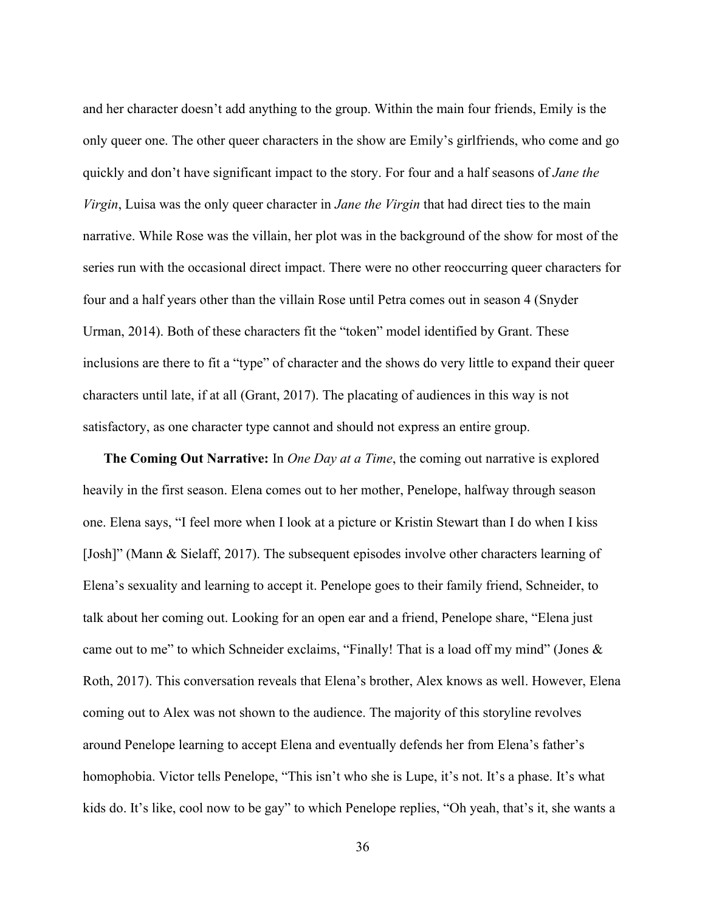and her character doesn't add anything to the group. Within the main four friends, Emily is the only queer one. The other queer characters in the show are Emily's girlfriends, who come and go quickly and don't have significant impact to the story. For four and a half seasons of *Jane the Virgin*, Luisa was the only queer character in *Jane the Virgin* that had direct ties to the main narrative. While Rose was the villain, her plot was in the background of the show for most of the series run with the occasional direct impact. There were no other reoccurring queer characters for four and a half years other than the villain Rose until Petra comes out in season 4 (Snyder Urman, 2014). Both of these characters fit the "token" model identified by Grant. These inclusions are there to fit a "type" of character and the shows do very little to expand their queer characters until late, if at all (Grant, 2017). The placating of audiences in this way is not satisfactory, as one character type cannot and should not express an entire group.

**The Coming Out Narrative:** In *One Day at a Time*, the coming out narrative is explored heavily in the first season. Elena comes out to her mother, Penelope, halfway through season one. Elena says, "I feel more when I look at a picture or Kristin Stewart than I do when I kiss [Josh]" (Mann & Sielaff, 2017). The subsequent episodes involve other characters learning of Elena's sexuality and learning to accept it. Penelope goes to their family friend, Schneider, to talk about her coming out. Looking for an open ear and a friend, Penelope share, "Elena just came out to me" to which Schneider exclaims, "Finally! That is a load off my mind" (Jones & Roth, 2017). This conversation reveals that Elena's brother, Alex knows as well. However, Elena coming out to Alex was not shown to the audience. The majority of this storyline revolves around Penelope learning to accept Elena and eventually defends her from Elena's father's homophobia. Victor tells Penelope, "This isn't who she is Lupe, it's not. It's a phase. It's what kids do. It's like, cool now to be gay" to which Penelope replies, "Oh yeah, that's it, she wants a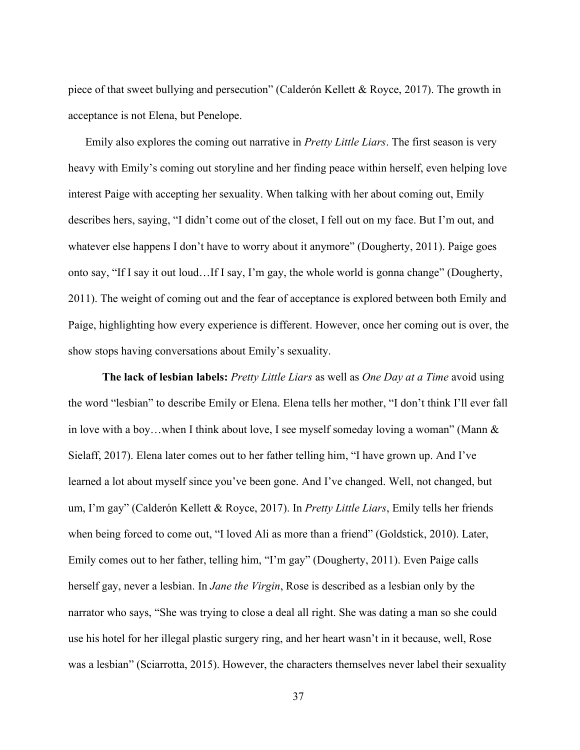piece of that sweet bullying and persecution" (Calderón Kellett & Royce, 2017). The growth in acceptance is not Elena, but Penelope.

Emily also explores the coming out narrative in *Pretty Little Liars*. The first season is very heavy with Emily's coming out storyline and her finding peace within herself, even helping love interest Paige with accepting her sexuality. When talking with her about coming out, Emily describes hers, saying, "I didn't come out of the closet, I fell out on my face. But I'm out, and whatever else happens I don't have to worry about it anymore" (Dougherty, 2011). Paige goes onto say, "If I say it out loud…If I say, I'm gay, the whole world is gonna change" (Dougherty, 2011). The weight of coming out and the fear of acceptance is explored between both Emily and Paige, highlighting how every experience is different. However, once her coming out is over, the show stops having conversations about Emily's sexuality.

**The lack of lesbian labels:** *Pretty Little Liars* as well as *One Day at a Time* avoid using the word "lesbian" to describe Emily or Elena. Elena tells her mother, "I don't think I'll ever fall in love with a boy…when I think about love, I see myself someday loving a woman" (Mann & Sielaff, 2017). Elena later comes out to her father telling him, "I have grown up. And I've learned a lot about myself since you've been gone. And I've changed. Well, not changed, but um, I'm gay" (Calderón Kellett & Royce, 2017). In *Pretty Little Liars*, Emily tells her friends when being forced to come out, "I loved Ali as more than a friend" (Goldstick, 2010). Later, Emily comes out to her father, telling him, "I'm gay" (Dougherty, 2011). Even Paige calls herself gay, never a lesbian. In *Jane the Virgin*, Rose is described as a lesbian only by the narrator who says, "She was trying to close a deal all right. She was dating a man so she could use his hotel for her illegal plastic surgery ring, and her heart wasn't in it because, well, Rose was a lesbian" (Sciarrotta, 2015). However, the characters themselves never label their sexuality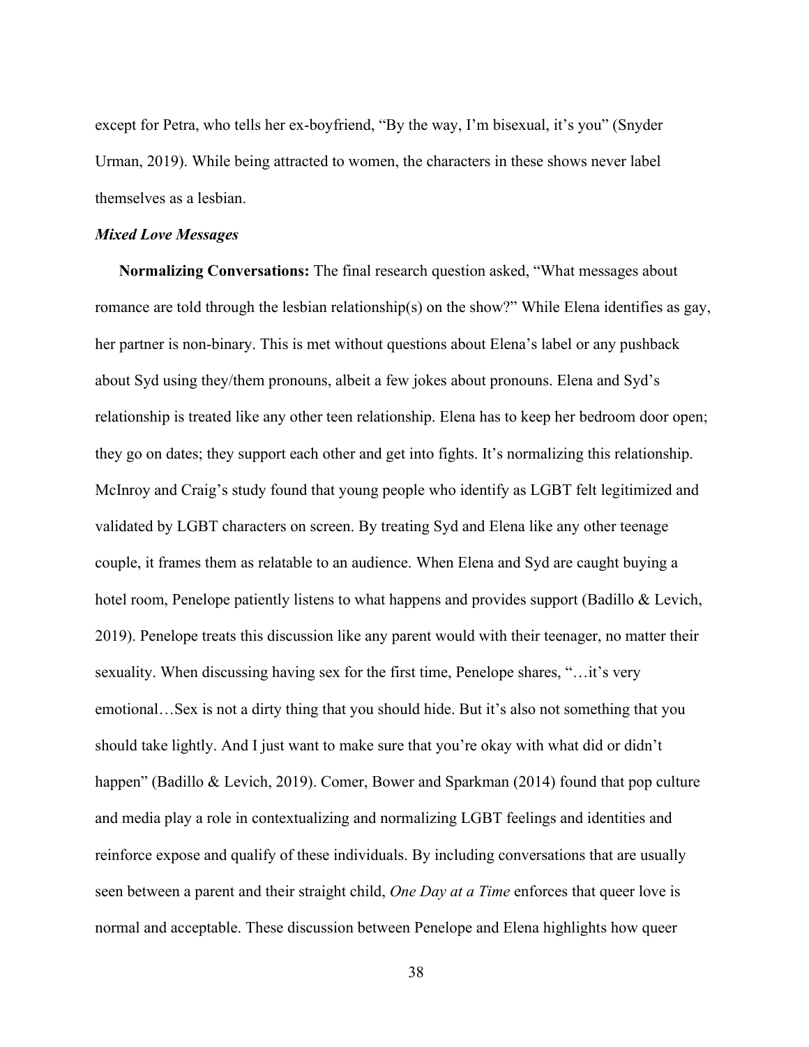except for Petra, who tells her ex-boyfriend, “By the way, I’m bisexual, it’s you” (Snyder Urman, 2019). While being attracted to women, the characters in these shows never label themselves as a lesbian.

### *Mixed Love Messages*

**Normalizing Conversations:** The final research question asked, “What messages about romance are told through the lesbian relationship(s) on the show?” While Elena identifies as gay, her partner is non-binary. This is met without questions about Elena’s label or any pushback about Syd using they/them pronouns, albeit a few jokes about pronouns. Elena and Syd’s relationship is treated like any other teen relationship. Elena has to keep her bedroom door open; they go on dates; they support each other and get into fights. It’s normalizing this relationship. McInroy and Craig’s study found that young people who identify as LGBT felt legitimized and validated by LGBT characters on screen. By treating Syd and Elena like any other teenage couple, it frames them as relatable to an audience. When Elena and Syd are caught buying a hotel room, Penelope patiently listens to what happens and provides support (Badillo & Levich, 2019). Penelope treats this discussion like any parent would with their teenager, no matter their sexuality. When discussing having sex for the first time, Penelope shares, “…it’s very emotional…Sex is not a dirty thing that you should hide. But it’s also not something that you should take lightly. And I just want to make sure that you’re okay with what did or didn’t happen” (Badillo & Levich, 2019). Comer, Bower and Sparkman (2014) found that pop culture and media play a role in contextualizing and normalizing LGBT feelings and identities and reinforce expose and qualify of these individuals. By including conversations that are usually seen between a parent and their straight child, *One Day at a Time* enforces that queer love is normal and acceptable. These discussion between Penelope and Elena highlights how queer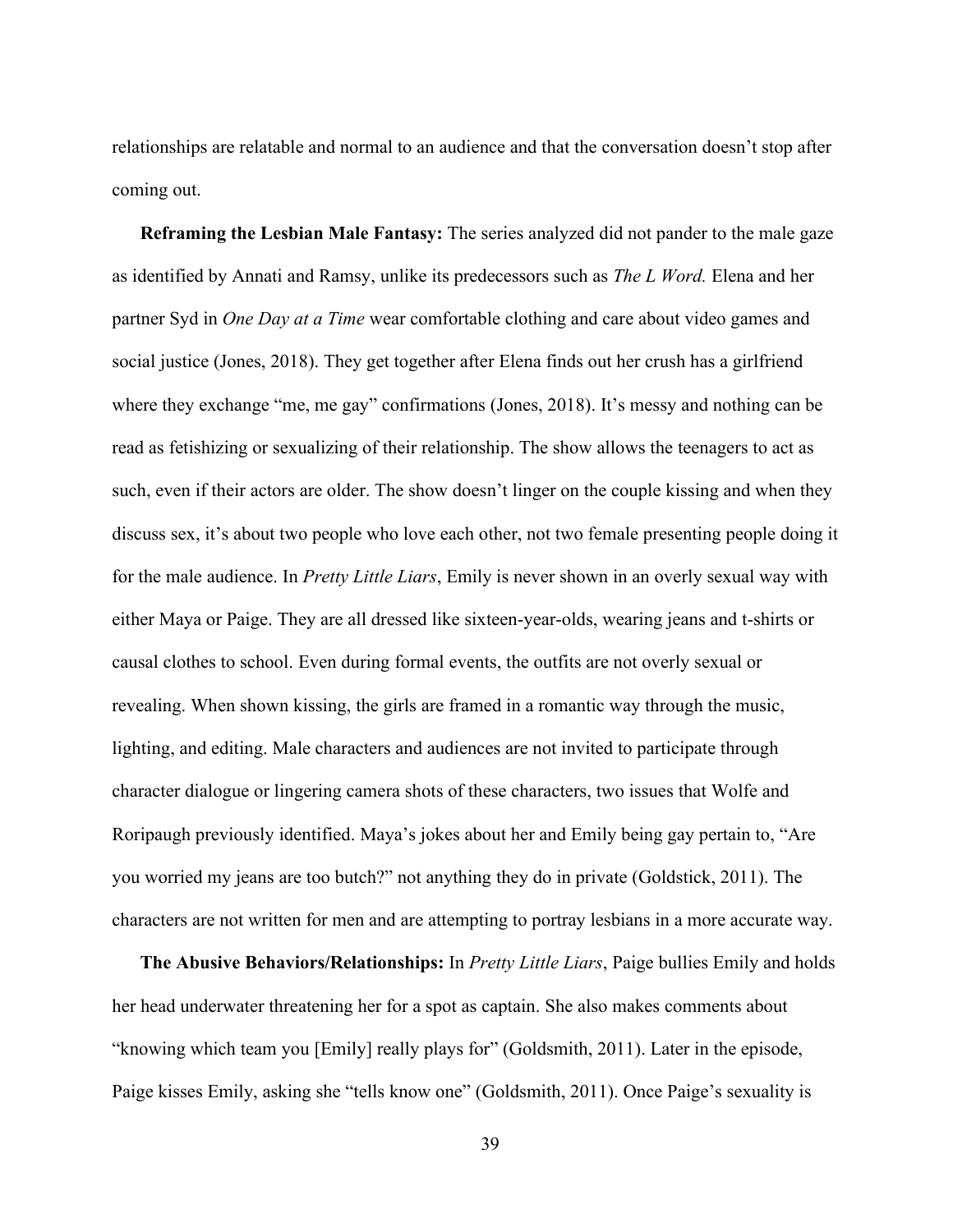relationships are relatable and normal to an audience and that the conversation doesn't stop after coming out.

**Reframing the Lesbian Male Fantasy:** The series analyzed did not pander to the male gaze as identified by Annati and Ramsy, unlike its predecessors such as *The L Word.* Elena and her partner Syd in *One Day at a Time* wear comfortable clothing and care about video games and social justice (Jones, 2018). They get together after Elena finds out her crush has a girlfriend where they exchange "me, me gay" confirmations (Jones, 2018). It's messy and nothing can be read as fetishizing or sexualizing of their relationship. The show allows the teenagers to act as such, even if their actors are older. The show doesn't linger on the couple kissing and when they discuss sex, it's about two people who love each other, not two female presenting people doing it for the male audience. In *Pretty Little Liars*, Emily is never shown in an overly sexual way with either Maya or Paige. They are all dressed like sixteen-year-olds, wearing jeans and t-shirts or causal clothes to school. Even during formal events, the outfits are not overly sexual or revealing. When shown kissing, the girls are framed in a romantic way through the music, lighting, and editing. Male characters and audiences are not invited to participate through character dialogue or lingering camera shots of these characters, two issues that Wolfe and Roripaugh previously identified. Maya's jokes about her and Emily being gay pertain to, "Are you worried my jeans are too butch?" not anything they do in private (Goldstick, 2011). The characters are not written for men and are attempting to portray lesbians in a more accurate way.

**The Abusive Behaviors/Relationships:** In *Pretty Little Liars*, Paige bullies Emily and holds her head underwater threatening her for a spot as captain. She also makes comments about "knowing which team you [Emily] really plays for" (Goldsmith, 2011). Later in the episode, Paige kisses Emily, asking she "tells know one" (Goldsmith, 2011). Once Paige's sexuality is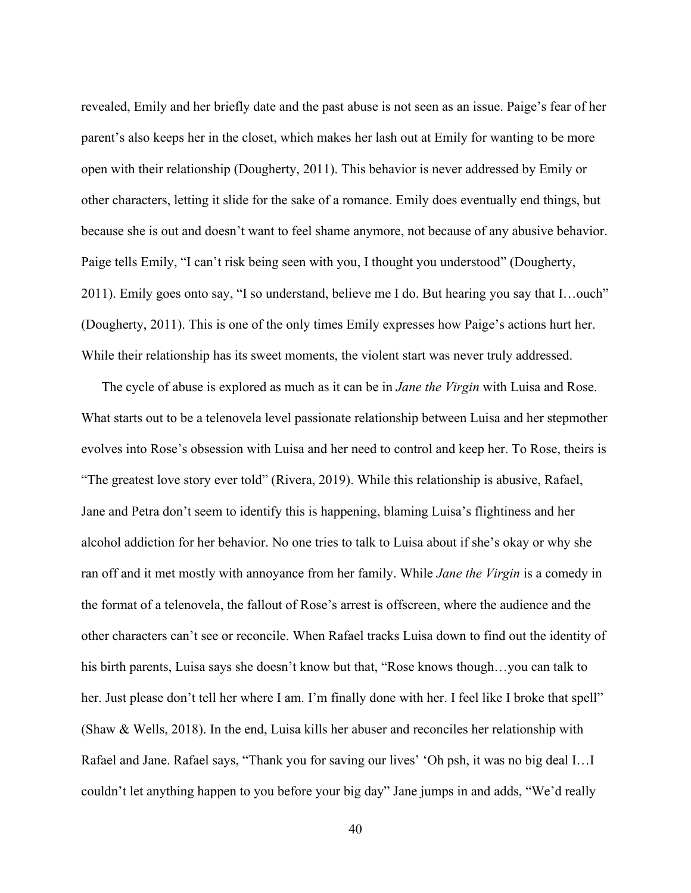revealed, Emily and her briefly date and the past abuse is not seen as an issue. Paige's fear of her parent's also keeps her in the closet, which makes her lash out at Emily for wanting to be more open with their relationship (Dougherty, 2011). This behavior is never addressed by Emily or other characters, letting it slide for the sake of a romance. Emily does eventually end things, but because she is out and doesn't want to feel shame anymore, not because of any abusive behavior. Paige tells Emily, "I can't risk being seen with you, I thought you understood" (Dougherty, 2011). Emily goes onto say, "I so understand, believe me I do. But hearing you say that I…ouch" (Dougherty, 2011). This is one of the only times Emily expresses how Paige's actions hurt her. While their relationship has its sweet moments, the violent start was never truly addressed.

The cycle of abuse is explored as much as it can be in *Jane the Virgin* with Luisa and Rose. What starts out to be a telenovela level passionate relationship between Luisa and her stepmother evolves into Rose's obsession with Luisa and her need to control and keep her. To Rose, theirs is "The greatest love story ever told" (Rivera, 2019). While this relationship is abusive, Rafael, Jane and Petra don't seem to identify this is happening, blaming Luisa's flightiness and her alcohol addiction for her behavior. No one tries to talk to Luisa about if she's okay or why she ran off and it met mostly with annoyance from her family. While *Jane the Virgin* is a comedy in the format of a telenovela, the fallout of Rose's arrest is offscreen, where the audience and the other characters can't see or reconcile. When Rafael tracks Luisa down to find out the identity of his birth parents, Luisa says she doesn't know but that, "Rose knows though…you can talk to her. Just please don't tell her where I am. I'm finally done with her. I feel like I broke that spell" (Shaw & Wells, 2018). In the end, Luisa kills her abuser and reconciles her relationship with Rafael and Jane. Rafael says, "Thank you for saving our lives' 'Oh psh, it was no big deal I…I couldn't let anything happen to you before your big day" Jane jumps in and adds, "We'd really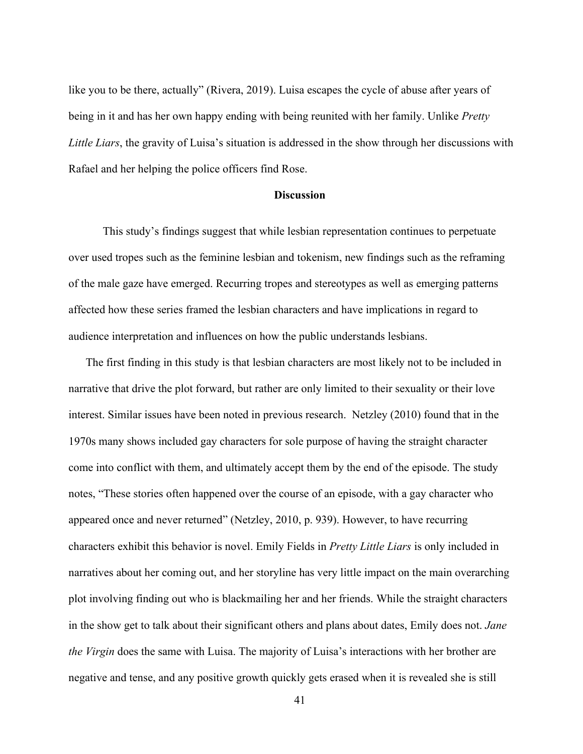like you to be there, actually" (Rivera, 2019). Luisa escapes the cycle of abuse after years of being in it and has her own happy ending with being reunited with her family. Unlike *Pretty Little Liars*, the gravity of Luisa's situation is addressed in the show through her discussions with Rafael and her helping the police officers find Rose.

## Discussion

This study's findings suggest that while lesbian representation continues to perpetuate over used tropes such as the feminine lesbian and tokenism, new findings such as the reframing of the male gaze have emerged. Recurring tropes and stereotypes as well as emerging patterns affected how these series framed the lesbian characters and have implications in regard to audience interpretation and influences on how the public understands lesbians.

The first finding in this study is that lesbian characters are most likely not to be included in narrative that drive the plot forward, but rather are only limited to their sexuality or their love interest. Similar issues have been noted in previous research. Netzley (2010) found that in the 1970s many shows included gay characters for sole purpose of having the straight character come into conflict with them, and ultimately accept them by the end of the episode. The study notes, "These stories often happened over the course of an episode, with a gay character who appeared once and never returned" (Netzley, 2010, p. 939). However, to have recurring characters exhibit this behavior is novel. Emily Fields in *Pretty Little Liars* is only included in narratives about her coming out, and her storyline has very little impact on the main overarching plot involving finding out who is blackmailing her and her friends. While the straight characters in the show get to talk about their significant others and plans about dates, Emily does not. *Jane the Virgin* does the same with Luisa. The majority of Luisa's interactions with her brother are negative and tense, and any positive growth quickly gets erased when it is revealed she is still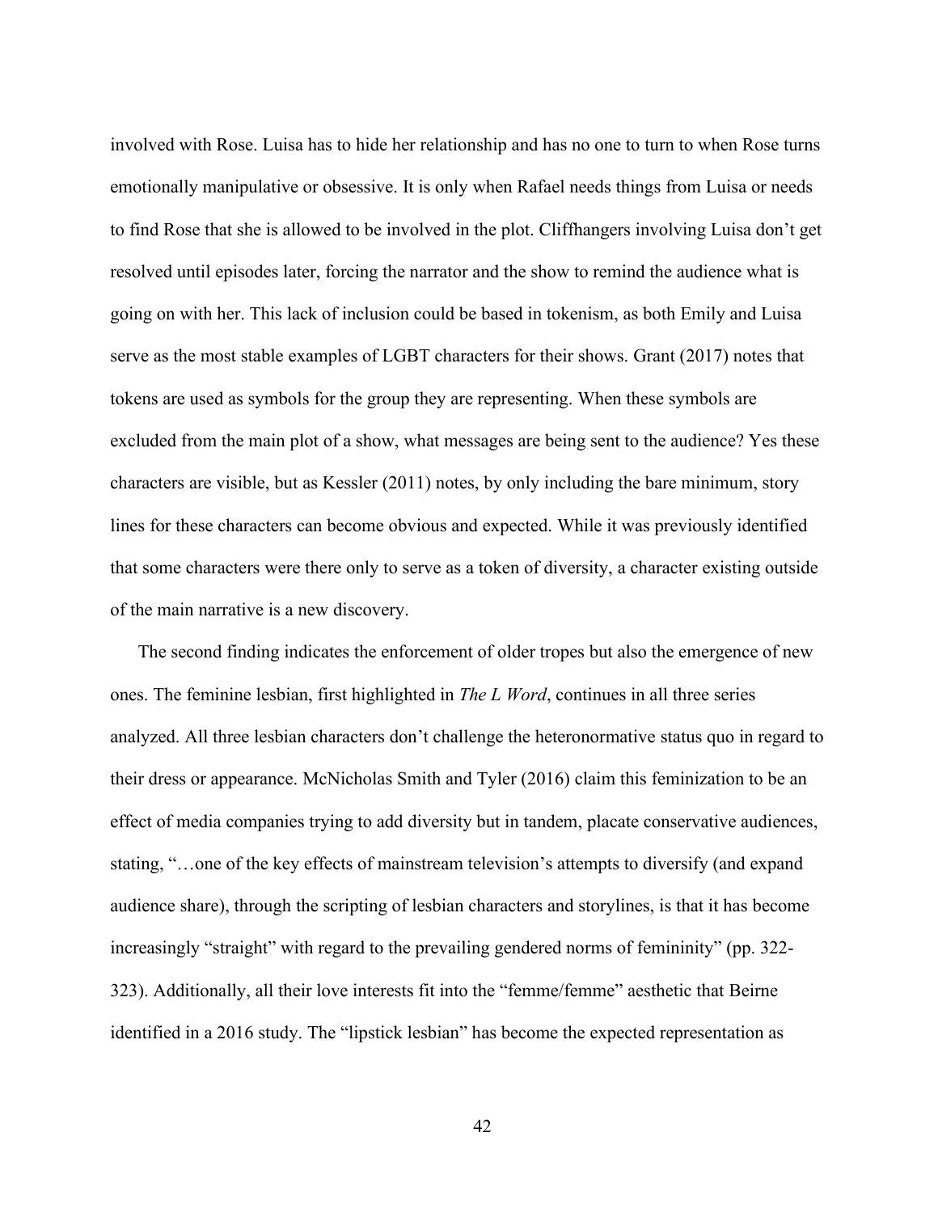involved with Rose. Luisa has to hide her relationship and has no one to turn to when Rose turns emotionally manipulative or obsessive. It is only when Rafael needs things from Luisa or needs to find Rose that she is allowed to be involved in the plot. Cliffhangers involving Luisa don't get resolved until episodes later, forcing the narrator and the show to remind the audience what is going on with her. This lack of inclusion could be based in tokenism, as both Emily and Luisa serve as the most stable examples of LGBT characters for their shows. Grant (2017) notes that tokens are used as symbols for the group they are representing. When these symbols are excluded from the main plot of a show, what messages are being sent to the audience? Yes these characters are visible, but as Kessler (2011) notes, by only including the bare minimum, story lines for these characters can become obvious and expected. While it was previously identified that some characters were there only to serve as a token of diversity, a character existing outside of the main narrative is a new discovery.

The second finding indicates the enforcement of older tropes but also the emergence of new ones. The feminine lesbian, first highlighted in *The L Word*, continues in all three series analyzed. All three lesbian characters don't challenge the heteronormative status quo in regard to their dress or appearance. McNicholas Smith and Tyler (2016) claim this feminization to be an effect of media companies trying to add diversity but in tandem, placate conservative audiences, stating, "…one of the key effects of mainstream television's attempts to diversify (and expand audience share), through the scripting of lesbian characters and storylines, is that it has become increasingly "straight" with regard to the prevailing gendered norms of femininity" (pp. 322-323). Additionally, all their love interests fit into the "femme/femme" aesthetic that Beirne identified in a 2016 study. The "lipstick lesbian" has become the expected representation as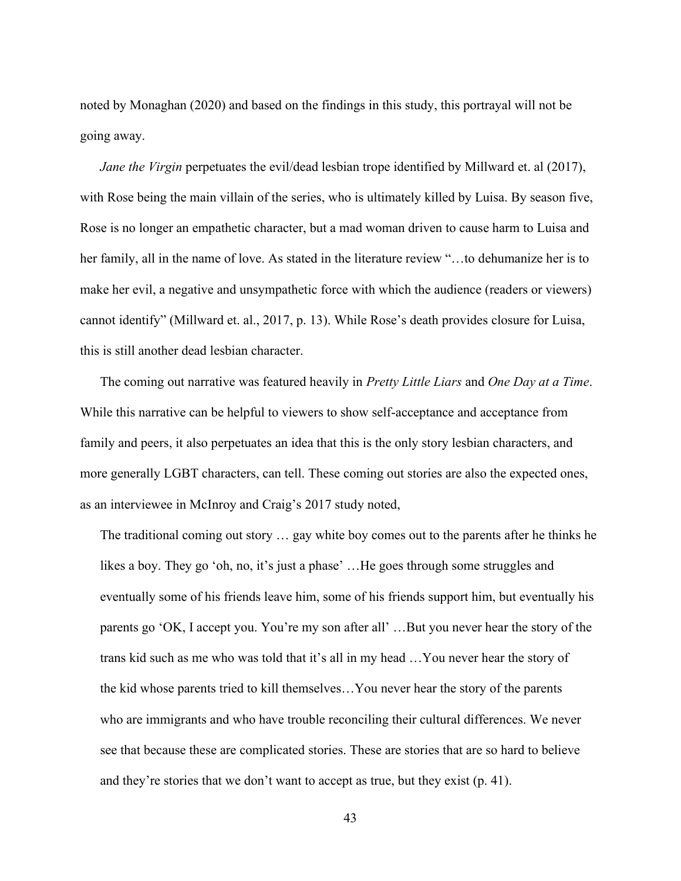noted by Monaghan (2020) and based on the findings in this study, this portrayal will not be going away.

*Jane the Virgin* perpetuates the evil/dead lesbian trope identified by Millward et. al (2017), with Rose being the main villain of the series, who is ultimately killed by Luisa. By season five, Rose is no longer an empathetic character, but a mad woman driven to cause harm to Luisa and her family, all in the name of love. As stated in the literature review "…to dehumanize her is to make her evil, a negative and unsympathetic force with which the audience (readers or viewers) cannot identify" (Millward et. al., 2017, p. 13). While Rose's death provides closure for Luisa, this is still another dead lesbian character.

The coming out narrative was featured heavily in *Pretty Little Liars* and *One Day at a Time*. While this narrative can be helpful to viewers to show self-acceptance and acceptance from family and peers, it also perpetuates an idea that this is the only story lesbian characters, and more generally LGBT characters, can tell. These coming out stories are also the expected ones, as an interviewee in McInroy and Craig's 2017 study noted,

> The traditional coming out story … gay white boy comes out to the parents after he thinks he likes a boy. They go 'oh, no, it's just a phase' …He goes through some struggles and eventually some of his friends leave him, some of his friends support him, but eventually his parents go 'OK, I accept you. You're my son after all' …But you never hear the story of the trans kid such as me who was told that it's all in my head …You never hear the story of the kid whose parents tried to kill themselves…You never hear the story of the parents who are immigrants and who have trouble reconciling their cultural differences. We never see that because these are complicated stories. These are stories that are so hard to believe and they're stories that we don't want to accept as true, but they exist (p. 41).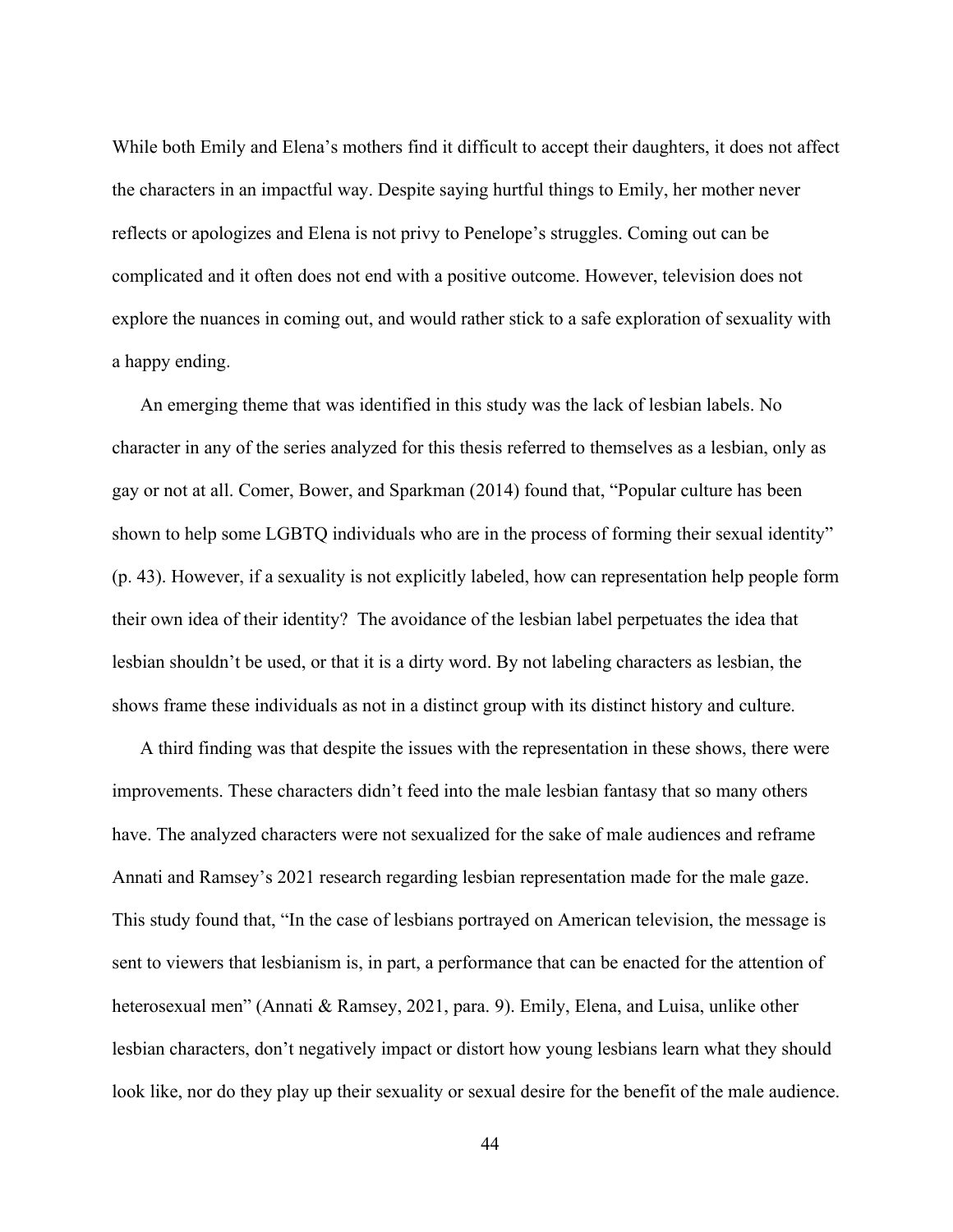While both Emily and Elena's mothers find it difficult to accept their daughters, it does not affect the characters in an impactful way. Despite saying hurtful things to Emily, her mother never reflects or apologizes and Elena is not privy to Penelope's struggles. Coming out can be complicated and it often does not end with a positive outcome. However, television does not explore the nuances in coming out, and would rather stick to a safe exploration of sexuality with a happy ending.

An emerging theme that was identified in this study was the lack of lesbian labels. No character in any of the series analyzed for this thesis referred to themselves as a lesbian, only as gay or not at all. Comer, Bower, and Sparkman (2014) found that, "Popular culture has been shown to help some LGBTQ individuals who are in the process of forming their sexual identity" (p. 43). However, if a sexuality is not explicitly labeled, how can representation help people form their own idea of their identity? The avoidance of the lesbian label perpetuates the idea that lesbian shouldn't be used, or that it is a dirty word. By not labeling characters as lesbian, the shows frame these individuals as not in a distinct group with its distinct history and culture.

A third finding was that despite the issues with the representation in these shows, there were improvements. These characters didn't feed into the male lesbian fantasy that so many others have. The analyzed characters were not sexualized for the sake of male audiences and reframe Annati and Ramsey's 2021 research regarding lesbian representation made for the male gaze. This study found that, "In the case of lesbians portrayed on American television, the message is sent to viewers that lesbianism is, in part, a performance that can be enacted for the attention of heterosexual men" (Annati & Ramsey, 2021, para. 9). Emily, Elena, and Luisa, unlike other lesbian characters, don't negatively impact or distort how young lesbians learn what they should look like, nor do they play up their sexuality or sexual desire for the benefit of the male audience.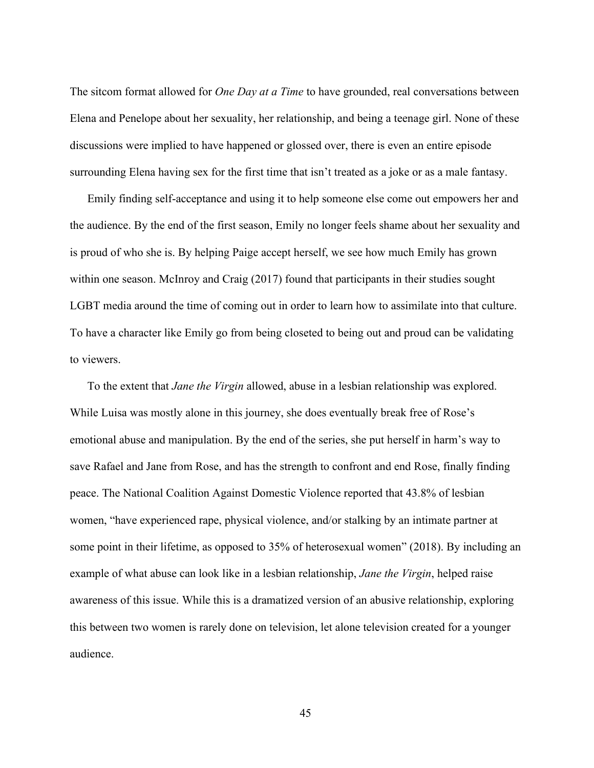The sitcom format allowed for *One Day at a Time* to have grounded, real conversations between Elena and Penelope about her sexuality, her relationship, and being a teenage girl. None of these discussions were implied to have happened or glossed over, there is even an entire episode surrounding Elena having sex for the first time that isn't treated as a joke or as a male fantasy.

Emily finding self-acceptance and using it to help someone else come out empowers her and the audience. By the end of the first season, Emily no longer feels shame about her sexuality and is proud of who she is. By helping Paige accept herself, we see how much Emily has grown within one season. McInroy and Craig (2017) found that participants in their studies sought LGBT media around the time of coming out in order to learn how to assimilate into that culture. To have a character like Emily go from being closeted to being out and proud can be validating to viewers.

To the extent that *Jane the Virgin* allowed, abuse in a lesbian relationship was explored. While Luisa was mostly alone in this journey, she does eventually break free of Rose's emotional abuse and manipulation. By the end of the series, she put herself in harm's way to save Rafael and Jane from Rose, and has the strength to confront and end Rose, finally finding peace. The National Coalition Against Domestic Violence reported that 43.8% of lesbian women, "have experienced rape, physical violence, and/or stalking by an intimate partner at some point in their lifetime, as opposed to 35% of heterosexual women" (2018). By including an example of what abuse can look like in a lesbian relationship, *Jane the Virgin*, helped raise awareness of this issue. While this is a dramatized version of an abusive relationship, exploring this between two women is rarely done on television, let alone television created for a younger audience.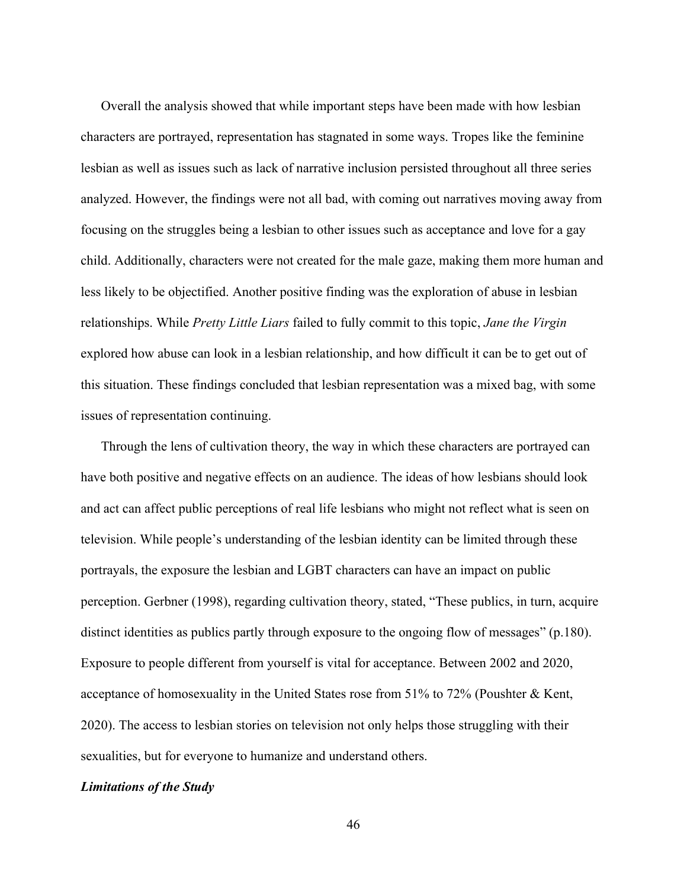Overall the analysis showed that while important steps have been made with how lesbian characters are portrayed, representation has stagnated in some ways. Tropes like the feminine lesbian as well as issues such as lack of narrative inclusion persisted throughout all three series analyzed. However, the findings were not all bad, with coming out narratives moving away from focusing on the struggles being a lesbian to other issues such as acceptance and love for a gay child. Additionally, characters were not created for the male gaze, making them more human and less likely to be objectified. Another positive finding was the exploration of abuse in lesbian relationships. While *Pretty Little Liars* failed to fully commit to this topic, *Jane the Virgin* explored how abuse can look in a lesbian relationship, and how difficult it can be to get out of this situation. These findings concluded that lesbian representation was a mixed bag, with some issues of representation continuing.

Through the lens of cultivation theory, the way in which these characters are portrayed can have both positive and negative effects on an audience. The ideas of how lesbians should look and act can affect public perceptions of real life lesbians who might not reflect what is seen on television. While people's understanding of the lesbian identity can be limited through these portrayals, the exposure the lesbian and LGBT characters can have an impact on public perception. Gerbner (1998), regarding cultivation theory, stated, "These publics, in turn, acquire distinct identities as publics partly through exposure to the ongoing flow of messages" (p.180). Exposure to people different from yourself is vital for acceptance. Between 2002 and 2020, acceptance of homosexuality in the United States rose from 51% to 72% (Poushter & Kent, 2020). The access to lesbian stories on television not only helps those struggling with their sexualities, but for everyone to humanize and understand others.

### *Limitations of the Study*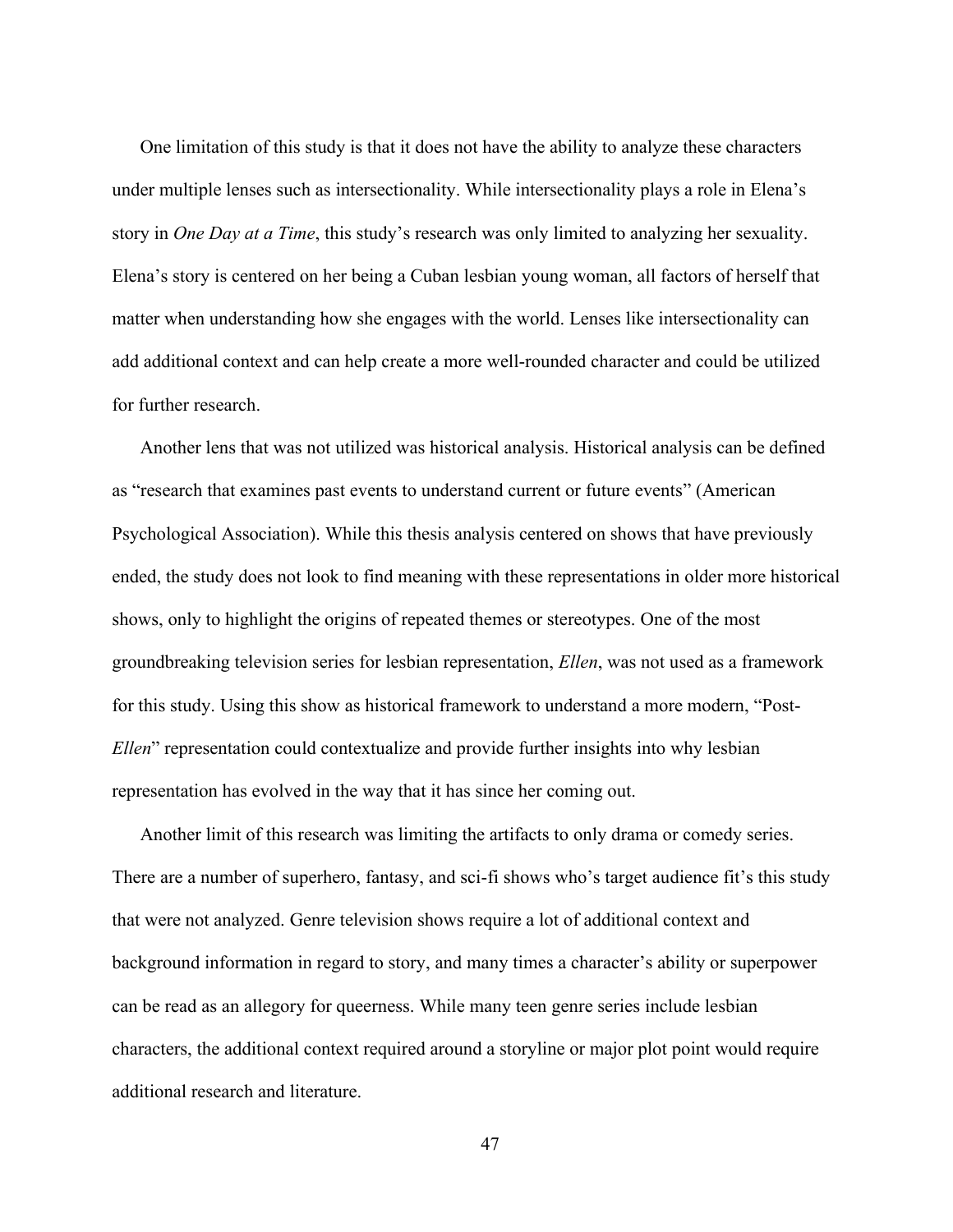One limitation of this study is that it does not have the ability to analyze these characters under multiple lenses such as intersectionality. While intersectionality plays a role in Elena's story in *One Day at a Time*, this study's research was only limited to analyzing her sexuality. Elena's story is centered on her being a Cuban lesbian young woman, all factors of herself that matter when understanding how she engages with the world. Lenses like intersectionality can add additional context and can help create a more well-rounded character and could be utilized for further research.

Another lens that was not utilized was historical analysis. Historical analysis can be defined as "research that examines past events to understand current or future events" (American Psychological Association). While this thesis analysis centered on shows that have previously ended, the study does not look to find meaning with these representations in older more historical shows, only to highlight the origins of repeated themes or stereotypes. One of the most groundbreaking television series for lesbian representation, *Ellen*, was not used as a framework for this study. Using this show as historical framework to understand a more modern, "Post-*Ellen*" representation could contextualize and provide further insights into why lesbian representation has evolved in the way that it has since her coming out.

Another limit of this research was limiting the artifacts to only drama or comedy series. There are a number of superhero, fantasy, and sci-fi shows who's target audience fit's this study that were not analyzed. Genre television shows require a lot of additional context and background information in regard to story, and many times a character's ability or superpower can be read as an allegory for queerness. While many teen genre series include lesbian characters, the additional context required around a storyline or major plot point would require additional research and literature.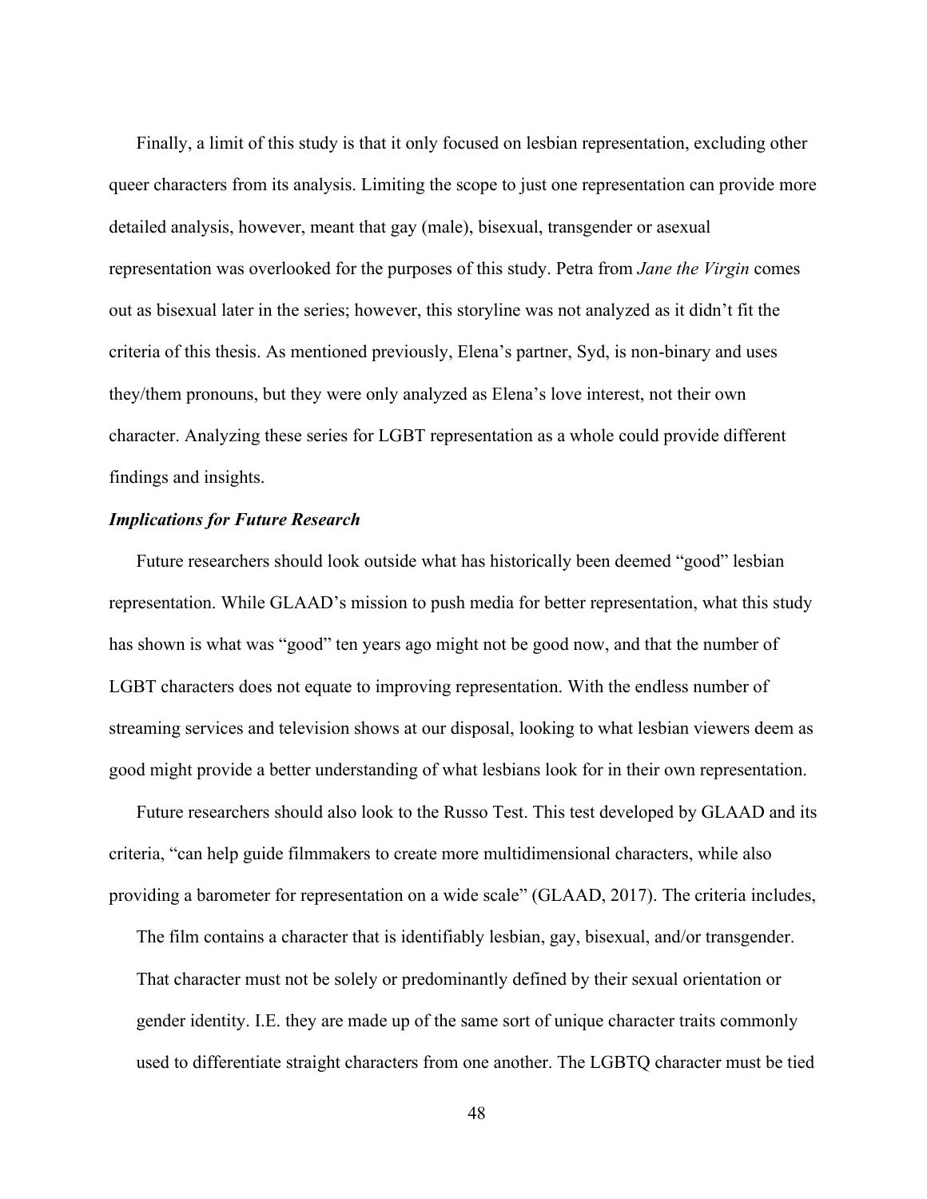Finally, a limit of this study is that it only focused on lesbian representation, excluding other queer characters from its analysis. Limiting the scope to just one representation can provide more detailed analysis, however, meant that gay (male), bisexual, transgender or asexual representation was overlooked for the purposes of this study. Petra from *Jane the Virgin* comes out as bisexual later in the series; however, this storyline was not analyzed as it didn't fit the criteria of this thesis. As mentioned previously, Elena's partner, Syd, is non-binary and uses they/them pronouns, but they were only analyzed as Elena's love interest, not their own character. Analyzing these series for LGBT representation as a whole could provide different findings and insights.

### *Implications for Future Research*

Future researchers should look outside what has historically been deemed "good" lesbian representation. While GLAAD's mission to push media for better representation, what this study has shown is what was "good" ten years ago might not be good now, and that the number of LGBT characters does not equate to improving representation. With the endless number of streaming services and television shows at our disposal, looking to what lesbian viewers deem as good might provide a better understanding of what lesbians look for in their own representation.

Future researchers should also look to the Russo Test. This test developed by GLAAD and its criteria, "can help guide filmmakers to create more multidimensional characters, while also providing a barometer for representation on a wide scale" (GLAAD, 2017). The criteria includes,

> The film contains a character that is identifiably lesbian, gay, bisexual, and/or transgender. That character must not be solely or predominantly defined by their sexual orientation or gender identity. I.E. they are made up of the same sort of unique character traits commonly used to differentiate straight characters from one another. The LGBTQ character must be tied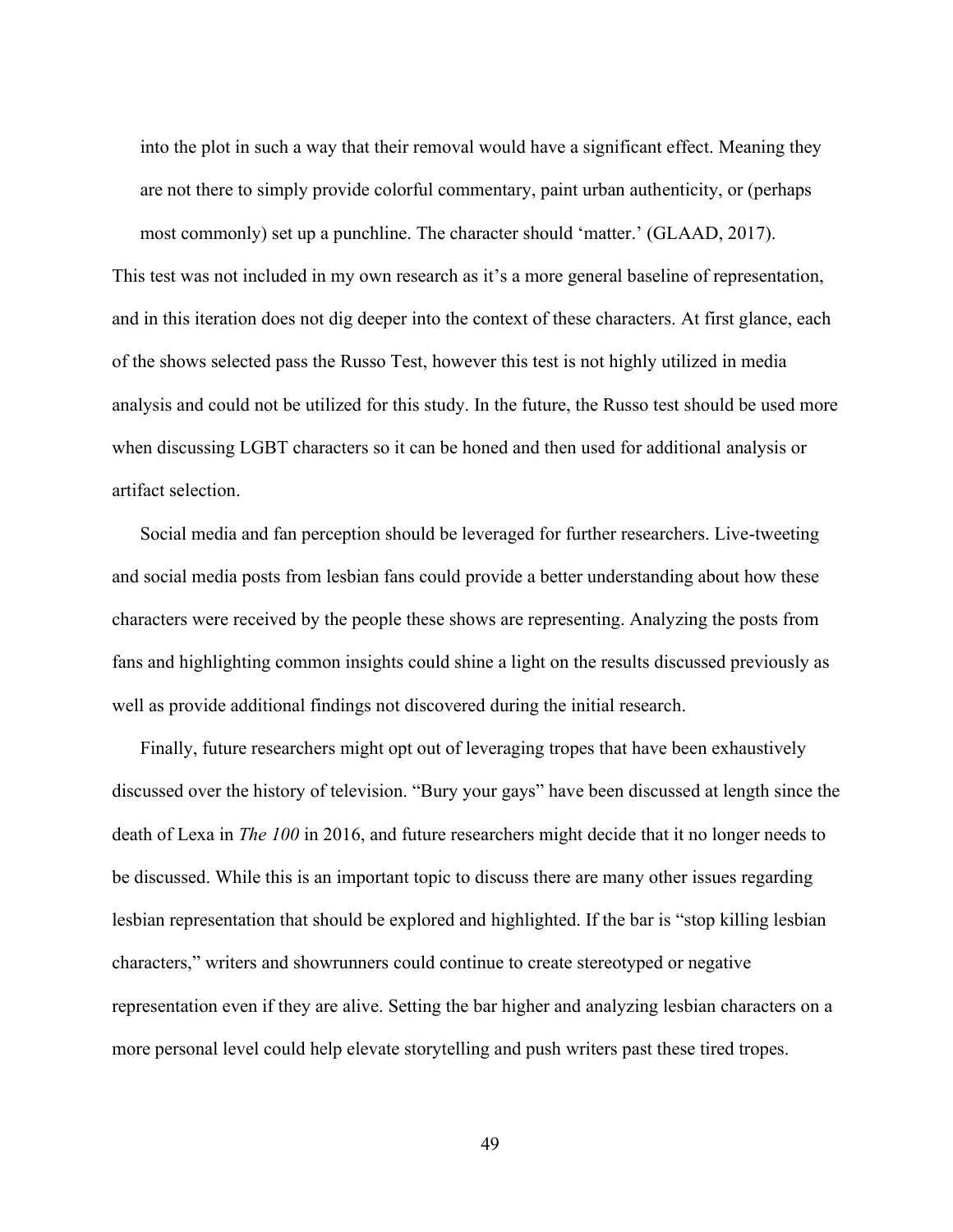> into the plot in such a way that their removal would have a significant effect. Meaning they are not there to simply provide colorful commentary, paint urban authenticity, or (perhaps most commonly) set up a punchline. The character should 'matter.' (GLAAD, 2017).

This test was not included in my own research as it's a more general baseline of representation, and in this iteration does not dig deeper into the context of these characters. At first glance, each of the shows selected pass the Russo Test, however this test is not highly utilized in media analysis and could not be utilized for this study. In the future, the Russo test should be used more when discussing LGBT characters so it can be honed and then used for additional analysis or artifact selection.

Social media and fan perception should be leveraged for further researchers. Live-tweeting and social media posts from lesbian fans could provide a better understanding about how these characters were received by the people these shows are representing. Analyzing the posts from fans and highlighting common insights could shine a light on the results discussed previously as well as provide additional findings not discovered during the initial research.

Finally, future researchers might opt out of leveraging tropes that have been exhaustively discussed over the history of television. "Bury your gays" have been discussed at length since the death of Lexa in *The 100* in 2016, and future researchers might decide that it no longer needs to be discussed. While this is an important topic to discuss there are many other issues regarding lesbian representation that should be explored and highlighted. If the bar is "stop killing lesbian characters," writers and showrunners could continue to create stereotyped or negative representation even if they are alive. Setting the bar higher and analyzing lesbian characters on a more personal level could help elevate storytelling and push writers past these tired tropes.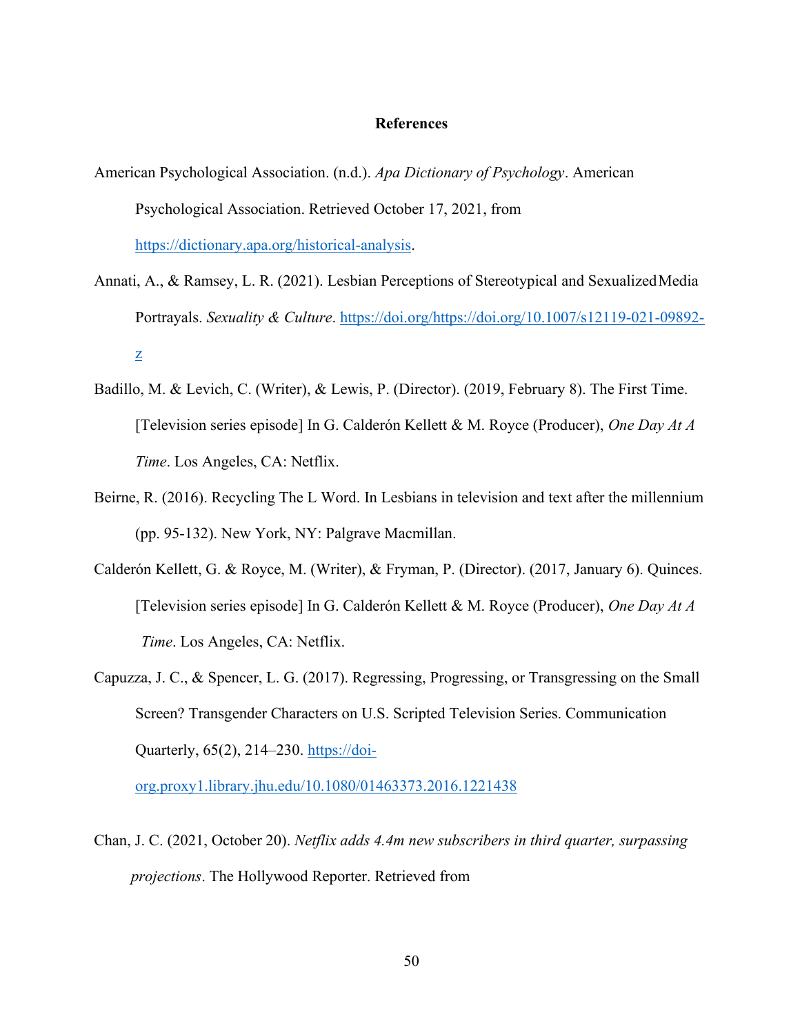# References

American Psychological Association. (n.d.). *Apa Dictionary of Psychology*. American Psychological Association. Retrieved October 17, 2021, from https://dictionary.apa.org/historical-analysis.

Annati, A., & Ramsey, L. R. (2021). Lesbian Perceptions of Stereotypical and Sexualized Media Portrayals. *Sexuality & Culture*. https://doi.org/https://doi.org/10.1007/s12119-021-09892-z

Badillo, M. & Levich, C. (Writer), & Lewis, P. (Director). (2019, February 8). The First Time. [Television series episode] In G. Calderón Kellett & M. Royce (Producer), *One Day At A Time*. Los Angeles, CA: Netflix.

Beirne, R. (2016). Recycling The L Word. In Lesbians in television and text after the millennium (pp. 95-132). New York, NY: Palgrave Macmillan.

Calderón Kellett, G. & Royce, M. (Writer), & Fryman, P. (Director). (2017, January 6). Quinces. [Television series episode] In G. Calderón Kellett & M. Royce (Producer), *One Day At A Time*. Los Angeles, CA: Netflix.

Capuzza, J. C., & Spencer, L. G. (2017). Regressing, Progressing, or Transgressing on the Small Screen? Transgender Characters on U.S. Scripted Television Series. Communication Quarterly, 65(2), 214–230. https://doi-org.proxy1.library.jhu.edu/10.1080/01463373.2016.1221438

Chan, J. C. (2021, October 20). *Netflix adds 4.4m new subscribers in third quarter, surpassing projections*. The Hollywood Reporter. Retrieved from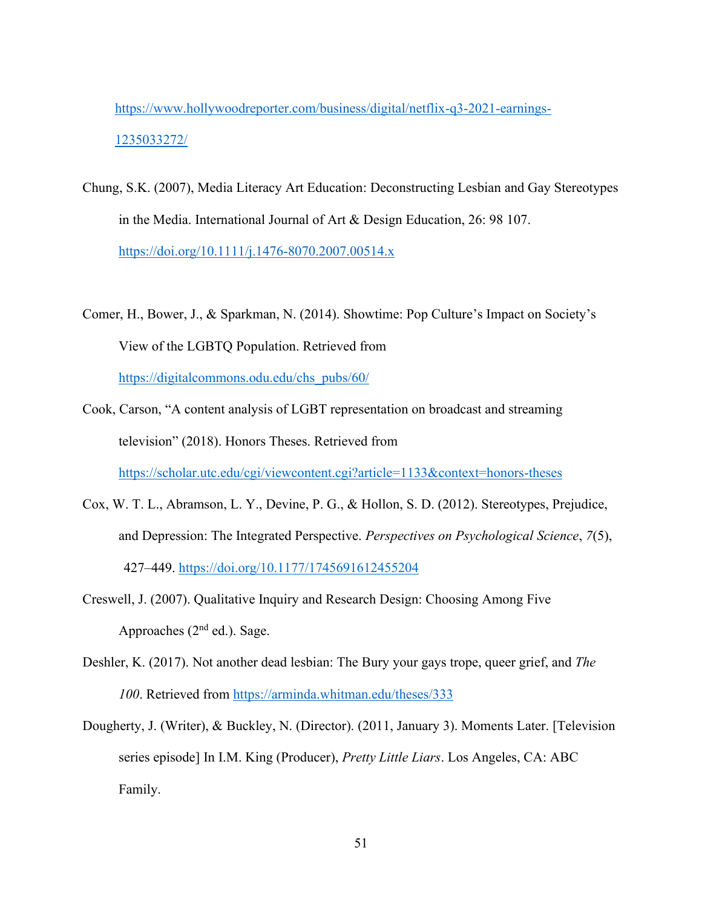https://www.hollywoodreporter.com/business/digital/netflix-q3-2021-earnings-1235033272/

Chung, S.K. (2007), Media Literacy Art Education: Deconstructing Lesbian and Gay Stereotypes in the Media. International Journal of Art & Design Education, 26: 98 107. https://doi.org/10.1111/j.1476-8070.2007.00514.x

Comer, H., Bower, J., & Sparkman, N. (2014). Showtime: Pop Culture's Impact on Society's View of the LGBTQ Population. Retrieved from https://digitalcommons.odu.edu/chs_pubs/60/

Cook, Carson, "A content analysis of LGBT representation on broadcast and streaming television" (2018). Honors Theses. Retrieved from https://scholar.utc.edu/cgi/viewcontent.cgi?article=1133&context=honors-theses

Cox, W. T. L., Abramson, L. Y., Devine, P. G., & Hollon, S. D. (2012). Stereotypes, Prejudice, and Depression: The Integrated Perspective. *Perspectives on Psychological Science*, *7*(5), 427–449. https://doi.org/10.1177/1745691612455204

Creswell, J. (2007). Qualitative Inquiry and Research Design: Choosing Among Five Approaches (2nd ed.). Sage.

Deshler, K. (2017). Not another dead lesbian: The Bury your gays trope, queer grief, and *The 100*. Retrieved from https://arminda.whitman.edu/theses/333

Dougherty, J. (Writer), & Buckley, N. (Director). (2011, January 3). Moments Later. [Television series episode] In I.M. King (Producer), *Pretty Little Liars*. Los Angeles, CA: ABC Family.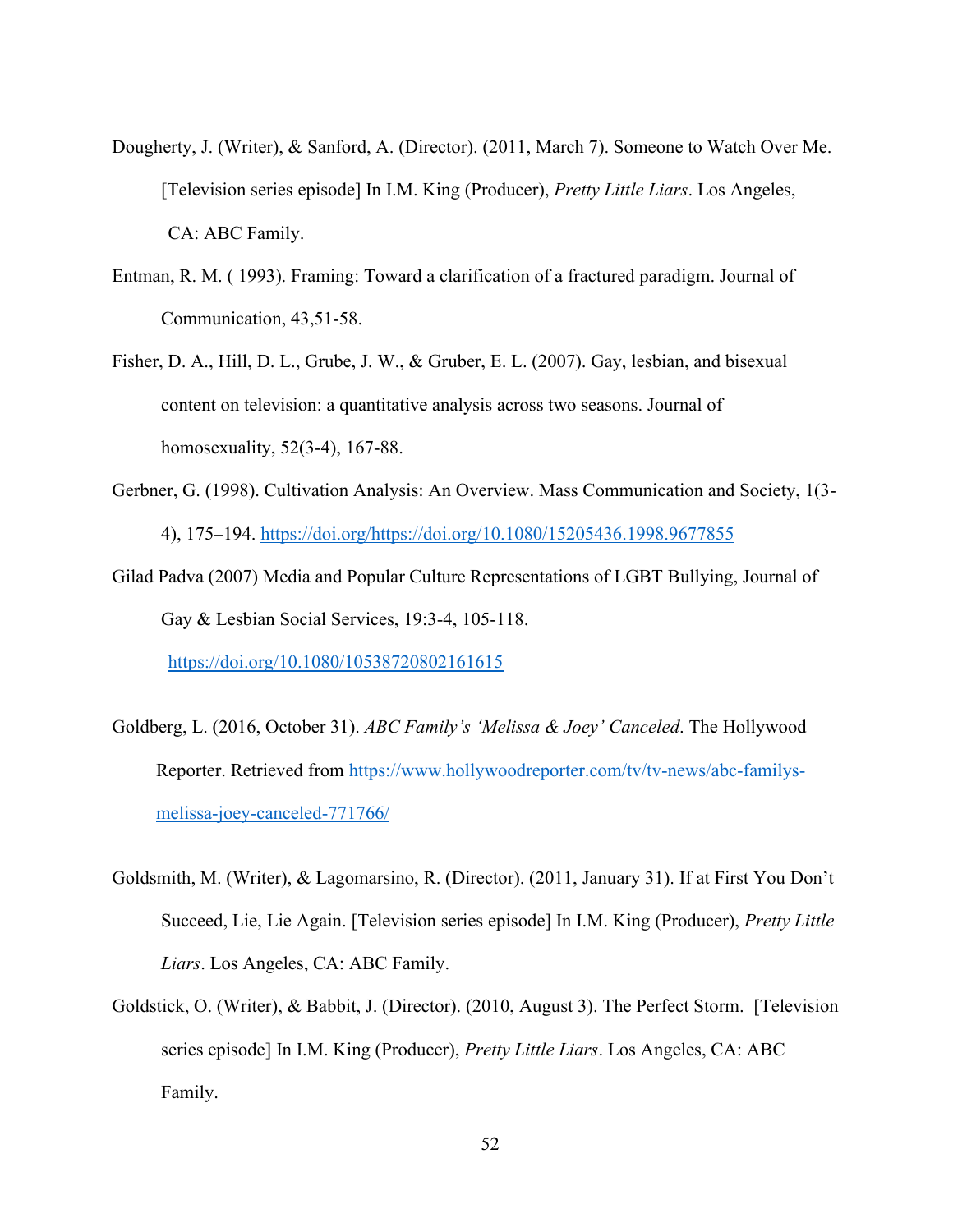Dougherty, J. (Writer), & Sanford, A. (Director). (2011, March 7). Someone to Watch Over Me. [Television series episode] In I.M. King (Producer), *Pretty Little Liars*. Los Angeles, CA: ABC Family.

Entman, R. M. ( 1993). Framing: Toward a clarification of a fractured paradigm. Journal of Communication, 43,51-58.

Fisher, D. A., Hill, D. L., Grube, J. W., & Gruber, E. L. (2007). Gay, lesbian, and bisexual content on television: a quantitative analysis across two seasons. Journal of homosexuality, 52(3-4), 167-88.

Gerbner, G. (1998). Cultivation Analysis: An Overview. Mass Communication and Society, 1(3-4), 175–194. https://doi.org/https://doi.org/10.1080/15205436.1998.9677855

Gilad Padva (2007) Media and Popular Culture Representations of LGBT Bullying, Journal of Gay & Lesbian Social Services, 19:3-4, 105-118. https://doi.org/10.1080/10538720802161615

Goldberg, L. (2016, October 31). *ABC Family's 'Melissa & Joey' Canceled*. The Hollywood Reporter. Retrieved from https://www.hollywoodreporter.com/tv/tv-news/abc-familys-melissa-joey-canceled-771766/

Goldsmith, M. (Writer), & Lagomarsino, R. (Director). (2011, January 31). If at First You Don't Succeed, Lie, Lie Again. [Television series episode] In I.M. King (Producer), *Pretty Little Liars*. Los Angeles, CA: ABC Family.

Goldstick, O. (Writer), & Babbit, J. (Director). (2010, August 3). The Perfect Storm. [Television series episode] In I.M. King (Producer), *Pretty Little Liars*. Los Angeles, CA: ABC Family.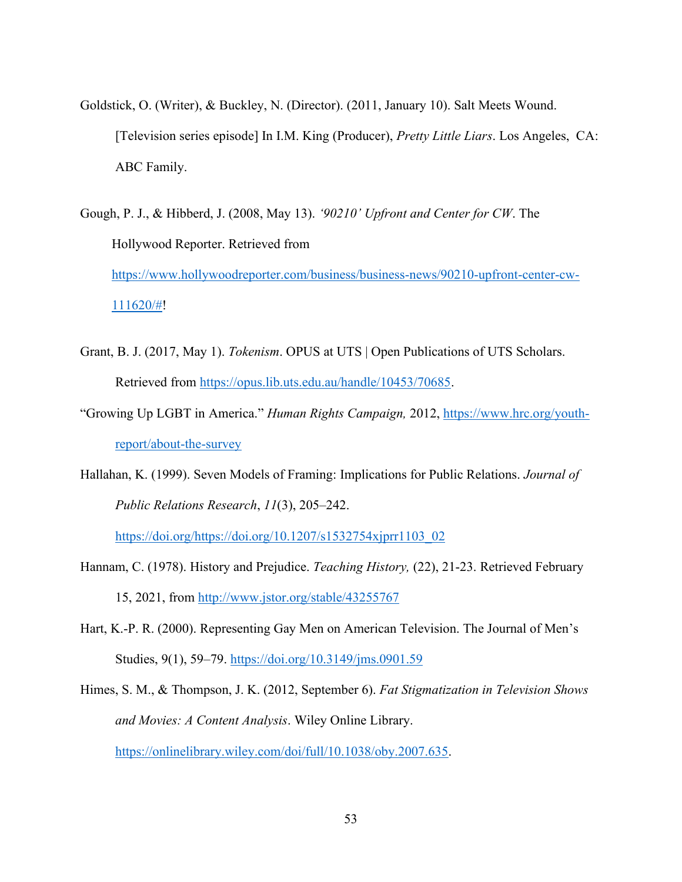Goldstick, O. (Writer), & Buckley, N. (Director). (2011, January 10). Salt Meets Wound. [Television series episode] In I.M. King (Producer), *Pretty Little Liars*. Los Angeles, CA: ABC Family.

Gough, P. J., & Hibberd, J. (2008, May 13). *'90210' Upfront and Center for CW*. The Hollywood Reporter. Retrieved from https://www.hollywoodreporter.com/business/business-news/90210-upfront-center-cw-111620/#!

Grant, B. J. (2017, May 1). *Tokenism*. OPUS at UTS | Open Publications of UTS Scholars. Retrieved from https://opus.lib.uts.edu.au/handle/10453/70685.

"Growing Up LGBT in America." *Human Rights Campaign,* 2012, https://www.hrc.org/youth-report/about-the-survey

Hallahan, K. (1999). Seven Models of Framing: Implications for Public Relations. *Journal of Public Relations Research*, *11*(3), 205–242. https://doi.org/https://doi.org/10.1207/s1532754xjprr1103_02

Hannam, C. (1978). History and Prejudice. *Teaching History,* (22), 21-23. Retrieved February 15, 2021, from http://www.jstor.org/stable/43255767

Hart, K.-P. R. (2000). Representing Gay Men on American Television. The Journal of Men's Studies, 9(1), 59–79. https://doi.org/10.3149/jms.0901.59

Himes, S. M., & Thompson, J. K. (2012, September 6). *Fat Stigmatization in Television Shows and Movies: A Content Analysis*. Wiley Online Library. https://onlinelibrary.wiley.com/doi/full/10.1038/oby.2007.635.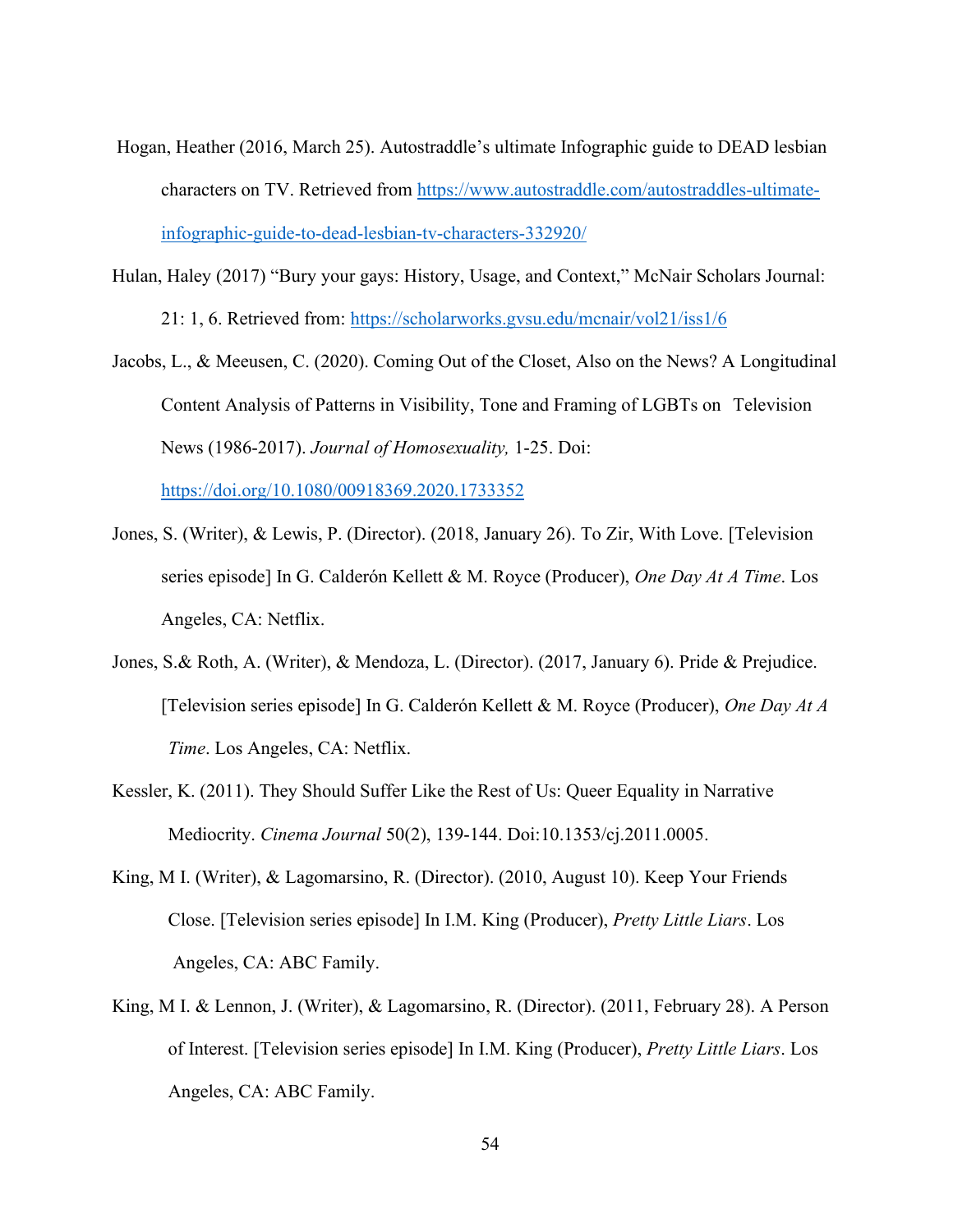Hogan, Heather (2016, March 25). Autostraddle's ultimate Infographic guide to DEAD lesbian characters on TV. Retrieved from https://www.autostraddle.com/autostraddles-ultimate-infographic-guide-to-dead-lesbian-tv-characters-332920/

Hulan, Haley (2017) "Bury your gays: History, Usage, and Context," McNair Scholars Journal: 21: 1, 6. Retrieved from: https://scholarworks.gvsu.edu/mcnair/vol21/iss1/6

Jacobs, L., & Meeusen, C. (2020). Coming Out of the Closet, Also on the News? A Longitudinal Content Analysis of Patterns in Visibility, Tone and Framing of LGBTs on Television News (1986-2017). *Journal of Homosexuality,* 1-25. Doi: https://doi.org/10.1080/00918369.2020.1733352

Jones, S. (Writer), & Lewis, P. (Director). (2018, January 26). To Zir, With Love. [Television series episode] In G. Calderón Kellett & M. Royce (Producer), *One Day At A Time*. Los Angeles, CA: Netflix.

Jones, S.& Roth, A. (Writer), & Mendoza, L. (Director). (2017, January 6). Pride & Prejudice. [Television series episode] In G. Calderón Kellett & M. Royce (Producer), *One Day At A Time*. Los Angeles, CA: Netflix.

Kessler, K. (2011). They Should Suffer Like the Rest of Us: Queer Equality in Narrative Mediocrity. *Cinema Journal* 50(2), 139-144. Doi:10.1353/cj.2011.0005.

King, M I. (Writer), & Lagomarsino, R. (Director). (2010, August 10). Keep Your Friends Close. [Television series episode] In I.M. King (Producer), *Pretty Little Liars*. Los Angeles, CA: ABC Family.

King, M I. & Lennon, J. (Writer), & Lagomarsino, R. (Director). (2011, February 28). A Person of Interest. [Television series episode] In I.M. King (Producer), *Pretty Little Liars*. Los Angeles, CA: ABC Family.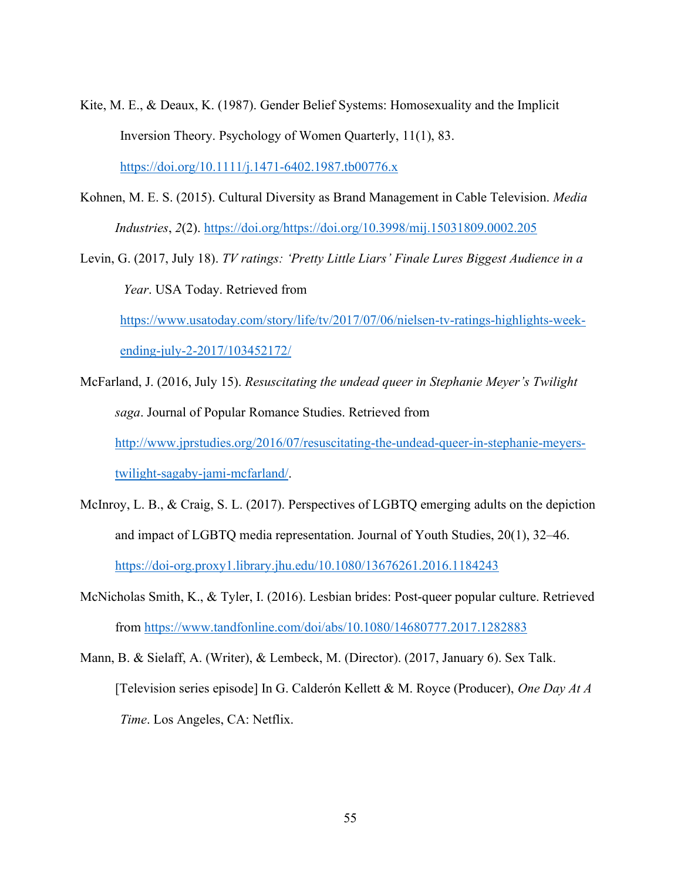Kite, M. E., & Deaux, K. (1987). Gender Belief Systems: Homosexuality and the Implicit Inversion Theory. Psychology of Women Quarterly, 11(1), 83. https://doi.org/10.1111/j.1471-6402.1987.tb00776.x

Kohnen, M. E. S. (2015). Cultural Diversity as Brand Management in Cable Television. *Media Industries*, *2*(2). https://doi.org/https://doi.org/10.3998/mij.15031809.0002.205

Levin, G. (2017, July 18). *TV ratings: 'Pretty Little Liars' Finale Lures Biggest Audience in a Year*. USA Today. Retrieved from https://www.usatoday.com/story/life/tv/2017/07/06/nielsen-tv-ratings-highlights-week-ending-july-2-2017/103452172/

McFarland, J. (2016, July 15). *Resuscitating the undead queer in Stephanie Meyer's Twilight saga*. Journal of Popular Romance Studies. Retrieved from http://www.jprstudies.org/2016/07/resuscitating-the-undead-queer-in-stephanie-meyers-twilight-sagaby-jami-mcfarland/.

McInroy, L. B., & Craig, S. L. (2017). Perspectives of LGBTQ emerging adults on the depiction and impact of LGBTQ media representation. Journal of Youth Studies, 20(1), 32–46. https://doi-org.proxy1.library.jhu.edu/10.1080/13676261.2016.1184243

McNicholas Smith, K., & Tyler, I. (2016). Lesbian brides: Post-queer popular culture. Retrieved from https://www.tandfonline.com/doi/abs/10.1080/14680777.2017.1282883

Mann, B. & Sielaff, A. (Writer), & Lembeck, M. (Director). (2017, January 6). Sex Talk. [Television series episode] In G. Calderón Kellett & M. Royce (Producer), *One Day At A Time*. Los Angeles, CA: Netflix.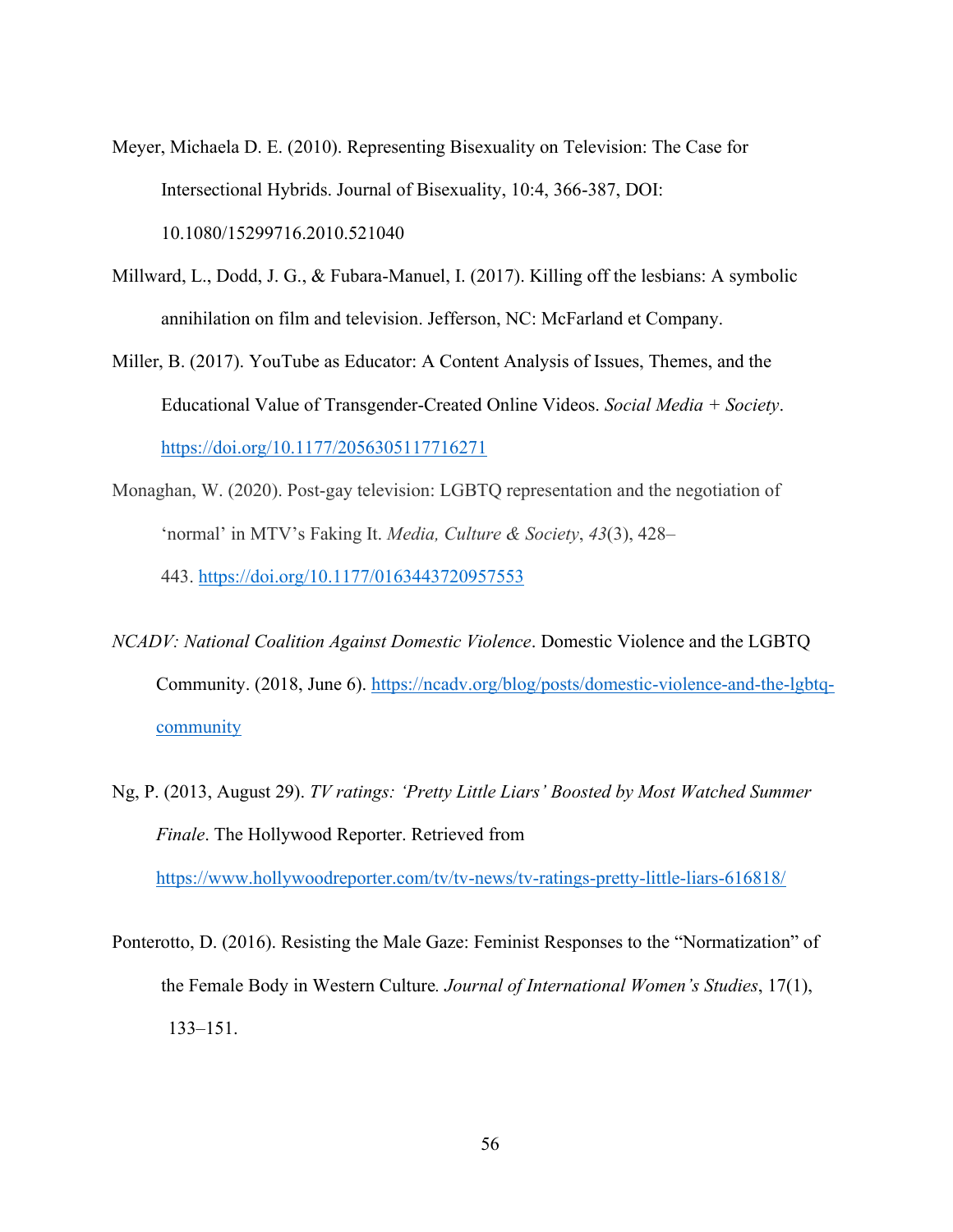Meyer, Michaela D. E. (2010). Representing Bisexuality on Television: The Case for Intersectional Hybrids. Journal of Bisexuality, 10:4, 366-387, DOI: 10.1080/15299716.2010.521040

Millward, L., Dodd, J. G., & Fubara-Manuel, I. (2017). Killing off the lesbians: A symbolic annihilation on film and television. Jefferson, NC: McFarland et Company.

Miller, B. (2017). YouTube as Educator: A Content Analysis of Issues, Themes, and the Educational Value of Transgender-Created Online Videos. *Social Media + Society*. https://doi.org/10.1177/2056305117716271

Monaghan, W. (2020). Post-gay television: LGBTQ representation and the negotiation of 'normal' in MTV's Faking It. *Media, Culture & Society*, *43*(3), 428–443. https://doi.org/10.1177/0163443720957553

*NCADV: National Coalition Against Domestic Violence*. Domestic Violence and the LGBTQ Community. (2018, June 6). https://ncadv.org/blog/posts/domestic-violence-and-the-lgbtq-community

Ng, P. (2013, August 29). *TV ratings: 'Pretty Little Liars' Boosted by Most Watched Summer Finale*. The Hollywood Reporter. Retrieved from https://www.hollywoodreporter.com/tv/tv-news/tv-ratings-pretty-little-liars-616818/

Ponterotto, D. (2016). Resisting the Male Gaze: Feminist Responses to the "Normatization" of the Female Body in Western Culture. *Journal of International Women's Studies*, 17(1), 133–151.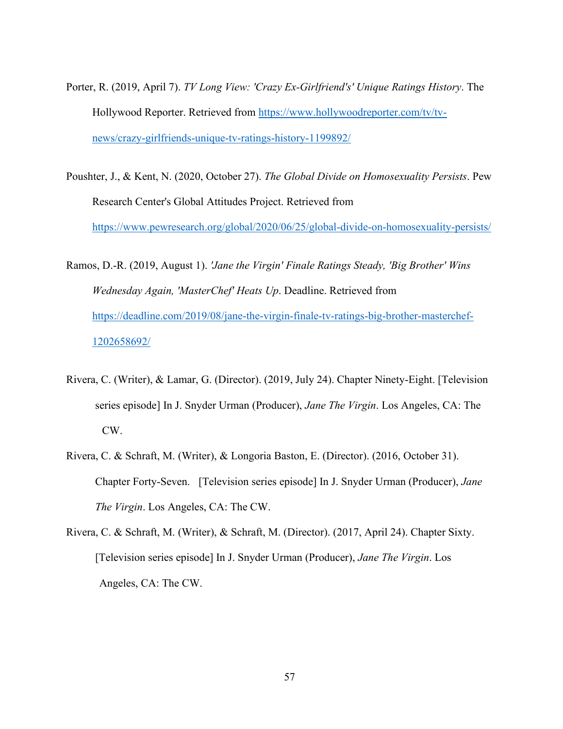Porter, R. (2019, April 7). *TV Long View: 'Crazy Ex-Girlfriend's' Unique Ratings History*. The Hollywood Reporter. Retrieved from https://www.hollywoodreporter.com/tv/tv-news/crazy-girlfriends-unique-tv-ratings-history-1199892/

Poushter, J., & Kent, N. (2020, October 27). *The Global Divide on Homosexuality Persists*. Pew Research Center's Global Attitudes Project. Retrieved from https://www.pewresearch.org/global/2020/06/25/global-divide-on-homosexuality-persists/

Ramos, D.-R. (2019, August 1). *'Jane the Virgin' Finale Ratings Steady, 'Big Brother' Wins Wednesday Again, 'MasterChef' Heats Up*. Deadline. Retrieved from https://deadline.com/2019/08/jane-the-virgin-finale-tv-ratings-big-brother-masterchef-1202658692/

Rivera, C. (Writer), & Lamar, G. (Director). (2019, July 24). Chapter Ninety-Eight. [Television series episode] In J. Snyder Urman (Producer), *Jane The Virgin*. Los Angeles, CA: The CW.

Rivera, C. & Schraft, M. (Writer), & Longoria Baston, E. (Director). (2016, October 31). Chapter Forty-Seven. [Television series episode] In J. Snyder Urman (Producer), *Jane The Virgin*. Los Angeles, CA: The CW.

Rivera, C. & Schraft, M. (Writer), & Schraft, M. (Director). (2017, April 24). Chapter Sixty. [Television series episode] In J. Snyder Urman (Producer), *Jane The Virgin*. Los Angeles, CA: The CW.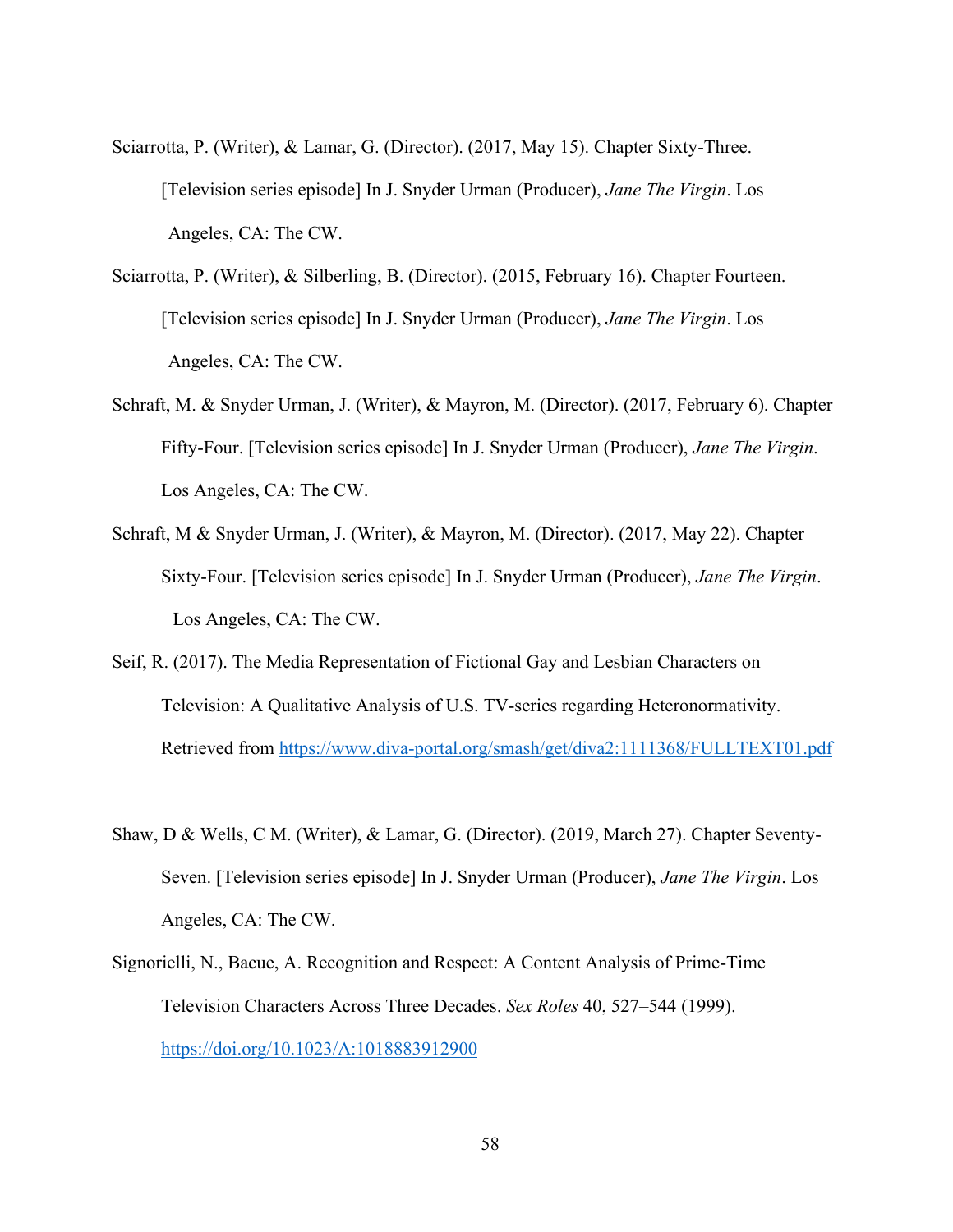Sciarrotta, P. (Writer), & Lamar, G. (Director). (2017, May 15). Chapter Sixty-Three. [Television series episode] In J. Snyder Urman (Producer), *Jane The Virgin*. Los Angeles, CA: The CW.

Sciarrotta, P. (Writer), & Silberling, B. (Director). (2015, February 16). Chapter Fourteen. [Television series episode] In J. Snyder Urman (Producer), *Jane The Virgin*. Los Angeles, CA: The CW.

Schraft, M. & Snyder Urman, J. (Writer), & Mayron, M. (Director). (2017, February 6). Chapter Fifty-Four. [Television series episode] In J. Snyder Urman (Producer), *Jane The Virgin*. Los Angeles, CA: The CW.

Schraft, M & Snyder Urman, J. (Writer), & Mayron, M. (Director). (2017, May 22). Chapter Sixty-Four. [Television series episode] In J. Snyder Urman (Producer), *Jane The Virgin*. Los Angeles, CA: The CW.

Seif, R. (2017). The Media Representation of Fictional Gay and Lesbian Characters on Television: A Qualitative Analysis of U.S. TV-series regarding Heteronormativity. Retrieved from https://www.diva-portal.org/smash/get/diva2:1111368/FULLTEXT01.pdf

Shaw, D & Wells, C M. (Writer), & Lamar, G. (Director). (2019, March 27). Chapter Seventy-Seven. [Television series episode] In J. Snyder Urman (Producer), *Jane The Virgin*. Los Angeles, CA: The CW.

Signorielli, N., Bacue, A. Recognition and Respect: A Content Analysis of Prime-Time Television Characters Across Three Decades. *Sex Roles* 40, 527–544 (1999). https://doi.org/10.1023/A:1018883912900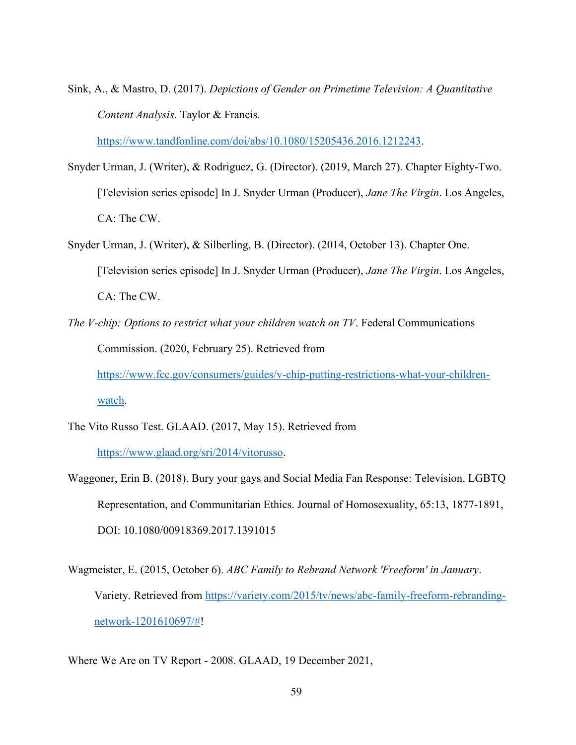Sink, A., & Mastro, D. (2017). *Depictions of Gender on Primetime Television: A Quantitative Content Analysis*. Taylor & Francis. https://www.tandfonline.com/doi/abs/10.1080/15205436.2016.1212243.

Snyder Urman, J. (Writer), & Rodriguez, G. (Director). (2019, March 27). Chapter Eighty-Two. [Television series episode] In J. Snyder Urman (Producer), *Jane The Virgin*. Los Angeles, CA: The CW.

Snyder Urman, J. (Writer), & Silberling, B. (Director). (2014, October 13). Chapter One. [Television series episode] In J. Snyder Urman (Producer), *Jane The Virgin*. Los Angeles, CA: The CW.

*The V-chip: Options to restrict what your children watch on TV*. Federal Communications Commission. (2020, February 25). Retrieved from https://www.fcc.gov/consumers/guides/v-chip-putting-restrictions-what-your-children-watch.

The Vito Russo Test. GLAAD. (2017, May 15). Retrieved from https://www.glaad.org/sri/2014/vitorusso.

Waggoner, Erin B. (2018). Bury your gays and Social Media Fan Response: Television, LGBTQ Representation, and Communitarian Ethics. Journal of Homosexuality, 65:13, 1877-1891, DOI: 10.1080/00918369.2017.1391015

Wagmeister, E. (2015, October 6). *ABC Family to Rebrand Network 'Freeform' in January*. Variety. Retrieved from https://variety.com/2015/tv/news/abc-family-freeform-rebranding-network-1201610697/#!

Where We Are on TV Report - 2008. GLAAD, 19 December 2021,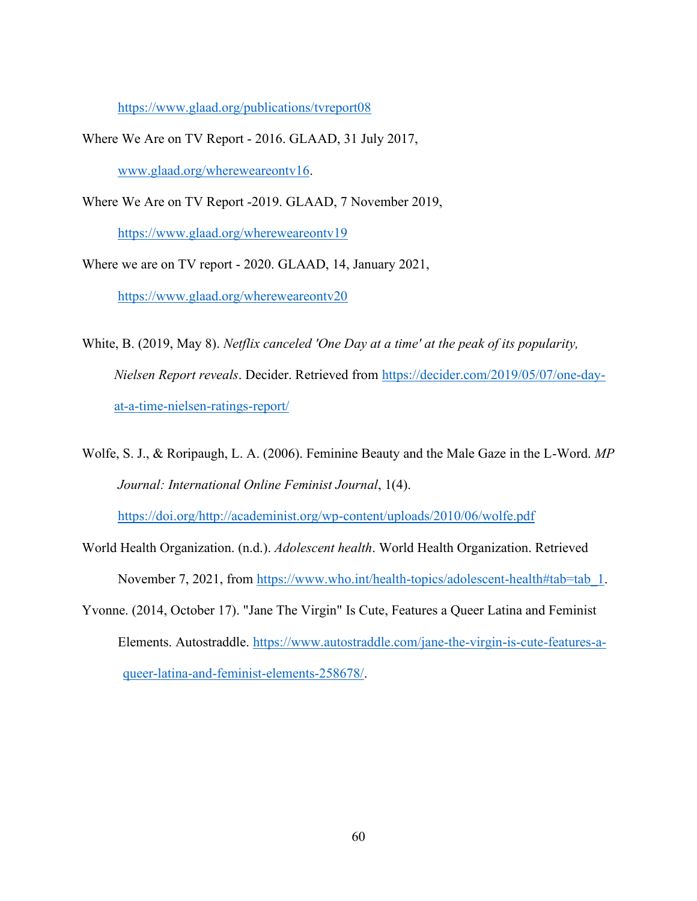https://www.glaad.org/publications/tvreport08

Where We Are on TV Report - 2016. GLAAD, 31 July 2017, www.glaad.org/whereweareontv16.

Where We Are on TV Report -2019. GLAAD, 7 November 2019, https://www.glaad.org/whereweareontv19

Where we are on TV report - 2020. GLAAD, 14, January 2021, https://www.glaad.org/whereweareontv20

White, B. (2019, May 8). *Netflix canceled 'One Day at a time' at the peak of its popularity, Nielsen Report reveals*. Decider. Retrieved from https://decider.com/2019/05/07/one-day-at-a-time-nielsen-ratings-report/

Wolfe, S. J., & Roripaugh, L. A. (2006). Feminine Beauty and the Male Gaze in the L-Word. *MP Journal: International Online Feminist Journal*, 1(4). https://doi.org/http://academinist.org/wp-content/uploads/2010/06/wolfe.pdf

World Health Organization. (n.d.). *Adolescent health*. World Health Organization. Retrieved November 7, 2021, from https://www.who.int/health-topics/adolescent-health#tab=tab_1.

Yvonne. (2014, October 17). "Jane The Virgin" Is Cute, Features a Queer Latina and Feminist Elements. Autostraddle. https://www.autostraddle.com/jane-the-virgin-is-cute-features-a-queer-latina-and-feminist-elements-258678/.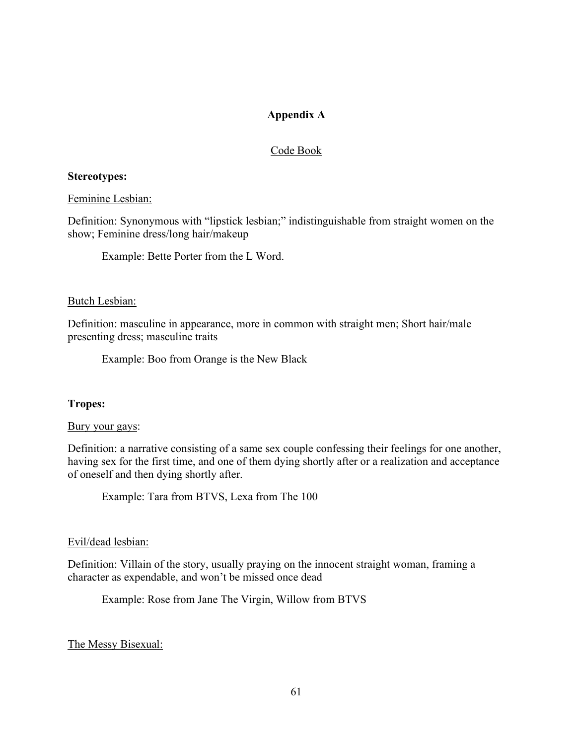# Appendix A

## Code Book

**Stereotypes:**

Feminine Lesbian:

Definition: Synonymous with "lipstick lesbian;" indistinguishable from straight women on the show; Feminine dress/long hair/makeup

Example: Bette Porter from the L Word.

Butch Lesbian:

Definition: masculine in appearance, more in common with straight men; Short hair/male presenting dress; masculine traits

Example: Boo from Orange is the New Black

**Tropes:**

Bury your gays:

Definition: a narrative consisting of a same sex couple confessing their feelings for one another, having sex for the first time, and one of them dying shortly after or a realization and acceptance of oneself and then dying shortly after.

Example: Tara from BTVS, Lexa from The 100

Evil/dead lesbian:

Definition: Villain of the story, usually praying on the innocent straight woman, framing a character as expendable, and won't be missed once dead

Example: Rose from Jane The Virgin, Willow from BTVS

The Messy Bisexual: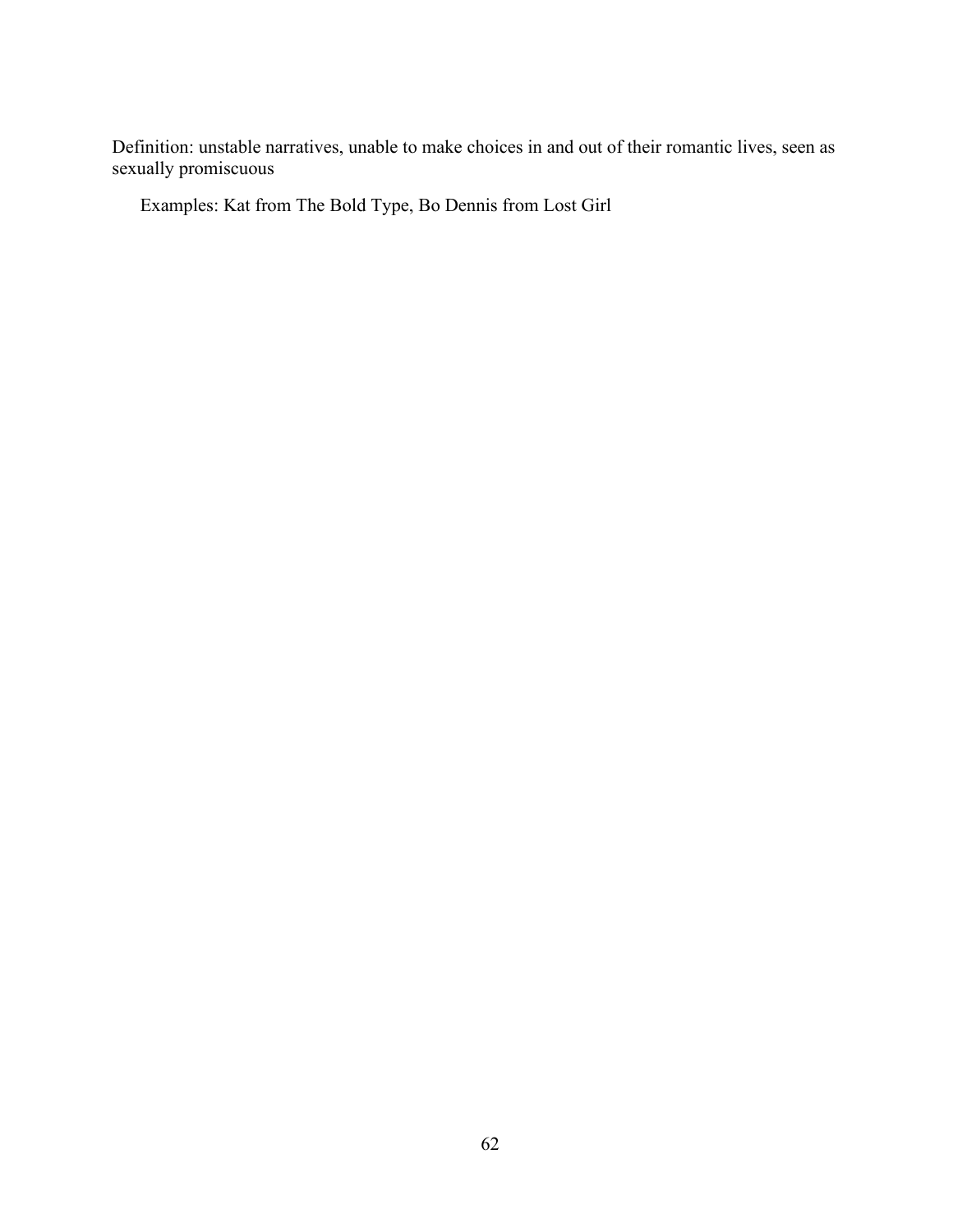Definition: unstable narratives, unable to make choices in and out of their romantic lives, seen as sexually promiscuous

Examples: Kat from The Bold Type, Bo Dennis from Lost Girl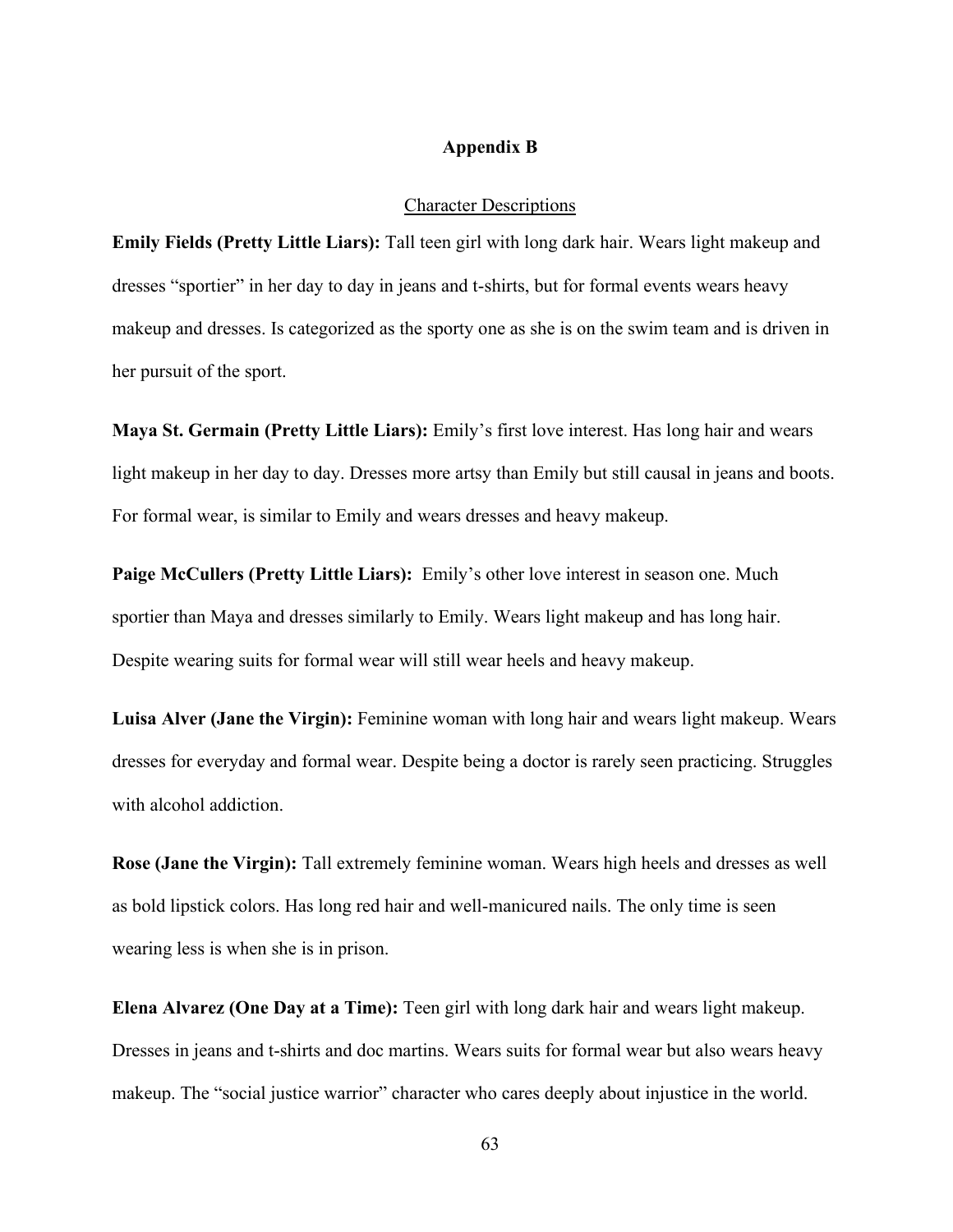# Appendix B

## Character Descriptions

**Emily Fields (Pretty Little Liars):** Tall teen girl with long dark hair. Wears light makeup and dresses "sportier" in her day to day in jeans and t-shirts, but for formal events wears heavy makeup and dresses. Is categorized as the sporty one as she is on the swim team and is driven in her pursuit of the sport.

**Maya St. Germain (Pretty Little Liars):** Emily's first love interest. Has long hair and wears light makeup in her day to day. Dresses more artsy than Emily but still causal in jeans and boots. For formal wear, is similar to Emily and wears dresses and heavy makeup.

**Paige McCullers (Pretty Little Liars):** Emily's other love interest in season one. Much sportier than Maya and dresses similarly to Emily. Wears light makeup and has long hair. Despite wearing suits for formal wear will still wear heels and heavy makeup.

**Luisa Alver (Jane the Virgin):** Feminine woman with long hair and wears light makeup. Wears dresses for everyday and formal wear. Despite being a doctor is rarely seen practicing. Struggles with alcohol addiction.

**Rose (Jane the Virgin):** Tall extremely feminine woman. Wears high heels and dresses as well as bold lipstick colors. Has long red hair and well-manicured nails. The only time is seen wearing less is when she is in prison.

**Elena Alvarez (One Day at a Time):** Teen girl with long dark hair and wears light makeup. Dresses in jeans and t-shirts and doc martins. Wears suits for formal wear but also wears heavy makeup. The "social justice warrior" character who cares deeply about injustice in the world.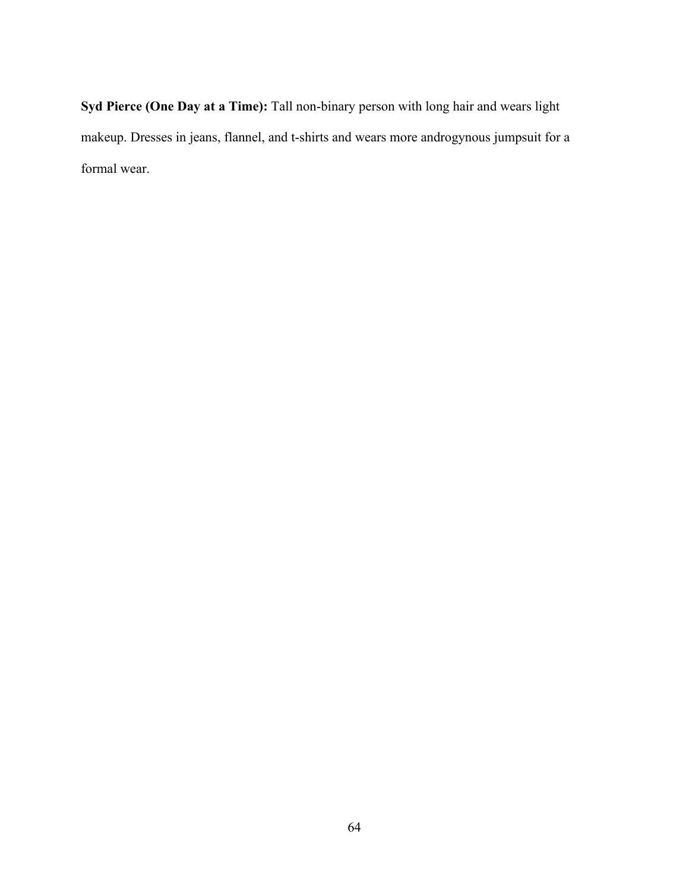**Syd Pierce (One Day at a Time):** Tall non-binary person with long hair and wears light makeup. Dresses in jeans, flannel, and t-shirts and wears more androgynous jumpsuit for a formal wear.